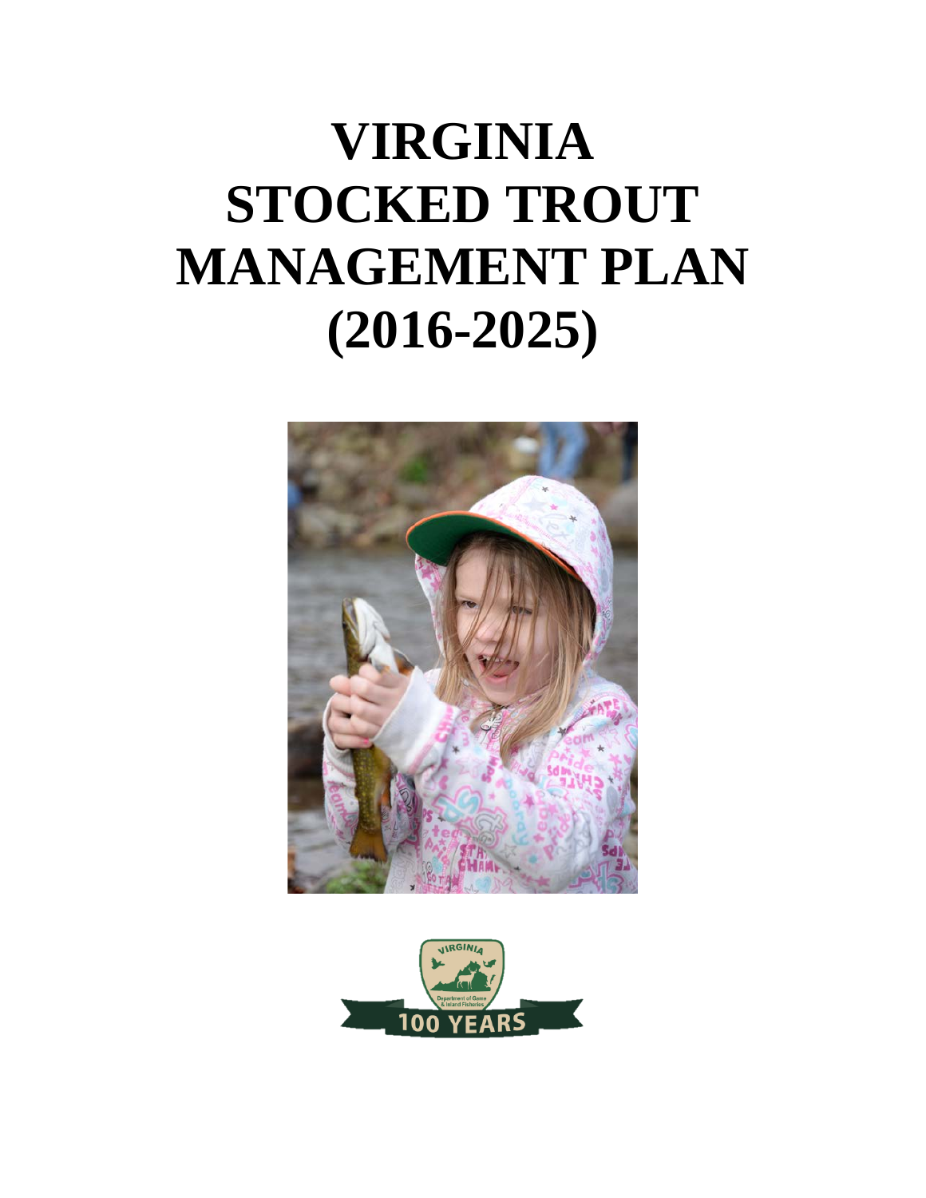# VIRGINIA STOCKED TROUT MANAGEMENT PLAN (2016-2025)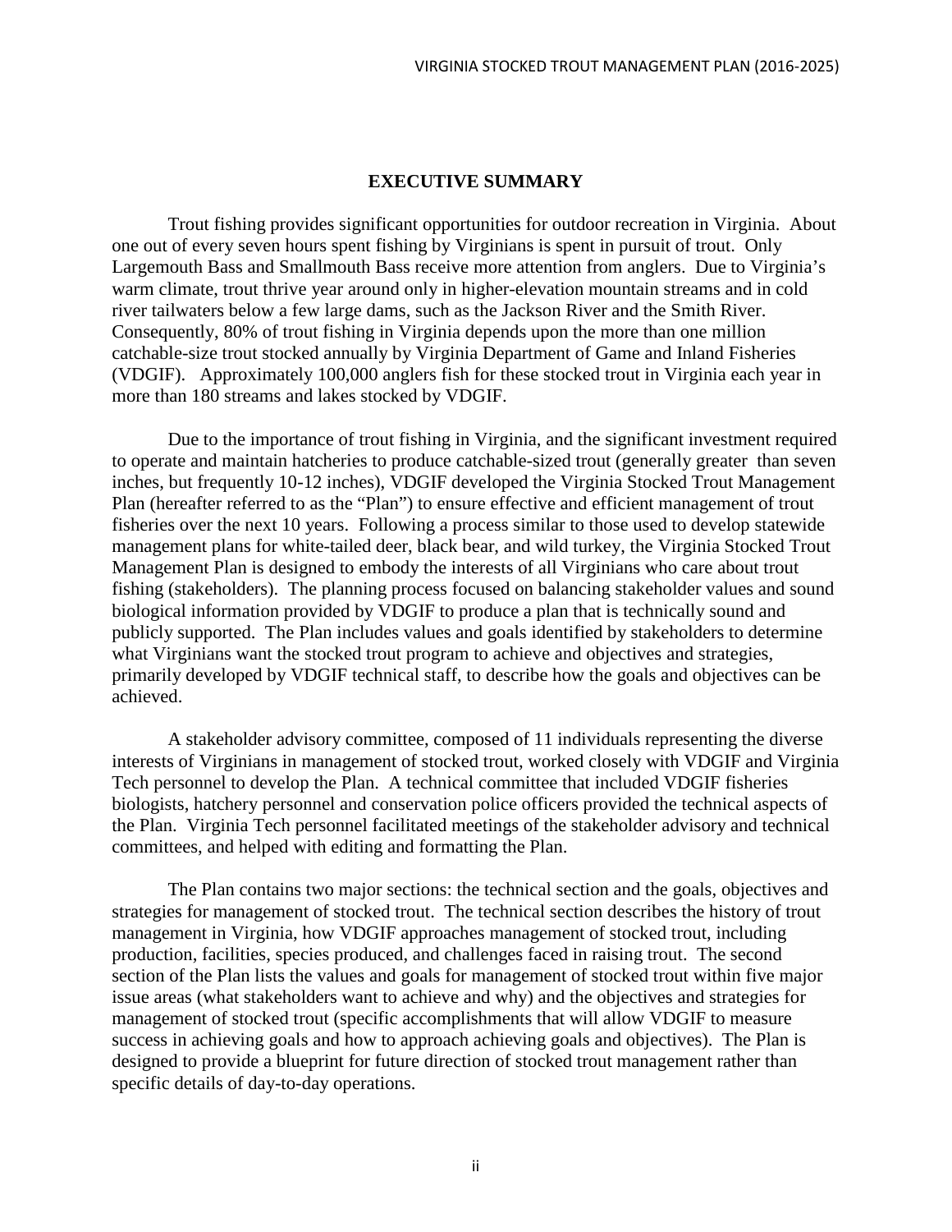# EXECUTIVE SUMMARY

Trout fishing provides significant opportunities for outdoor recreation in Virginia. About one out of every seven hours spent fishing by Virginians is spent in pursuit of trout. Only Largemouth Bass and Smallmouth Bass receive more attention from anglers. Due to Virginia's warm climate, trout thrive year around only in higher-elevation mountain streams and in cold river tailwaters below a few large dams, such as the Jackson River and the Smith River. Consequently, 80% of trout fishing in Virginia depends upon the more than one million catchable-size trout stocked annually by Virginia Department of Game and Inland Fisheries (VDGIF). Approximately 100,000 anglers fish for these stocked trout in Virginia each year in more than 180 streams and lakes stocked by VDGIF.

Due to the importance of trout fishing in Virginia, and the significant investment required to operate and maintain hatcheries to produce catchable-sized trout (generally greater than seven inches, but frequently 10-12 inches), VDGIF developed the Virginia Stocked Trout Management Plan (hereafter referred to as the "Plan") to ensure effective and efficient management of trout fisheries over the next 10 years. Following a process similar to those used to develop statewide management plans for white-tailed deer, black bear, and wild turkey, the Virginia Stocked Trout Management Plan is designed to embody the interests of all Virginians who care about trout fishing (stakeholders). The planning process focused on balancing stakeholder values and sound biological information provided by VDGIF to produce a plan that is technically sound and publicly supported. The Plan includes values and goals identified by stakeholders to determine what Virginians want the stocked trout program to achieve and objectives and strategies, primarily developed by VDGIF technical staff, to describe how the goals and objectives can be achieved.

A stakeholder advisory committee, composed of 11 individuals representing the diverse interests of Virginians in management of stocked trout, worked closely with VDGIF and Virginia Tech personnel to develop the Plan. A technical committee that included VDGIF fisheries biologists, hatchery personnel and conservation police officers provided the technical aspects of the Plan. Virginia Tech personnel facilitated meetings of the stakeholder advisory and technical committees, and helped with editing and formatting the Plan.

The Plan contains two major sections: the technical section and the goals, objectives and strategies for management of stocked trout. The technical section describes the history of trout management in Virginia, how VDGIF approaches management of stocked trout, including production, facilities, species produced, and challenges faced in raising trout. The second section of the Plan lists the values and goals for management of stocked trout within five major issue areas (what stakeholders want to achieve and why) and the objectives and strategies for management of stocked trout (specific accomplishments that will allow VDGIF to measure success in achieving goals and how to approach achieving goals and objectives). The Plan is designed to provide a blueprint for future direction of stocked trout management rather than specific details of day-to-day operations.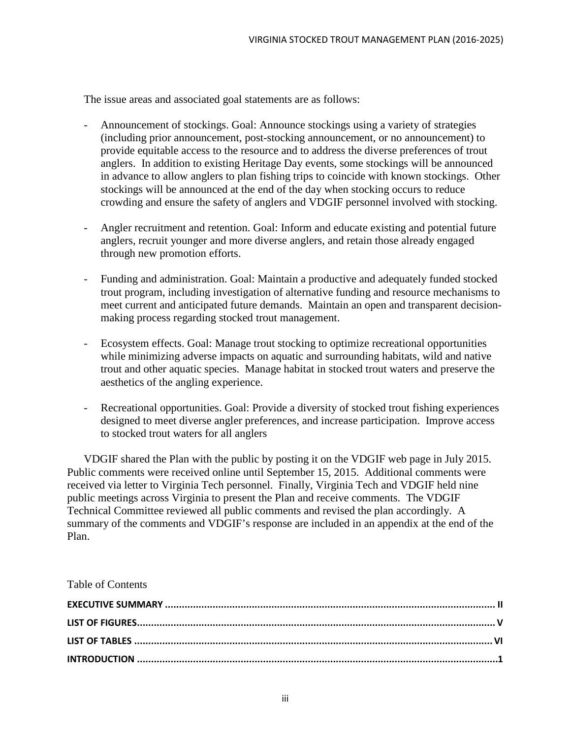The issue areas and associated goal statements are as follows:

- Announcement of stockings. Goal: Announce stockings using a variety of strategies (including prior announcement, post-stocking announcement, or no announcement) to provide equitable access to the resource and to address the diverse preferences of trout anglers. In addition to existing Heritage Day events, some stockings will be announced in advance to allow anglers to plan fishing trips to coincide with known stockings. Other stockings will be announced at the end of the day when stocking occurs to reduce crowding and ensure the safety of anglers and VDGIF personnel involved with stocking.

- Angler recruitment and retention. Goal: Inform and educate existing and potential future anglers, recruit younger and more diverse anglers, and retain those already engaged through new promotion efforts.

- Funding and administration. Goal: Maintain a productive and adequately funded stocked trout program, including investigation of alternative funding and resource mechanisms to meet current and anticipated future demands. Maintain an open and transparent decision-making process regarding stocked trout management.

- Ecosystem effects. Goal: Manage trout stocking to optimize recreational opportunities while minimizing adverse impacts on aquatic and surrounding habitats, wild and native trout and other aquatic species. Manage habitat in stocked trout waters and preserve the aesthetics of the angling experience.

- Recreational opportunities. Goal: Provide a diversity of stocked trout fishing experiences designed to meet diverse angler preferences, and increase participation. Improve access to stocked trout waters for all anglers

VDGIF shared the Plan with the public by posting it on the VDGIF web page in July 2015. Public comments were received online until September 15, 2015. Additional comments were received via letter to Virginia Tech personnel. Finally, Virginia Tech and VDGIF held nine public meetings across Virginia to present the Plan and receive comments. The VDGIF Technical Committee reviewed all public comments and revised the plan accordingly. A summary of the comments and VDGIF's response are included in an appendix at the end of the Plan.

Table of Contents

**EXECUTIVE SUMMARY** .......... **II**

**LIST OF FIGURES** .......... **V**

**LIST OF TABLES** .......... **VI**

**INTRODUCTION** .......... **1**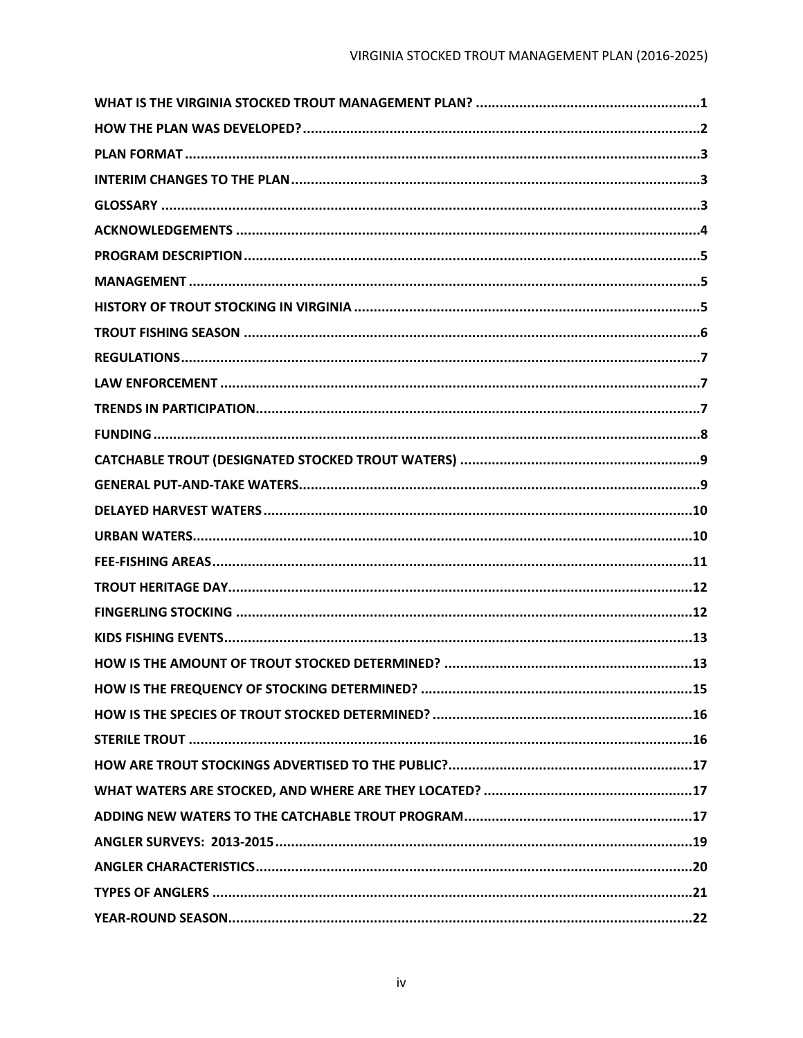**WHAT IS THE VIRGINIA STOCKED TROUT MANAGEMENT PLAN?** ........................................................ 1

**HOW THE PLAN WAS DEVELOPED?** ................................................................................................ 2

**PLAN FORMAT** ................................................................................................................................ 3

**INTERIM CHANGES TO THE PLAN** ................................................................................................ 3

**GLOSSARY** ...................................................................................................................................... 3

**ACKNOWLEDGEMENTS** .................................................................................................................. 4

**PROGRAM DESCRIPTION** ............................................................................................................... 5

**MANAGEMENT** ................................................................................................................................ 5

**HISTORY OF TROUT STOCKING IN VIRGINIA** ................................................................................ 5

**TROUT FISHING SEASON** ............................................................................................................... 6

**REGULATIONS** ................................................................................................................................ 7

**LAW ENFORCEMENT** ...................................................................................................................... 7

**TRENDS IN PARTICIPATION** .......................................................................................................... 7

**FUNDING** ........................................................................................................................................ 8

**CATCHABLE TROUT (DESIGNATED STOCKED TROUT WATERS)** .................................................. 9

**GENERAL PUT-AND-TAKE WATERS** ............................................................................................... 9

**DELAYED HARVEST WATERS** ....................................................................................................... 10

**URBAN WATERS** ........................................................................................................................... 10

**FEE-FISHING AREAS** ..................................................................................................................... 11

**TROUT HERITAGE DAY** ................................................................................................................. 12

**FINGERLING STOCKING** ............................................................................................................... 12

**KIDS FISHING EVENTS** ................................................................................................................. 13

**HOW IS THE AMOUNT OF TROUT STOCKED DETERMINED?** ..................................................... 13

**HOW IS THE FREQUENCY OF STOCKING DETERMINED?** ........................................................... 15

**HOW IS THE SPECIES OF TROUT STOCKED DETERMINED?** ........................................................ 16

**STERILE TROUT** ............................................................................................................................ 16

**HOW ARE TROUT STOCKINGS ADVERTISED TO THE PUBLIC?** .................................................... 17

**WHAT WATERS ARE STOCKED, AND WHERE ARE THEY LOCATED?** .......................................... 17

**ADDING NEW WATERS TO THE CATCHABLE TROUT PROGRAM** ................................................ 17

**ANGLER SURVEYS: 2013-2015** ..................................................................................................... 19

**ANGLER CHARACTERISTICS** ......................................................................................................... 20

**TYPES OF ANGLERS** ...................................................................................................................... 21

**YEAR-ROUND SEASON** ................................................................................................................. 22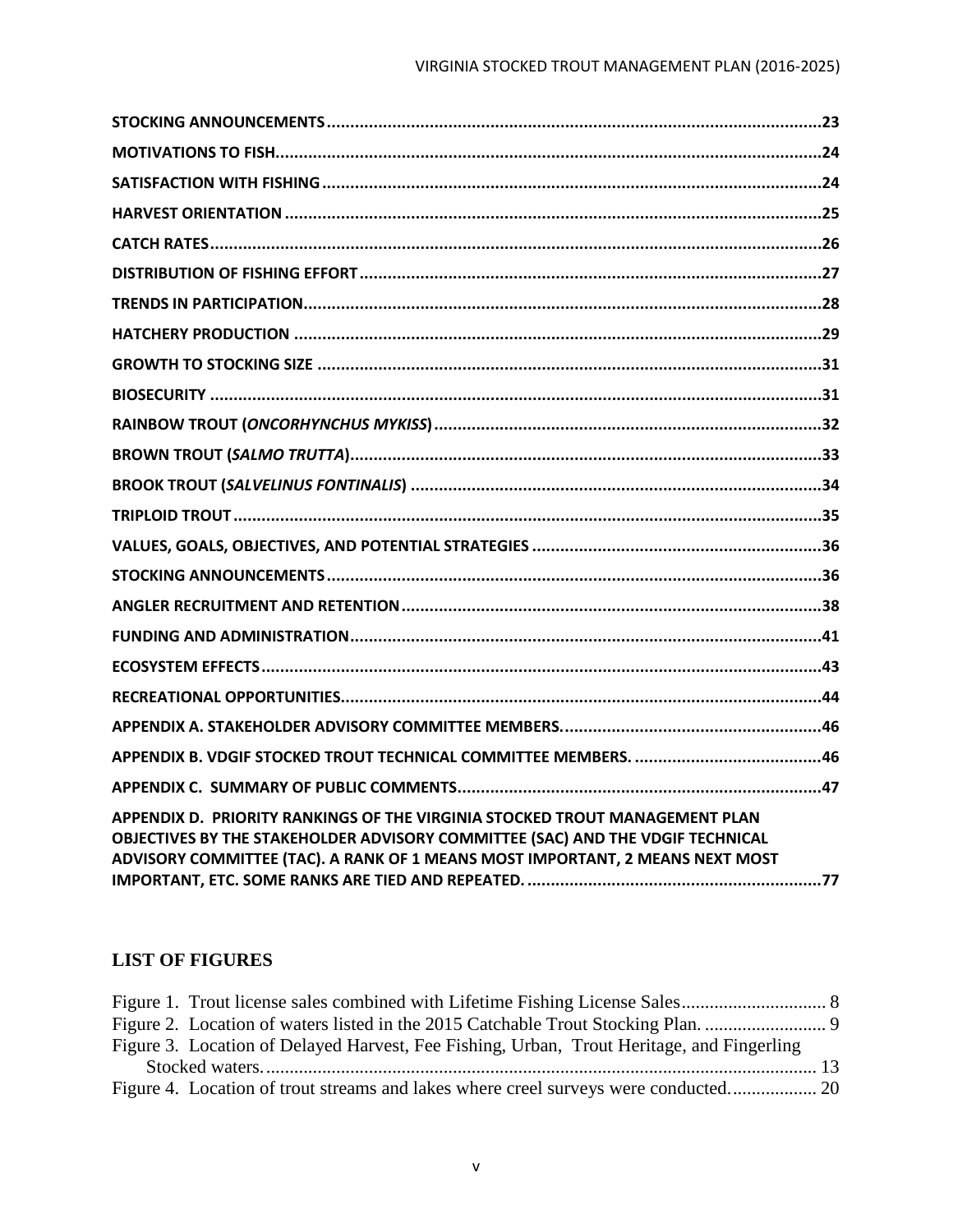**STOCKING ANNOUNCEMENTS ........ 23**

**MOTIVATIONS TO FISH ........ 24**

**SATISFACTION WITH FISHING ........ 24**

**HARVEST ORIENTATION ........ 25**

**CATCH RATES ........ 26**

**DISTRIBUTION OF FISHING EFFORT ........ 27**

**TRENDS IN PARTICIPATION ........ 28**

**HATCHERY PRODUCTION ........ 29**

**GROWTH TO STOCKING SIZE ........ 31**

**BIOSECURITY ........ 31**

**RAINBOW TROUT (*ONCORHYNCHUS MYKISS*) ........ 32**

**BROWN TROUT (*SALMO TRUTTA*) ........ 33**

**BROOK TROUT (*SALVELINUS FONTINALIS*) ........ 34**

**TRIPLOID TROUT ........ 35**

**VALUES, GOALS, OBJECTIVES, AND POTENTIAL STRATEGIES ........ 36**

**STOCKING ANNOUNCEMENTS ........ 36**

**ANGLER RECRUITMENT AND RETENTION ........ 38**

**FUNDING AND ADMINISTRATION ........ 41**

**ECOSYSTEM EFFECTS ........ 43**

**RECREATIONAL OPPORTUNITIES ........ 44**

**APPENDIX A. STAKEHOLDER ADVISORY COMMITTEE MEMBERS ........ 46**

**APPENDIX B. VDGIF STOCKED TROUT TECHNICAL COMMITTEE MEMBERS. ........ 46**

**APPENDIX C. SUMMARY OF PUBLIC COMMENTS ........ 47**

**APPENDIX D. PRIORITY RANKINGS OF THE VIRGINIA STOCKED TROUT MANAGEMENT PLAN OBJECTIVES BY THE STAKEHOLDER ADVISORY COMMITTEE (SAC) AND THE VDGIF TECHNICAL ADVISORY COMMITTEE (TAC). A RANK OF 1 MEANS MOST IMPORTANT, 2 MEANS NEXT MOST IMPORTANT, ETC. SOME RANKS ARE TIED AND REPEATED. ........ 77**

## LIST OF FIGURES

Figure 1. Trout license sales combined with Lifetime Fishing License Sales ........ 8

Figure 2. Location of waters listed in the 2015 Catchable Trout Stocking Plan. ........ 9

Figure 3. Location of Delayed Harvest, Fee Fishing, Urban, Trout Heritage, and Fingerling Stocked waters. ........ 13

Figure 4. Location of trout streams and lakes where creel surveys were conducted. ........ 20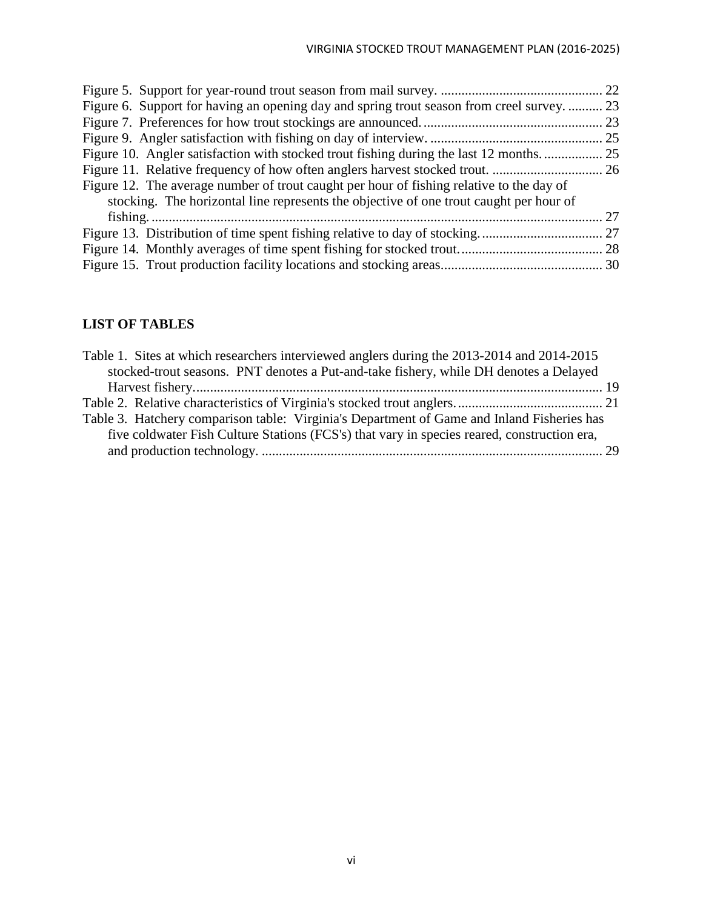Figure 5. Support for year-round trout season from mail survey. .............................................. 22
Figure 6. Support for having an opening day and spring trout season from creel survey. .......... 23
Figure 7. Preferences for how trout stockings are announced. ................................................... 23
Figure 9. Angler satisfaction with fishing on day of interview. .................................................. 25
Figure 10. Angler satisfaction with stocked trout fishing during the last 12 months. ................. 25
Figure 11. Relative frequency of how often anglers harvest stocked trout. ................................ 26
Figure 12. The average number of trout caught per hour of fishing relative to the day of stocking. The horizontal line represents the objective of one trout caught per hour of fishing. ................................................................................................................................ 27
Figure 13. Distribution of time spent fishing relative to day of stocking. ................................... 27
Figure 14. Monthly averages of time spent fishing for stocked trout. ......................................... 28
Figure 15. Trout production facility locations and stocking areas. .............................................. 30

## LIST OF TABLES

Table 1. Sites at which researchers interviewed anglers during the 2013-2014 and 2014-2015 stocked-trout seasons. PNT denotes a Put-and-take fishery, while DH denotes a Delayed Harvest fishery. .................................................................................................................. 19
Table 2. Relative characteristics of Virginia's stocked trout anglers. .......................................... 21
Table 3. Hatchery comparison table: Virginia's Department of Game and Inland Fisheries has five coldwater Fish Culture Stations (FCS's) that vary in species reared, construction era, and production technology. .................................................................................................. 29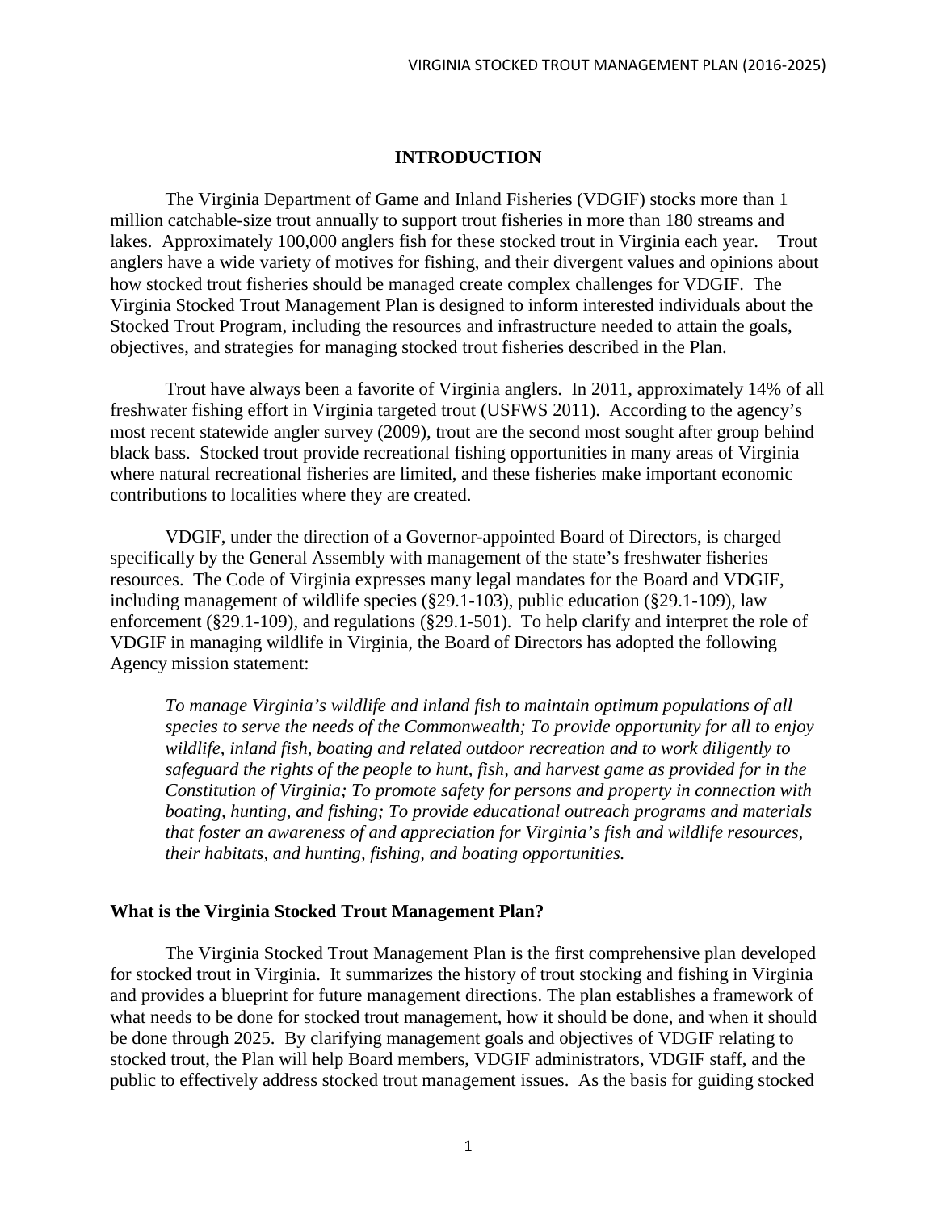# INTRODUCTION

The Virginia Department of Game and Inland Fisheries (VDGIF) stocks more than 1 million catchable-size trout annually to support trout fisheries in more than 180 streams and lakes. Approximately 100,000 anglers fish for these stocked trout in Virginia each year. Trout anglers have a wide variety of motives for fishing, and their divergent values and opinions about how stocked trout fisheries should be managed create complex challenges for VDGIF. The Virginia Stocked Trout Management Plan is designed to inform interested individuals about the Stocked Trout Program, including the resources and infrastructure needed to attain the goals, objectives, and strategies for managing stocked trout fisheries described in the Plan.

Trout have always been a favorite of Virginia anglers. In 2011, approximately 14% of all freshwater fishing effort in Virginia targeted trout (USFWS 2011). According to the agency's most recent statewide angler survey (2009), trout are the second most sought after group behind black bass. Stocked trout provide recreational fishing opportunities in many areas of Virginia where natural recreational fisheries are limited, and these fisheries make important economic contributions to localities where they are created.

VDGIF, under the direction of a Governor-appointed Board of Directors, is charged specifically by the General Assembly with management of the state's freshwater fisheries resources. The Code of Virginia expresses many legal mandates for the Board and VDGIF, including management of wildlife species (§29.1-103), public education (§29.1-109), law enforcement (§29.1-109), and regulations (§29.1-501). To help clarify and interpret the role of VDGIF in managing wildlife in Virginia, the Board of Directors has adopted the following Agency mission statement:

> *To manage Virginia's wildlife and inland fish to maintain optimum populations of all species to serve the needs of the Commonwealth; To provide opportunity for all to enjoy wildlife, inland fish, boating and related outdoor recreation and to work diligently to safeguard the rights of the people to hunt, fish, and harvest game as provided for in the Constitution of Virginia; To promote safety for persons and property in connection with boating, hunting, and fishing; To provide educational outreach programs and materials that foster an awareness of and appreciation for Virginia's fish and wildlife resources, their habitats, and hunting, fishing, and boating opportunities.*

## What is the Virginia Stocked Trout Management Plan?

The Virginia Stocked Trout Management Plan is the first comprehensive plan developed for stocked trout in Virginia. It summarizes the history of trout stocking and fishing in Virginia and provides a blueprint for future management directions. The plan establishes a framework of what needs to be done for stocked trout management, how it should be done, and when it should be done through 2025. By clarifying management goals and objectives of VDGIF relating to stocked trout, the Plan will help Board members, VDGIF administrators, VDGIF staff, and the public to effectively address stocked trout management issues. As the basis for guiding stocked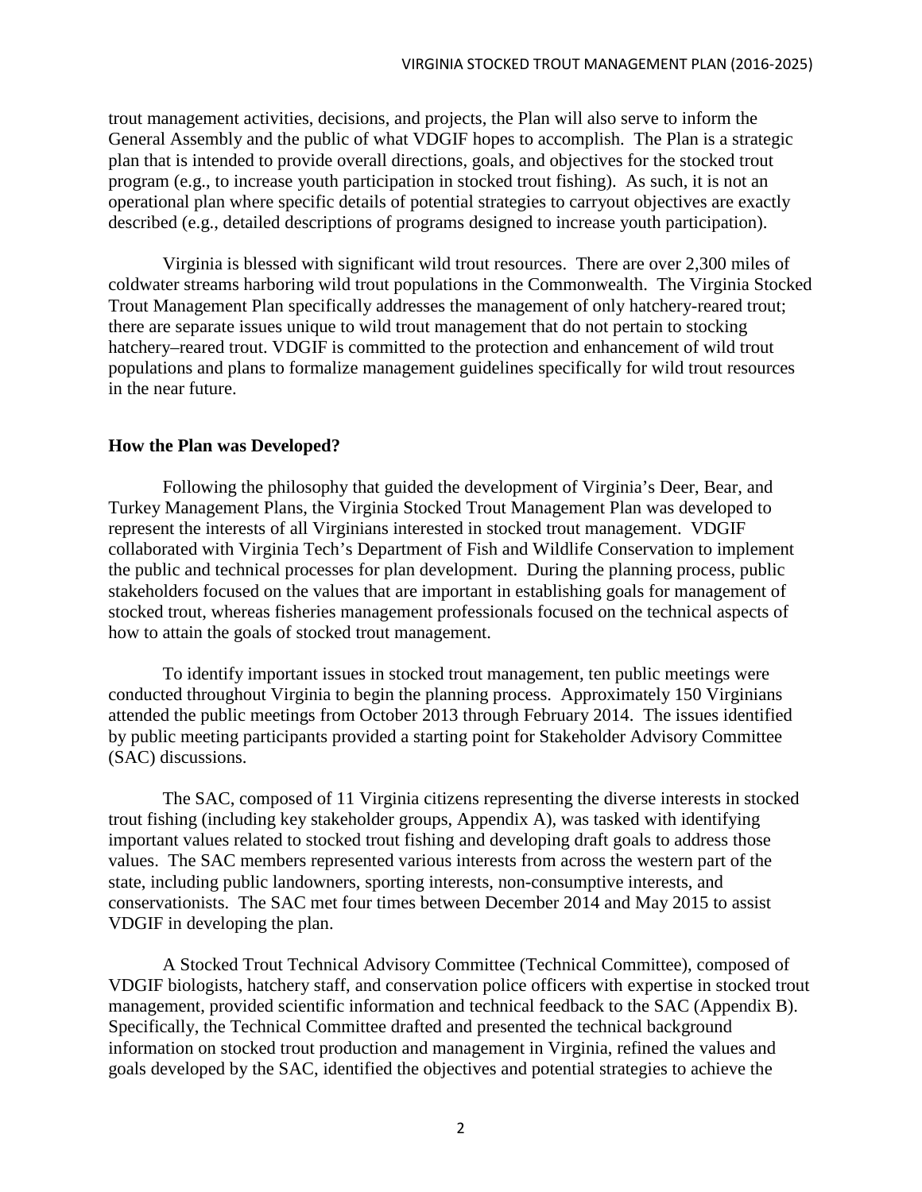trout management activities, decisions, and projects, the Plan will also serve to inform the General Assembly and the public of what VDGIF hopes to accomplish. The Plan is a strategic plan that is intended to provide overall directions, goals, and objectives for the stocked trout program (e.g., to increase youth participation in stocked trout fishing). As such, it is not an operational plan where specific details of potential strategies to carryout objectives are exactly described (e.g., detailed descriptions of programs designed to increase youth participation).

Virginia is blessed with significant wild trout resources. There are over 2,300 miles of coldwater streams harboring wild trout populations in the Commonwealth. The Virginia Stocked Trout Management Plan specifically addresses the management of only hatchery-reared trout; there are separate issues unique to wild trout management that do not pertain to stocking hatchery–reared trout. VDGIF is committed to the protection and enhancement of wild trout populations and plans to formalize management guidelines specifically for wild trout resources in the near future.

**How the Plan was Developed?**

Following the philosophy that guided the development of Virginia's Deer, Bear, and Turkey Management Plans, the Virginia Stocked Trout Management Plan was developed to represent the interests of all Virginians interested in stocked trout management. VDGIF collaborated with Virginia Tech's Department of Fish and Wildlife Conservation to implement the public and technical processes for plan development. During the planning process, public stakeholders focused on the values that are important in establishing goals for management of stocked trout, whereas fisheries management professionals focused on the technical aspects of how to attain the goals of stocked trout management.

To identify important issues in stocked trout management, ten public meetings were conducted throughout Virginia to begin the planning process. Approximately 150 Virginians attended the public meetings from October 2013 through February 2014. The issues identified by public meeting participants provided a starting point for Stakeholder Advisory Committee (SAC) discussions.

The SAC, composed of 11 Virginia citizens representing the diverse interests in stocked trout fishing (including key stakeholder groups, Appendix A), was tasked with identifying important values related to stocked trout fishing and developing draft goals to address those values. The SAC members represented various interests from across the western part of the state, including public landowners, sporting interests, non-consumptive interests, and conservationists. The SAC met four times between December 2014 and May 2015 to assist VDGIF in developing the plan.

A Stocked Trout Technical Advisory Committee (Technical Committee), composed of VDGIF biologists, hatchery staff, and conservation police officers with expertise in stocked trout management, provided scientific information and technical feedback to the SAC (Appendix B). Specifically, the Technical Committee drafted and presented the technical background information on stocked trout production and management in Virginia, refined the values and goals developed by the SAC, identified the objectives and potential strategies to achieve the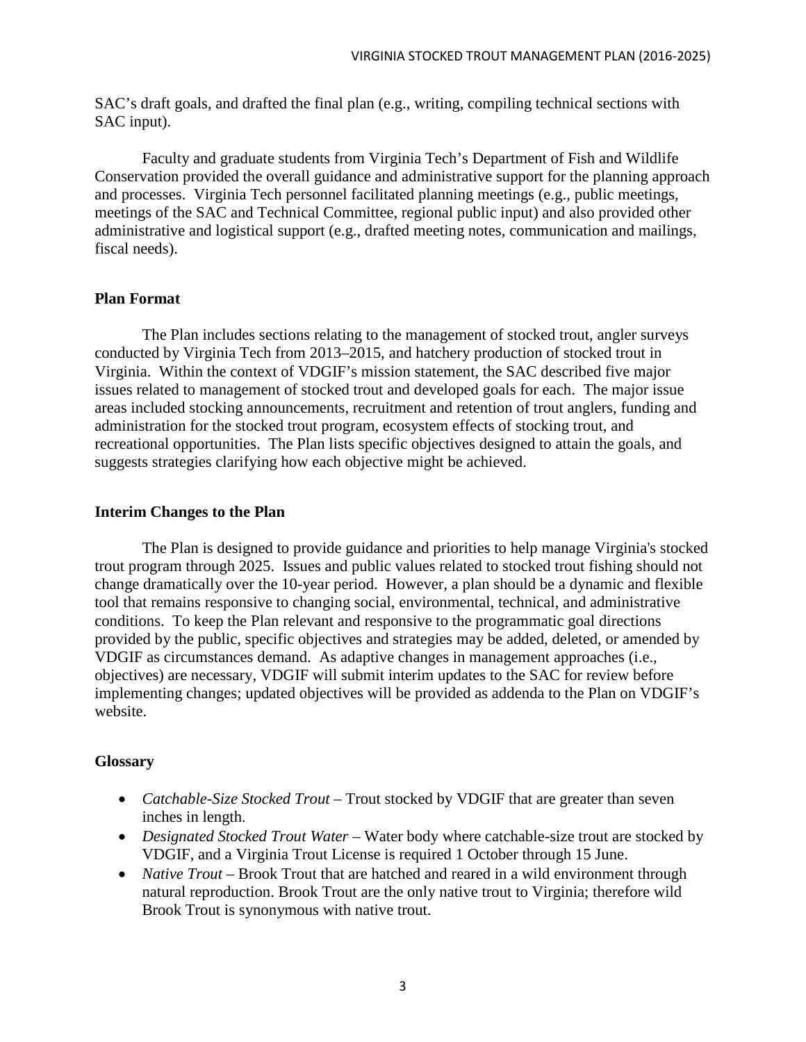SAC's draft goals, and drafted the final plan (e.g., writing, compiling technical sections with SAC input).

Faculty and graduate students from Virginia Tech's Department of Fish and Wildlife Conservation provided the overall guidance and administrative support for the planning approach and processes. Virginia Tech personnel facilitated planning meetings (e.g., public meetings, meetings of the SAC and Technical Committee, regional public input) and also provided other administrative and logistical support (e.g., drafted meeting notes, communication and mailings, fiscal needs).

### Plan Format

The Plan includes sections relating to the management of stocked trout, angler surveys conducted by Virginia Tech from 2013–2015, and hatchery production of stocked trout in Virginia. Within the context of VDGIF's mission statement, the SAC described five major issues related to management of stocked trout and developed goals for each. The major issue areas included stocking announcements, recruitment and retention of trout anglers, funding and administration for the stocked trout program, ecosystem effects of stocking trout, and recreational opportunities. The Plan lists specific objectives designed to attain the goals, and suggests strategies clarifying how each objective might be achieved.

### Interim Changes to the Plan

The Plan is designed to provide guidance and priorities to help manage Virginia's stocked trout program through 2025. Issues and public values related to stocked trout fishing should not change dramatically over the 10-year period. However, a plan should be a dynamic and flexible tool that remains responsive to changing social, environmental, technical, and administrative conditions. To keep the Plan relevant and responsive to the programmatic goal directions provided by the public, specific objectives and strategies may be added, deleted, or amended by VDGIF as circumstances demand. As adaptive changes in management approaches (i.e., objectives) are necessary, VDGIF will submit interim updates to the SAC for review before implementing changes; updated objectives will be provided as addenda to the Plan on VDGIF's website.

### Glossary

- *Catchable-Size Stocked Trout* – Trout stocked by VDGIF that are greater than seven inches in length.
- *Designated Stocked Trout Water* – Water body where catchable-size trout are stocked by VDGIF, and a Virginia Trout License is required 1 October through 15 June.
- *Native Trout* – Brook Trout that are hatched and reared in a wild environment through natural reproduction. Brook Trout are the only native trout to Virginia; therefore wild Brook Trout is synonymous with native trout.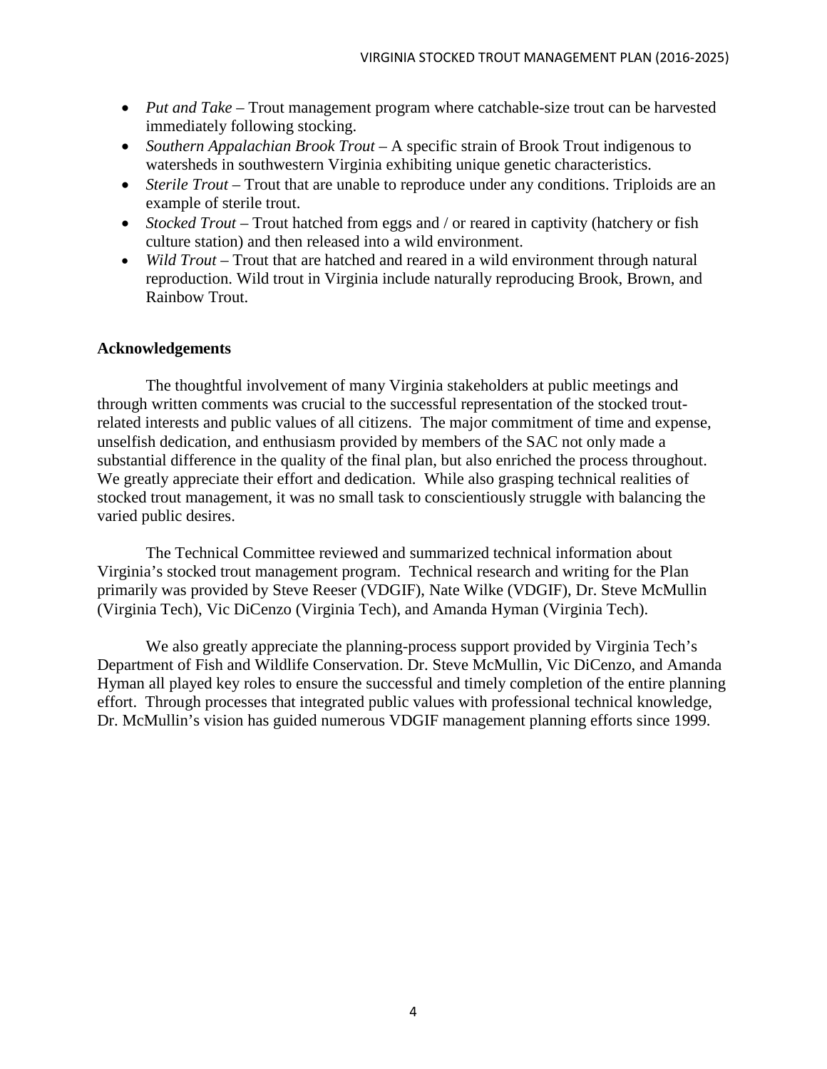- *Put and Take* – Trout management program where catchable-size trout can be harvested immediately following stocking.
- *Southern Appalachian Brook Trout* – A specific strain of Brook Trout indigenous to watersheds in southwestern Virginia exhibiting unique genetic characteristics.
- *Sterile Trout* – Trout that are unable to reproduce under any conditions. Triploids are an example of sterile trout.
- *Stocked Trout* – Trout hatched from eggs and / or reared in captivity (hatchery or fish culture station) and then released into a wild environment.
- *Wild Trout* – Trout that are hatched and reared in a wild environment through natural reproduction. Wild trout in Virginia include naturally reproducing Brook, Brown, and Rainbow Trout.

**Acknowledgements**

The thoughtful involvement of many Virginia stakeholders at public meetings and through written comments was crucial to the successful representation of the stocked trout-related interests and public values of all citizens. The major commitment of time and expense, unselfish dedication, and enthusiasm provided by members of the SAC not only made a substantial difference in the quality of the final plan, but also enriched the process throughout. We greatly appreciate their effort and dedication. While also grasping technical realities of stocked trout management, it was no small task to conscientiously struggle with balancing the varied public desires.

The Technical Committee reviewed and summarized technical information about Virginia's stocked trout management program. Technical research and writing for the Plan primarily was provided by Steve Reeser (VDGIF), Nate Wilke (VDGIF), Dr. Steve McMullin (Virginia Tech), Vic DiCenzo (Virginia Tech), and Amanda Hyman (Virginia Tech).

We also greatly appreciate the planning-process support provided by Virginia Tech's Department of Fish and Wildlife Conservation. Dr. Steve McMullin, Vic DiCenzo, and Amanda Hyman all played key roles to ensure the successful and timely completion of the entire planning effort. Through processes that integrated public values with professional technical knowledge, Dr. McMullin's vision has guided numerous VDGIF management planning efforts since 1999.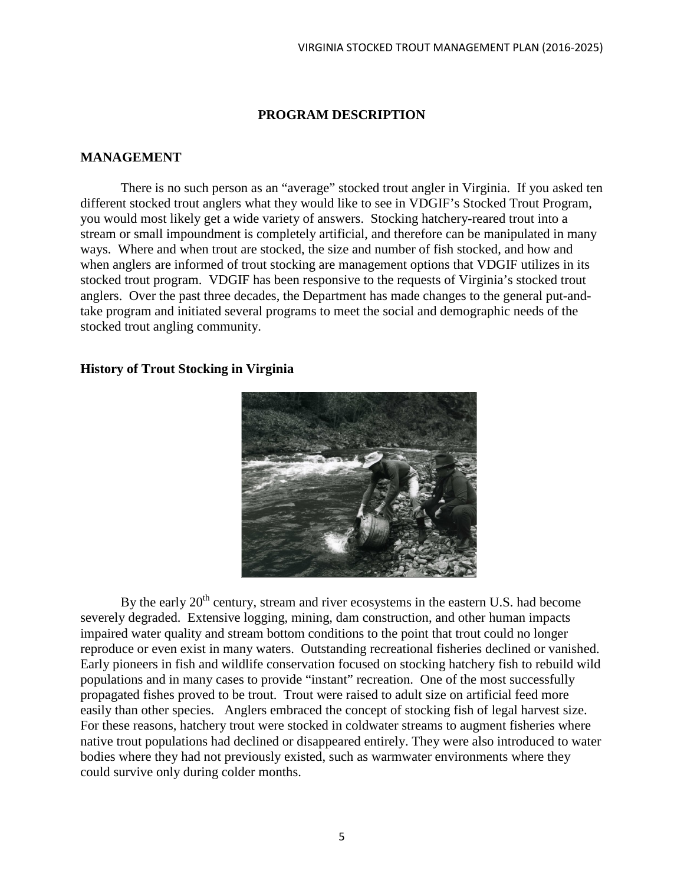# PROGRAM DESCRIPTION

## MANAGEMENT

There is no such person as an "average" stocked trout angler in Virginia. If you asked ten different stocked trout anglers what they would like to see in VDGIF's Stocked Trout Program, you would most likely get a wide variety of answers. Stocking hatchery-reared trout into a stream or small impoundment is completely artificial, and therefore can be manipulated in many ways. Where and when trout are stocked, the size and number of fish stocked, and how and when anglers are informed of trout stocking are management options that VDGIF utilizes in its stocked trout program. VDGIF has been responsive to the requests of Virginia's stocked trout anglers. Over the past three decades, the Department has made changes to the general put-and-take program and initiated several programs to meet the social and demographic needs of the stocked trout angling community.

### History of Trout Stocking in Virginia

By the early 20th century, stream and river ecosystems in the eastern U.S. had become severely degraded. Extensive logging, mining, dam construction, and other human impacts impaired water quality and stream bottom conditions to the point that trout could no longer reproduce or even exist in many waters. Outstanding recreational fisheries declined or vanished. Early pioneers in fish and wildlife conservation focused on stocking hatchery fish to rebuild wild populations and in many cases to provide "instant" recreation. One of the most successfully propagated fishes proved to be trout. Trout were raised to adult size on artificial feed more easily than other species. Anglers embraced the concept of stocking fish of legal harvest size. For these reasons, hatchery trout were stocked in coldwater streams to augment fisheries where native trout populations had declined or disappeared entirely. They were also introduced to water bodies where they had not previously existed, such as warmwater environments where they could survive only during colder months.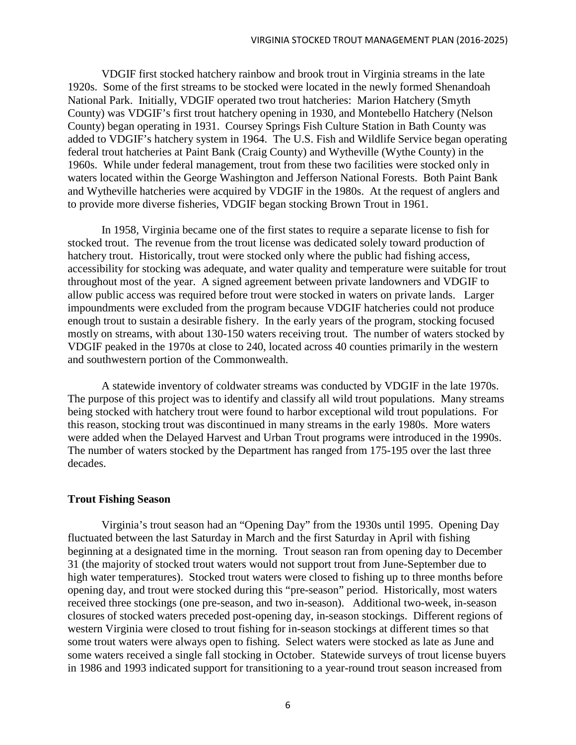VDGIF first stocked hatchery rainbow and brook trout in Virginia streams in the late 1920s. Some of the first streams to be stocked were located in the newly formed Shenandoah National Park. Initially, VDGIF operated two trout hatcheries: Marion Hatchery (Smyth County) was VDGIF's first trout hatchery opening in 1930, and Montebello Hatchery (Nelson County) began operating in 1931. Coursey Springs Fish Culture Station in Bath County was added to VDGIF's hatchery system in 1964. The U.S. Fish and Wildlife Service began operating federal trout hatcheries at Paint Bank (Craig County) and Wytheville (Wythe County) in the 1960s. While under federal management, trout from these two facilities were stocked only in waters located within the George Washington and Jefferson National Forests. Both Paint Bank and Wytheville hatcheries were acquired by VDGIF in the 1980s. At the request of anglers and to provide more diverse fisheries, VDGIF began stocking Brown Trout in 1961.

In 1958, Virginia became one of the first states to require a separate license to fish for stocked trout. The revenue from the trout license was dedicated solely toward production of hatchery trout. Historically, trout were stocked only where the public had fishing access, accessibility for stocking was adequate, and water quality and temperature were suitable for trout throughout most of the year. A signed agreement between private landowners and VDGIF to allow public access was required before trout were stocked in waters on private lands. Larger impoundments were excluded from the program because VDGIF hatcheries could not produce enough trout to sustain a desirable fishery. In the early years of the program, stocking focused mostly on streams, with about 130-150 waters receiving trout. The number of waters stocked by VDGIF peaked in the 1970s at close to 240, located across 40 counties primarily in the western and southwestern portion of the Commonwealth.

A statewide inventory of coldwater streams was conducted by VDGIF in the late 1970s. The purpose of this project was to identify and classify all wild trout populations. Many streams being stocked with hatchery trout were found to harbor exceptional wild trout populations. For this reason, stocking trout was discontinued in many streams in the early 1980s. More waters were added when the Delayed Harvest and Urban Trout programs were introduced in the 1990s. The number of waters stocked by the Department has ranged from 175-195 over the last three decades.

**Trout Fishing Season**

Virginia's trout season had an "Opening Day" from the 1930s until 1995. Opening Day fluctuated between the last Saturday in March and the first Saturday in April with fishing beginning at a designated time in the morning. Trout season ran from opening day to December 31 (the majority of stocked trout waters would not support trout from June-September due to high water temperatures). Stocked trout waters were closed to fishing up to three months before opening day, and trout were stocked during this "pre-season" period. Historically, most waters received three stockings (one pre-season, and two in-season). Additional two-week, in-season closures of stocked waters preceded post-opening day, in-season stockings. Different regions of western Virginia were closed to trout fishing for in-season stockings at different times so that some trout waters were always open to fishing. Select waters were stocked as late as June and some waters received a single fall stocking in October. Statewide surveys of trout license buyers in 1986 and 1993 indicated support for transitioning to a year-round trout season increased from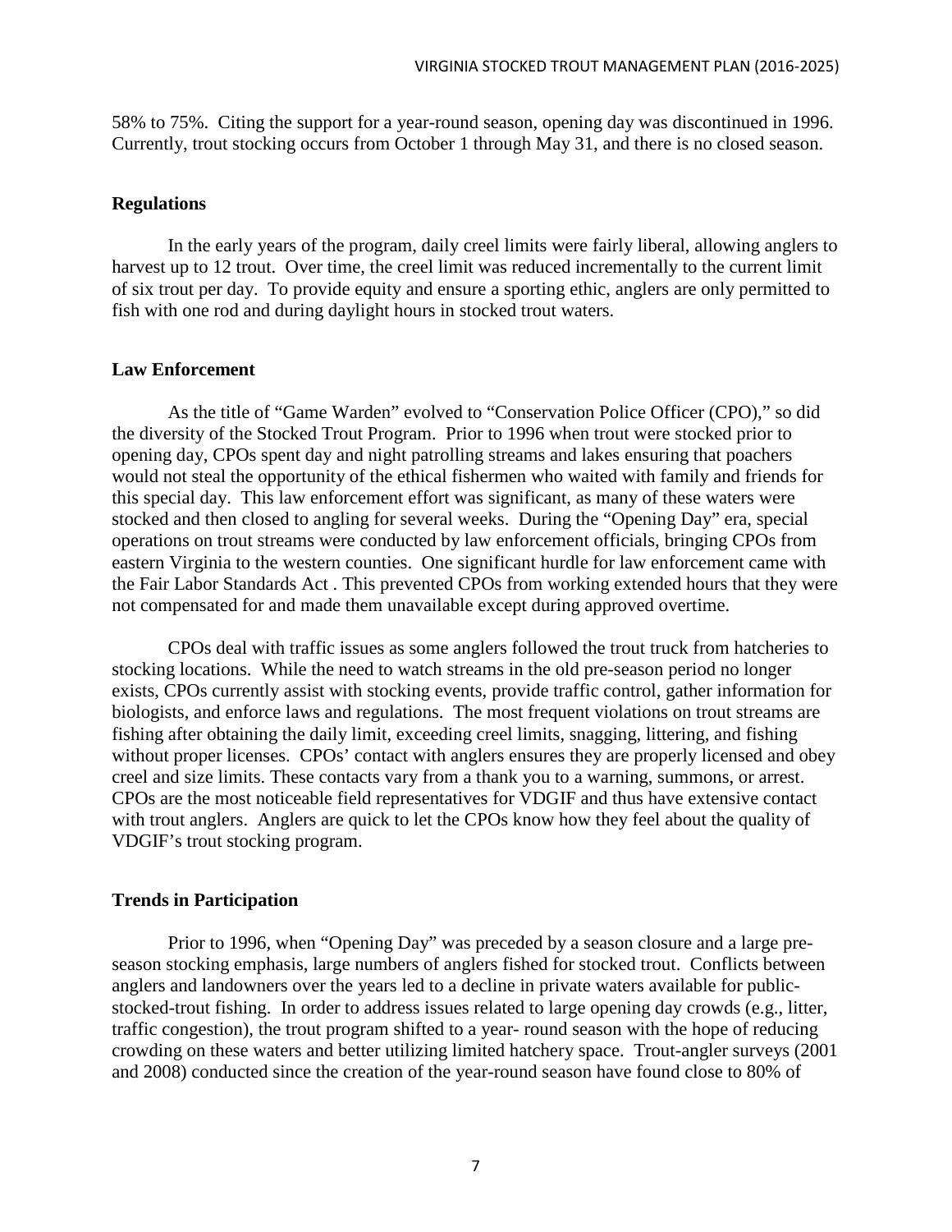58% to 75%. Citing the support for a year-round season, opening day was discontinued in 1996. Currently, trout stocking occurs from October 1 through May 31, and there is no closed season.

## Regulations

In the early years of the program, daily creel limits were fairly liberal, allowing anglers to harvest up to 12 trout. Over time, the creel limit was reduced incrementally to the current limit of six trout per day. To provide equity and ensure a sporting ethic, anglers are only permitted to fish with one rod and during daylight hours in stocked trout waters.

## Law Enforcement

As the title of "Game Warden" evolved to "Conservation Police Officer (CPO)," so did the diversity of the Stocked Trout Program. Prior to 1996 when trout were stocked prior to opening day, CPOs spent day and night patrolling streams and lakes ensuring that poachers would not steal the opportunity of the ethical fishermen who waited with family and friends for this special day. This law enforcement effort was significant, as many of these waters were stocked and then closed to angling for several weeks. During the "Opening Day" era, special operations on trout streams were conducted by law enforcement officials, bringing CPOs from eastern Virginia to the western counties. One significant hurdle for law enforcement came with the Fair Labor Standards Act . This prevented CPOs from working extended hours that they were not compensated for and made them unavailable except during approved overtime.

CPOs deal with traffic issues as some anglers followed the trout truck from hatcheries to stocking locations. While the need to watch streams in the old pre-season period no longer exists, CPOs currently assist with stocking events, provide traffic control, gather information for biologists, and enforce laws and regulations. The most frequent violations on trout streams are fishing after obtaining the daily limit, exceeding creel limits, snagging, littering, and fishing without proper licenses. CPOs' contact with anglers ensures they are properly licensed and obey creel and size limits. These contacts vary from a thank you to a warning, summons, or arrest. CPOs are the most noticeable field representatives for VDGIF and thus have extensive contact with trout anglers. Anglers are quick to let the CPOs know how they feel about the quality of VDGIF's trout stocking program.

## Trends in Participation

Prior to 1996, when "Opening Day" was preceded by a season closure and a large pre-season stocking emphasis, large numbers of anglers fished for stocked trout. Conflicts between anglers and landowners over the years led to a decline in private waters available for public-stocked-trout fishing. In order to address issues related to large opening day crowds (e.g., litter, traffic congestion), the trout program shifted to a year- round season with the hope of reducing crowding on these waters and better utilizing limited hatchery space. Trout-angler surveys (2001 and 2008) conducted since the creation of the year-round season have found close to 80% of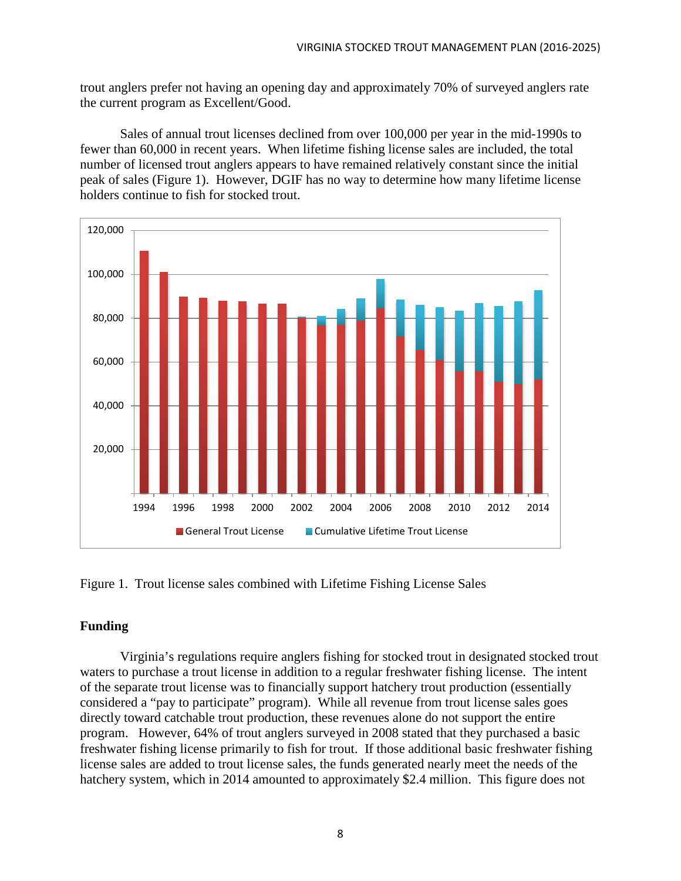trout anglers prefer not having an opening day and approximately 70% of surveyed anglers rate the current program as Excellent/Good.

Sales of annual trout licenses declined from over 100,000 per year in the mid-1990s to fewer than 60,000 in recent years. When lifetime fishing license sales are included, the total number of licensed trout anglers appears to have remained relatively constant since the initial peak of sales (Figure 1). However, DGIF has no way to determine how many lifetime license holders continue to fish for stocked trout.

Figure 1. Trout license sales combined with Lifetime Fishing License Sales

## Funding

Virginia's regulations require anglers fishing for stocked trout in designated stocked trout waters to purchase a trout license in addition to a regular freshwater fishing license. The intent of the separate trout license was to financially support hatchery trout production (essentially considered a "pay to participate" program). While all revenue from trout license sales goes directly toward catchable trout production, these revenues alone do not support the entire program. However, 64% of trout anglers surveyed in 2008 stated that they purchased a basic freshwater fishing license primarily to fish for trout. If those additional basic freshwater fishing license sales are added to trout license sales, the funds generated nearly meet the needs of the hatchery system, which in 2014 amounted to approximately $2.4 million. This figure does not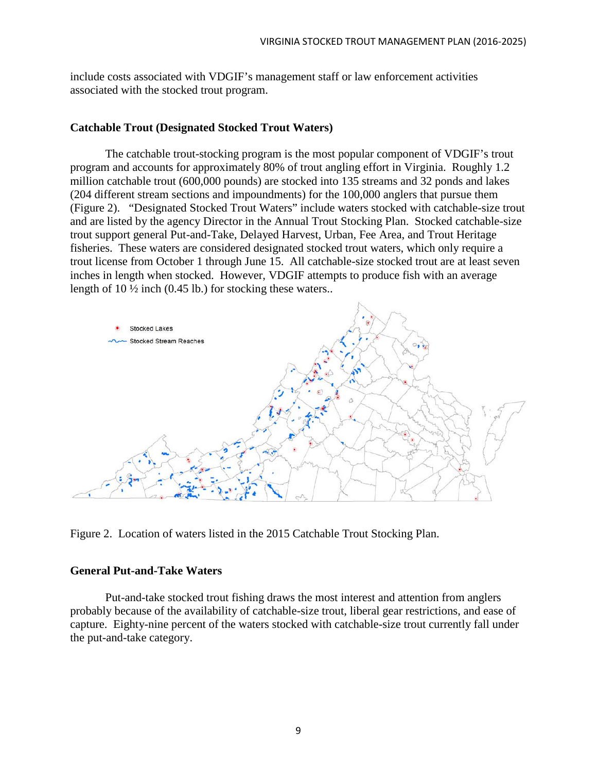include costs associated with VDGIF's management staff or law enforcement activities associated with the stocked trout program.

### Catchable Trout (Designated Stocked Trout Waters)

The catchable trout-stocking program is the most popular component of VDGIF's trout program and accounts for approximately 80% of trout angling effort in Virginia. Roughly 1.2 million catchable trout (600,000 pounds) are stocked into 135 streams and 32 ponds and lakes (204 different stream sections and impoundments) for the 100,000 anglers that pursue them (Figure 2). "Designated Stocked Trout Waters" include waters stocked with catchable-size trout and are listed by the agency Director in the Annual Trout Stocking Plan. Stocked catchable-size trout support general Put-and-Take, Delayed Harvest, Urban, Fee Area, and Trout Heritage fisheries. These waters are considered designated stocked trout waters, which only require a trout license from October 1 through June 15. All catchable-size stocked trout are at least seven inches in length when stocked. However, VDGIF attempts to produce fish with an average length of 10 ½ inch (0.45 lb.) for stocking these waters..

Figure 2. Location of waters listed in the 2015 Catchable Trout Stocking Plan.

### General Put-and-Take Waters

Put-and-take stocked trout fishing draws the most interest and attention from anglers probably because of the availability of catchable-size trout, liberal gear restrictions, and ease of capture. Eighty-nine percent of the waters stocked with catchable-size trout currently fall under the put-and-take category.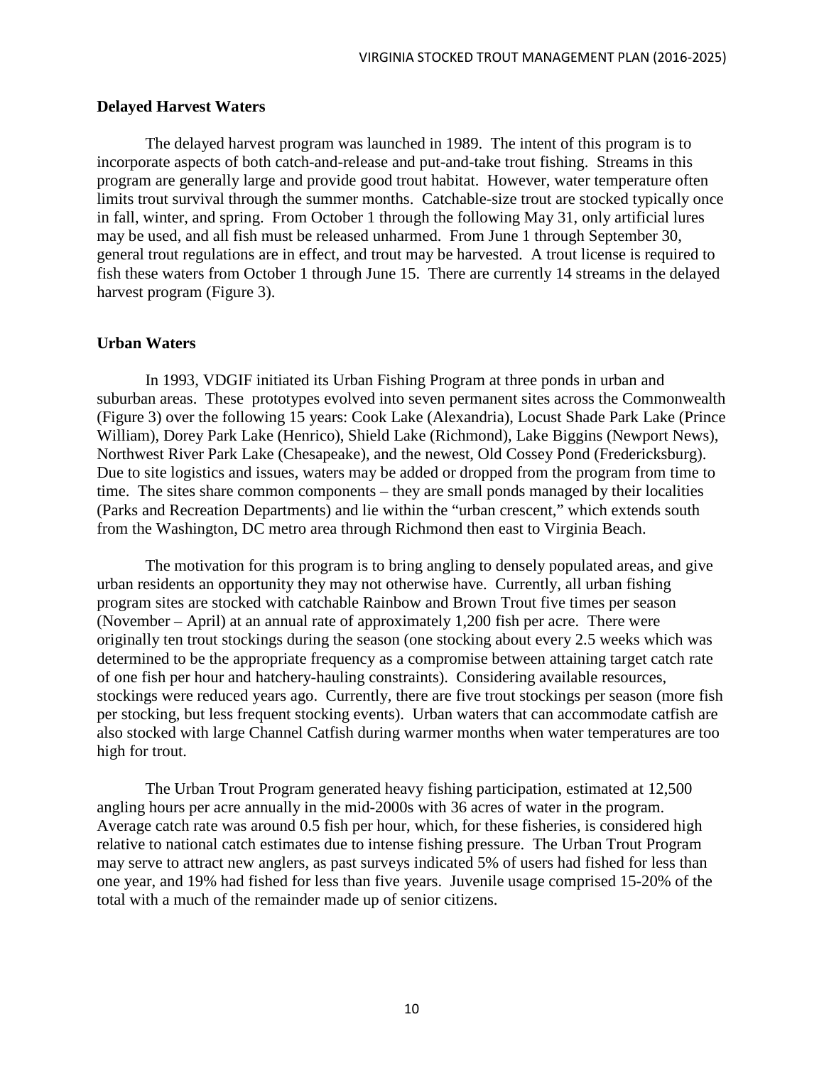## Delayed Harvest Waters

The delayed harvest program was launched in 1989. The intent of this program is to incorporate aspects of both catch-and-release and put-and-take trout fishing. Streams in this program are generally large and provide good trout habitat. However, water temperature often limits trout survival through the summer months. Catchable-size trout are stocked typically once in fall, winter, and spring. From October 1 through the following May 31, only artificial lures may be used, and all fish must be released unharmed. From June 1 through September 30, general trout regulations are in effect, and trout may be harvested. A trout license is required to fish these waters from October 1 through June 15. There are currently 14 streams in the delayed harvest program (Figure 3).

## Urban Waters

In 1993, VDGIF initiated its Urban Fishing Program at three ponds in urban and suburban areas. These prototypes evolved into seven permanent sites across the Commonwealth (Figure 3) over the following 15 years: Cook Lake (Alexandria), Locust Shade Park Lake (Prince William), Dorey Park Lake (Henrico), Shield Lake (Richmond), Lake Biggins (Newport News), Northwest River Park Lake (Chesapeake), and the newest, Old Cossey Pond (Fredericksburg). Due to site logistics and issues, waters may be added or dropped from the program from time to time. The sites share common components – they are small ponds managed by their localities (Parks and Recreation Departments) and lie within the "urban crescent," which extends south from the Washington, DC metro area through Richmond then east to Virginia Beach.

The motivation for this program is to bring angling to densely populated areas, and give urban residents an opportunity they may not otherwise have. Currently, all urban fishing program sites are stocked with catchable Rainbow and Brown Trout five times per season (November – April) at an annual rate of approximately 1,200 fish per acre. There were originally ten trout stockings during the season (one stocking about every 2.5 weeks which was determined to be the appropriate frequency as a compromise between attaining target catch rate of one fish per hour and hatchery-hauling constraints). Considering available resources, stockings were reduced years ago. Currently, there are five trout stockings per season (more fish per stocking, but less frequent stocking events). Urban waters that can accommodate catfish are also stocked with large Channel Catfish during warmer months when water temperatures are too high for trout.

The Urban Trout Program generated heavy fishing participation, estimated at 12,500 angling hours per acre annually in the mid-2000s with 36 acres of water in the program. Average catch rate was around 0.5 fish per hour, which, for these fisheries, is considered high relative to national catch estimates due to intense fishing pressure. The Urban Trout Program may serve to attract new anglers, as past surveys indicated 5% of users had fished for less than one year, and 19% had fished for less than five years. Juvenile usage comprised 15-20% of the total with a much of the remainder made up of senior citizens.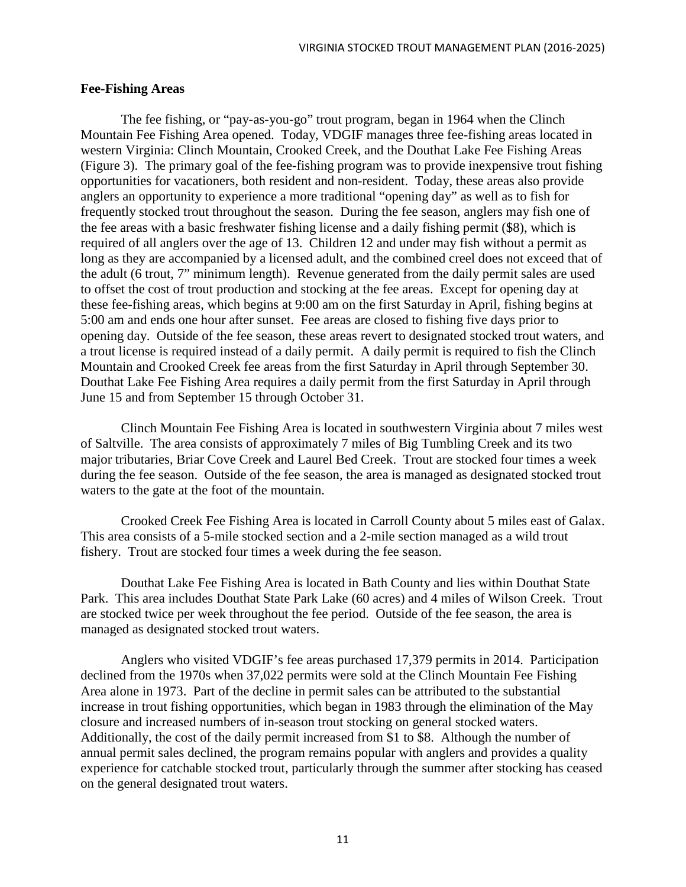## Fee-Fishing Areas

The fee fishing, or "pay-as-you-go" trout program, began in 1964 when the Clinch Mountain Fee Fishing Area opened. Today, VDGIF manages three fee-fishing areas located in western Virginia: Clinch Mountain, Crooked Creek, and the Douthat Lake Fee Fishing Areas (Figure 3). The primary goal of the fee-fishing program was to provide inexpensive trout fishing opportunities for vacationers, both resident and non-resident. Today, these areas also provide anglers an opportunity to experience a more traditional "opening day" as well as to fish for frequently stocked trout throughout the season. During the fee season, anglers may fish one of the fee areas with a basic freshwater fishing license and a daily fishing permit ($8), which is required of all anglers over the age of 13. Children 12 and under may fish without a permit as long as they are accompanied by a licensed adult, and the combined creel does not exceed that of the adult (6 trout, 7" minimum length). Revenue generated from the daily permit sales are used to offset the cost of trout production and stocking at the fee areas. Except for opening day at these fee-fishing areas, which begins at 9:00 am on the first Saturday in April, fishing begins at 5:00 am and ends one hour after sunset. Fee areas are closed to fishing five days prior to opening day. Outside of the fee season, these areas revert to designated stocked trout waters, and a trout license is required instead of a daily permit. A daily permit is required to fish the Clinch Mountain and Crooked Creek fee areas from the first Saturday in April through September 30. Douthat Lake Fee Fishing Area requires a daily permit from the first Saturday in April through June 15 and from September 15 through October 31.

Clinch Mountain Fee Fishing Area is located in southwestern Virginia about 7 miles west of Saltville. The area consists of approximately 7 miles of Big Tumbling Creek and its two major tributaries, Briar Cove Creek and Laurel Bed Creek. Trout are stocked four times a week during the fee season. Outside of the fee season, the area is managed as designated stocked trout waters to the gate at the foot of the mountain.

Crooked Creek Fee Fishing Area is located in Carroll County about 5 miles east of Galax. This area consists of a 5-mile stocked section and a 2-mile section managed as a wild trout fishery. Trout are stocked four times a week during the fee season.

Douthat Lake Fee Fishing Area is located in Bath County and lies within Douthat State Park. This area includes Douthat State Park Lake (60 acres) and 4 miles of Wilson Creek. Trout are stocked twice per week throughout the fee period. Outside of the fee season, the area is managed as designated stocked trout waters.

Anglers who visited VDGIF's fee areas purchased 17,379 permits in 2014. Participation declined from the 1970s when 37,022 permits were sold at the Clinch Mountain Fee Fishing Area alone in 1973. Part of the decline in permit sales can be attributed to the substantial increase in trout fishing opportunities, which began in 1983 through the elimination of the May closure and increased numbers of in-season trout stocking on general stocked waters. Additionally, the cost of the daily permit increased from $1 to $8. Although the number of annual permit sales declined, the program remains popular with anglers and provides a quality experience for catchable stocked trout, particularly through the summer after stocking has ceased on the general designated trout waters.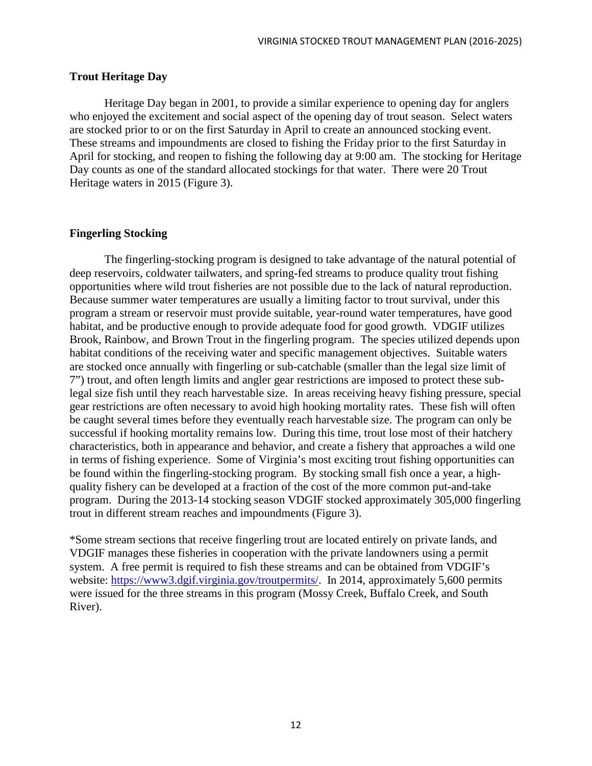## Trout Heritage Day

Heritage Day began in 2001, to provide a similar experience to opening day for anglers who enjoyed the excitement and social aspect of the opening day of trout season. Select waters are stocked prior to or on the first Saturday in April to create an announced stocking event. These streams and impoundments are closed to fishing the Friday prior to the first Saturday in April for stocking, and reopen to fishing the following day at 9:00 am. The stocking for Heritage Day counts as one of the standard allocated stockings for that water. There were 20 Trout Heritage waters in 2015 (Figure 3).

## Fingerling Stocking

The fingerling-stocking program is designed to take advantage of the natural potential of deep reservoirs, coldwater tailwaters, and spring-fed streams to produce quality trout fishing opportunities where wild trout fisheries are not possible due to the lack of natural reproduction. Because summer water temperatures are usually a limiting factor to trout survival, under this program a stream or reservoir must provide suitable, year-round water temperatures, have good habitat, and be productive enough to provide adequate food for good growth. VDGIF utilizes Brook, Rainbow, and Brown Trout in the fingerling program. The species utilized depends upon habitat conditions of the receiving water and specific management objectives. Suitable waters are stocked once annually with fingerling or sub-catchable (smaller than the legal size limit of 7") trout, and often length limits and angler gear restrictions are imposed to protect these sub-legal size fish until they reach harvestable size. In areas receiving heavy fishing pressure, special gear restrictions are often necessary to avoid high hooking mortality rates. These fish will often be caught several times before they eventually reach harvestable size. The program can only be successful if hooking mortality remains low. During this time, trout lose most of their hatchery characteristics, both in appearance and behavior, and create a fishery that approaches a wild one in terms of fishing experience. Some of Virginia's most exciting trout fishing opportunities can be found within the fingerling-stocking program. By stocking small fish once a year, a high-quality fishery can be developed at a fraction of the cost of the more common put-and-take program. During the 2013-14 stocking season VDGIF stocked approximately 305,000 fingerling trout in different stream reaches and impoundments (Figure 3).

*Some stream sections that receive fingerling trout are located entirely on private lands, and VDGIF manages these fisheries in cooperation with the private landowners using a permit system. A free permit is required to fish these streams and can be obtained from VDGIF's website: [https://www3.dgif.virginia.gov/troutpermits/](https://www3.dgif.virginia.gov/troutpermits/). In 2014, approximately 5,600 permits were issued for the three streams in this program (Mossy Creek, Buffalo Creek, and South River).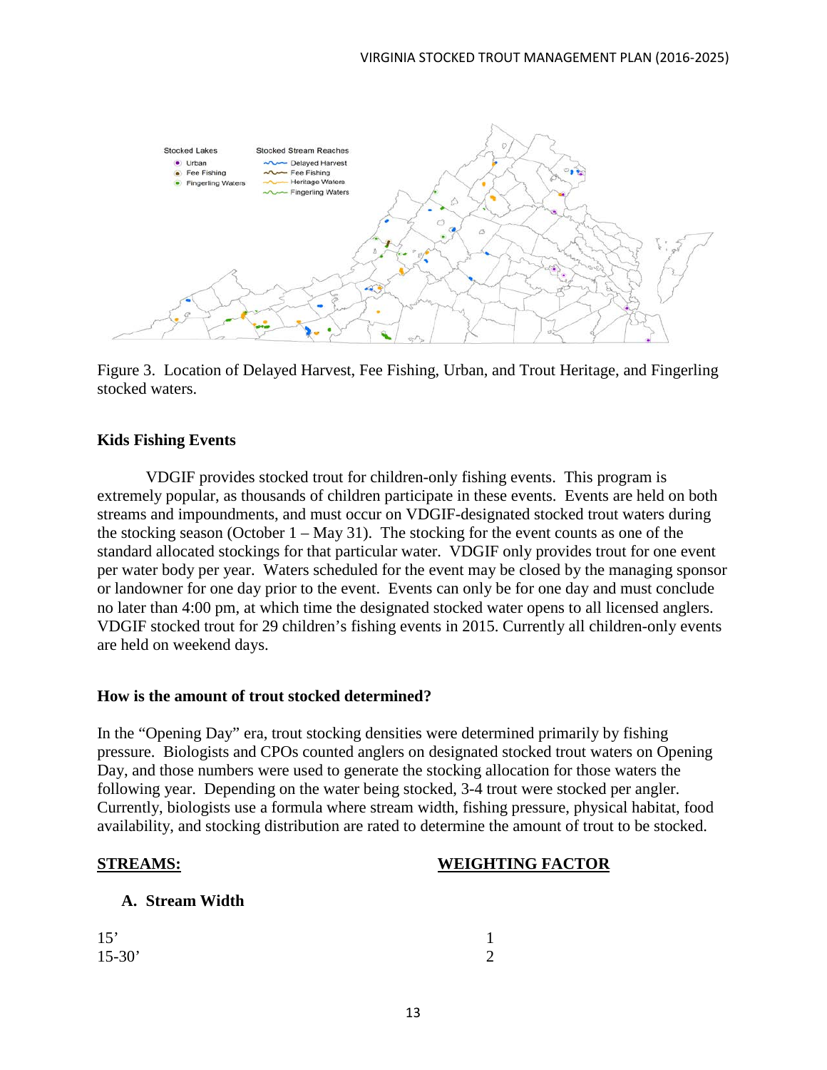Figure 3. Location of Delayed Harvest, Fee Fishing, Urban, and Trout Heritage, and Fingerling stocked waters.

### Kids Fishing Events

VDGIF provides stocked trout for children-only fishing events. This program is extremely popular, as thousands of children participate in these events. Events are held on both streams and impoundments, and must occur on VDGIF-designated stocked trout waters during the stocking season (October 1 – May 31). The stocking for the event counts as one of the standard allocated stockings for that particular water. VDGIF only provides trout for one event per water body per year. Waters scheduled for the event may be closed by the managing sponsor or landowner for one day prior to the event. Events can only be for one day and must conclude no later than 4:00 pm, at which time the designated stocked water opens to all licensed anglers. VDGIF stocked trout for 29 children's fishing events in 2015. Currently all children-only events are held on weekend days.

### How is the amount of trout stocked determined?

In the "Opening Day" era, trout stocking densities were determined primarily by fishing pressure. Biologists and CPOs counted anglers on designated stocked trout waters on Opening Day, and those numbers were used to generate the stocking allocation for those waters the following year. Depending on the water being stocked, 3-4 trout were stocked per angler. Currently, biologists use a formula where stream width, fishing pressure, physical habitat, food availability, and stocking distribution are rated to determine the amount of trout to be stocked.

| **STREAMS:** | **WEIGHTING FACTOR** |
|---|---|
| **A. Stream Width** | |
| 15' | 1 |
| 15-30' | 2 |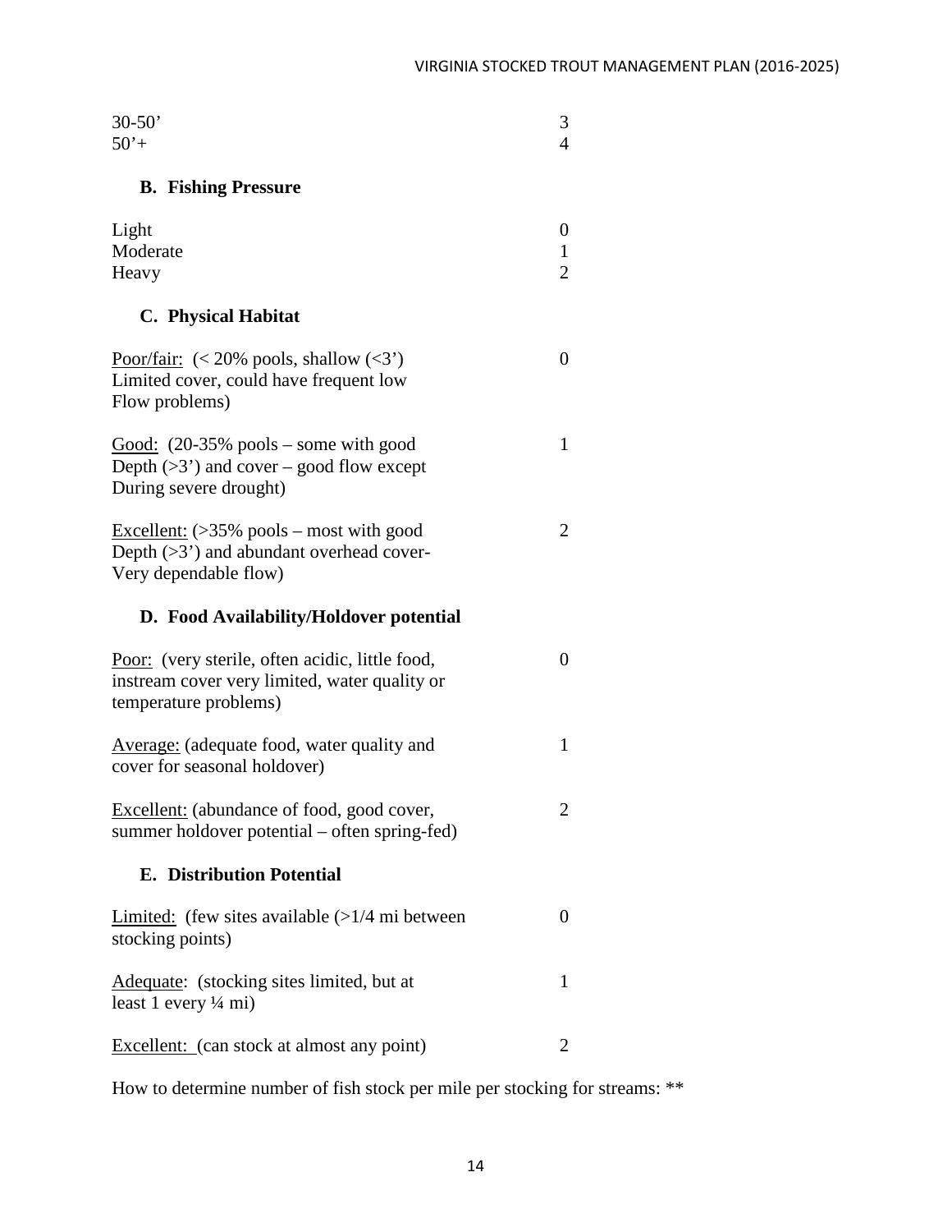| | |
|---|---|
| 30-50’ | 3 |
| 50’+ | 4 |

### B. Fishing Pressure

| | |
|---|---|
| Light | 0 |
| Moderate | 1 |
| Heavy | 2 |

### C. Physical Habitat

| | |
|---|---|
| Poor/fair: (< 20% pools, shallow (<3’) Limited cover, could have frequent low Flow problems) | 0 |
| Good: (20-35% pools – some with good Depth (>3’) and cover – good flow except During severe drought) | 1 |
| Excellent: (>35% pools – most with good Depth (>3’) and abundant overhead cover- Very dependable flow) | 2 |

### D. Food Availability/Holdover potential

| | |
|---|---|
| Poor: (very sterile, often acidic, little food, instream cover very limited, water quality or temperature problems) | 0 |
| Average: (adequate food, water quality and cover for seasonal holdover) | 1 |
| Excellent: (abundance of food, good cover, summer holdover potential – often spring-fed) | 2 |

### E. Distribution Potential

| | |
|---|---|
| Limited: (few sites available (>1/4 mi between stocking points) | 0 |
| Adequate: (stocking sites limited, but at least 1 every ¼ mi) | 1 |
| Excellent: (can stock at almost any point) | 2 |

How to determine number of fish stock per mile per stocking for streams: **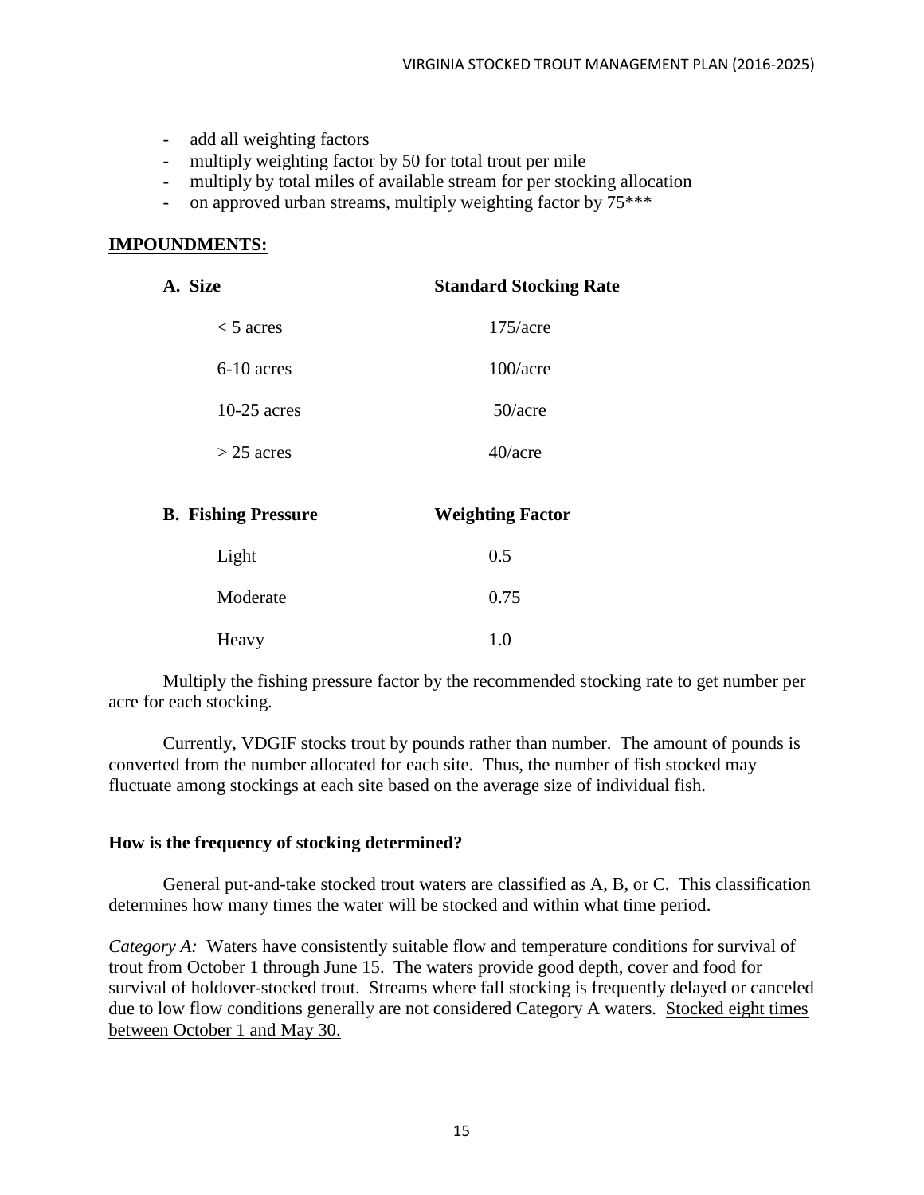- add all weighting factors
- multiply weighting factor by 50 for total trout per mile
- multiply by total miles of available stream for per stocking allocation
- on approved urban streams, multiply weighting factor by 75***

**IMPOUNDMENTS:**

| A. Size | Standard Stocking Rate |
|---|---|
| < 5 acres | 175/acre |
| 6-10 acres | 100/acre |
| 10-25 acres | 50/acre |
| > 25 acres | 40/acre |

| B. Fishing Pressure | Weighting Factor |
|---|---|
| Light | 0.5 |
| Moderate | 0.75 |
| Heavy | 1.0 |

Multiply the fishing pressure factor by the recommended stocking rate to get number per acre for each stocking.

Currently, VDGIF stocks trout by pounds rather than number. The amount of pounds is converted from the number allocated for each site. Thus, the number of fish stocked may fluctuate among stockings at each site based on the average size of individual fish.

**How is the frequency of stocking determined?**

General put-and-take stocked trout waters are classified as A, B, or C. This classification determines how many times the water will be stocked and within what time period.

*Category A:* Waters have consistently suitable flow and temperature conditions for survival of trout from October 1 through June 15. The waters provide good depth, cover and food for survival of holdover-stocked trout. Streams where fall stocking is frequently delayed or canceled due to low flow conditions generally are not considered Category A waters. Stocked eight times between October 1 and May 30.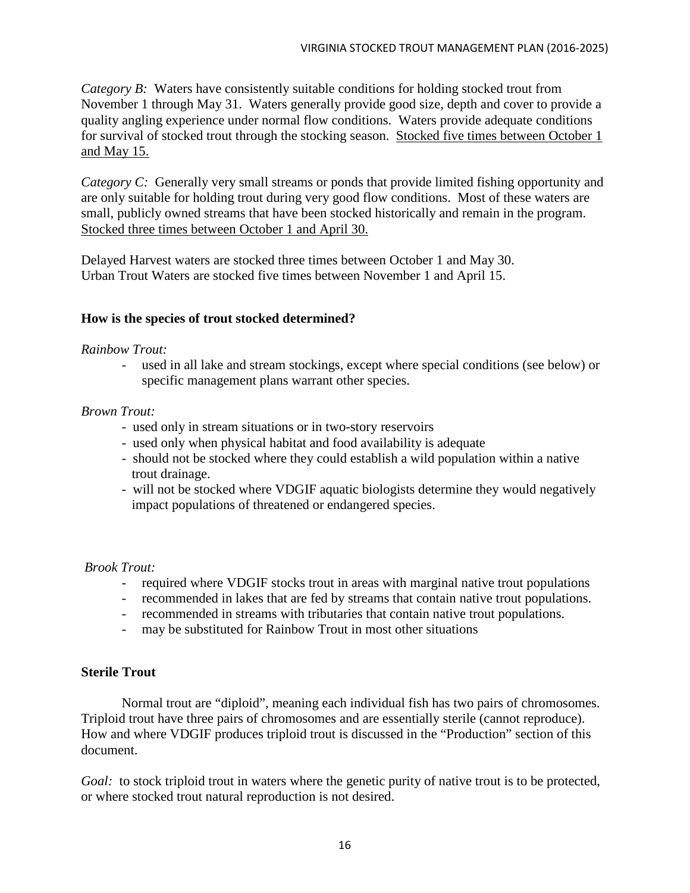*Category B:* Waters have consistently suitable conditions for holding stocked trout from November 1 through May 31. Waters generally provide good size, depth and cover to provide a quality angling experience under normal flow conditions. Waters provide adequate conditions for survival of stocked trout through the stocking season. <u>Stocked five times between October 1 and May 15.</u>

*Category C:* Generally very small streams or ponds that provide limited fishing opportunity and are only suitable for holding trout during very good flow conditions. Most of these waters are small, publicly owned streams that have been stocked historically and remain in the program. <u>Stocked three times between October 1 and April 30.</u>

Delayed Harvest waters are stocked three times between October 1 and May 30.
Urban Trout Waters are stocked five times between November 1 and April 15.

**How is the species of trout stocked determined?**

*Rainbow Trout:*

- used in all lake and stream stockings, except where special conditions (see below) or specific management plans warrant other species.

*Brown Trout:*

- used only in stream situations or in two-story reservoirs
- used only when physical habitat and food availability is adequate
- should not be stocked where they could establish a wild population within a native trout drainage.
- will not be stocked where VDGIF aquatic biologists determine they would negatively impact populations of threatened or endangered species.

*Brook Trout:*

- required where VDGIF stocks trout in areas with marginal native trout populations
- recommended in lakes that are fed by streams that contain native trout populations.
- recommended in streams with tributaries that contain native trout populations.
- may be substituted for Rainbow Trout in most other situations

**Sterile Trout**

Normal trout are "diploid", meaning each individual fish has two pairs of chromosomes. Triploid trout have three pairs of chromosomes and are essentially sterile (cannot reproduce). How and where VDGIF produces triploid trout is discussed in the "Production" section of this document.

*Goal:* to stock triploid trout in waters where the genetic purity of native trout is to be protected, or where stocked trout natural reproduction is not desired.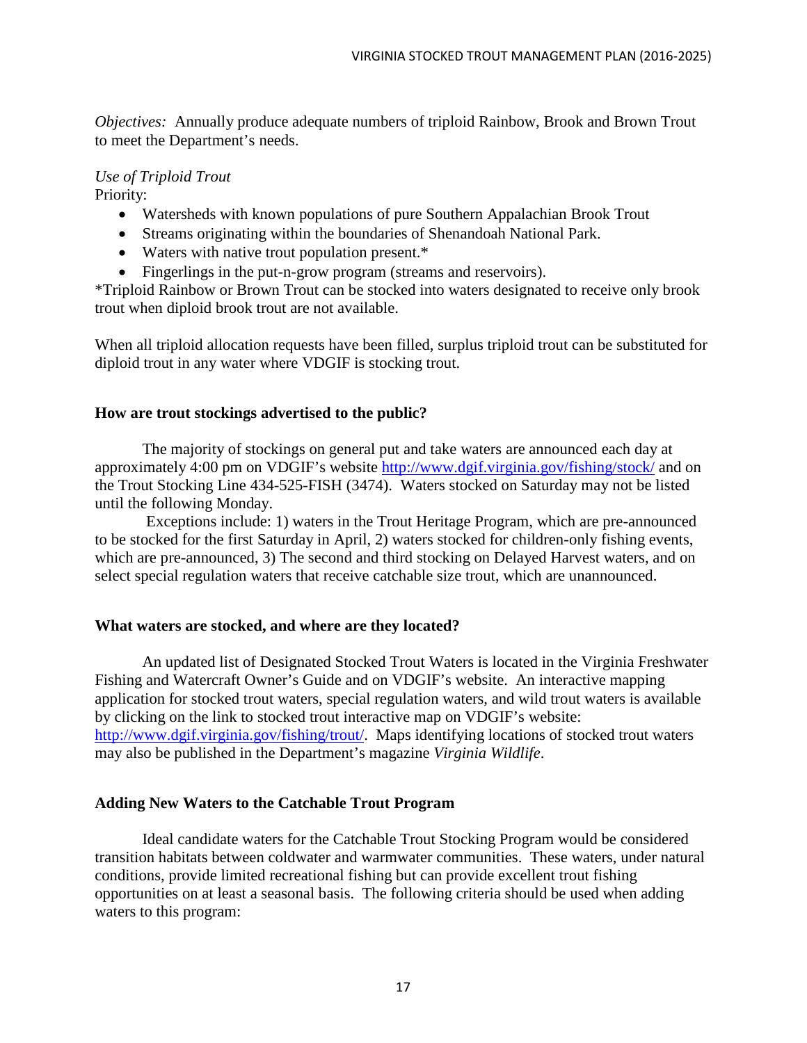*Objectives:* Annually produce adequate numbers of triploid Rainbow, Brook and Brown Trout to meet the Department's needs.

*Use of Triploid Trout*

Priority:

- Watersheds with known populations of pure Southern Appalachian Brook Trout
- Streams originating within the boundaries of Shenandoah National Park.
- Waters with native trout population present.*
- Fingerlings in the put-n-grow program (streams and reservoirs).

*Triploid Rainbow or Brown Trout can be stocked into waters designated to receive only brook trout when diploid brook trout are not available.

When all triploid allocation requests have been filled, surplus triploid trout can be substituted for diploid trout in any water where VDGIF is stocking trout.

### How are trout stockings advertised to the public?

The majority of stockings on general put and take waters are announced each day at approximately 4:00 pm on VDGIF's website http://www.dgif.virginia.gov/fishing/stock/ and on the Trout Stocking Line 434-525-FISH (3474). Waters stocked on Saturday may not be listed until the following Monday.

Exceptions include: 1) waters in the Trout Heritage Program, which are pre-announced to be stocked for the first Saturday in April, 2) waters stocked for children-only fishing events, which are pre-announced, 3) The second and third stocking on Delayed Harvest waters, and on select special regulation waters that receive catchable size trout, which are unannounced.

### What waters are stocked, and where are they located?

An updated list of Designated Stocked Trout Waters is located in the Virginia Freshwater Fishing and Watercraft Owner's Guide and on VDGIF's website. An interactive mapping application for stocked trout waters, special regulation waters, and wild trout waters is available by clicking on the link to stocked trout interactive map on VDGIF's website: http://www.dgif.virginia.gov/fishing/trout/. Maps identifying locations of stocked trout waters may also be published in the Department's magazine *Virginia Wildlife*.

### Adding New Waters to the Catchable Trout Program

Ideal candidate waters for the Catchable Trout Stocking Program would be considered transition habitats between coldwater and warmwater communities. These waters, under natural conditions, provide limited recreational fishing but can provide excellent trout fishing opportunities on at least a seasonal basis. The following criteria should be used when adding waters to this program: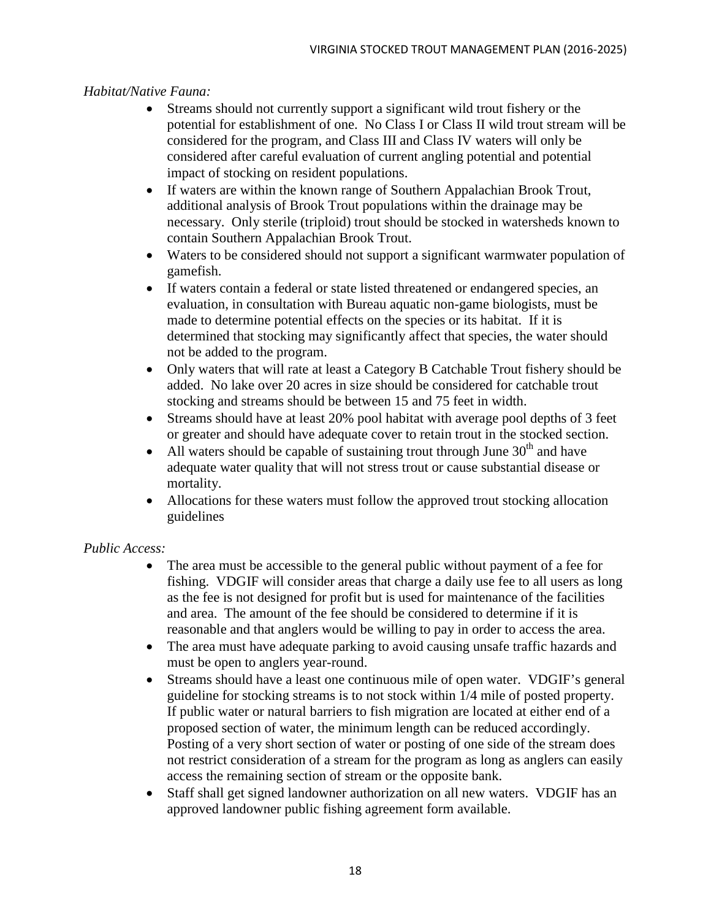*Habitat/Native Fauna:*

- Streams should not currently support a significant wild trout fishery or the potential for establishment of one. No Class I or Class II wild trout stream will be considered for the program, and Class III and Class IV waters will only be considered after careful evaluation of current angling potential and potential impact of stocking on resident populations.
- If waters are within the known range of Southern Appalachian Brook Trout, additional analysis of Brook Trout populations within the drainage may be necessary. Only sterile (triploid) trout should be stocked in watersheds known to contain Southern Appalachian Brook Trout.
- Waters to be considered should not support a significant warmwater population of gamefish.
- If waters contain a federal or state listed threatened or endangered species, an evaluation, in consultation with Bureau aquatic non-game biologists, must be made to determine potential effects on the species or its habitat. If it is determined that stocking may significantly affect that species, the water should not be added to the program.
- Only waters that will rate at least a Category B Catchable Trout fishery should be added. No lake over 20 acres in size should be considered for catchable trout stocking and streams should be between 15 and 75 feet in width.
- Streams should have at least 20% pool habitat with average pool depths of 3 feet or greater and should have adequate cover to retain trout in the stocked section.
- All waters should be capable of sustaining trout through June 30th and have adequate water quality that will not stress trout or cause substantial disease or mortality.
- Allocations for these waters must follow the approved trout stocking allocation guidelines

*Public Access:*

- The area must be accessible to the general public without payment of a fee for fishing. VDGIF will consider areas that charge a daily use fee to all users as long as the fee is not designed for profit but is used for maintenance of the facilities and area. The amount of the fee should be considered to determine if it is reasonable and that anglers would be willing to pay in order to access the area.
- The area must have adequate parking to avoid causing unsafe traffic hazards and must be open to anglers year-round.
- Streams should have a least one continuous mile of open water. VDGIF's general guideline for stocking streams is to not stock within 1/4 mile of posted property. If public water or natural barriers to fish migration are located at either end of a proposed section of water, the minimum length can be reduced accordingly. Posting of a very short section of water or posting of one side of the stream does not restrict consideration of a stream for the program as long as anglers can easily access the remaining section of stream or the opposite bank.
- Staff shall get signed landowner authorization on all new waters. VDGIF has an approved landowner public fishing agreement form available.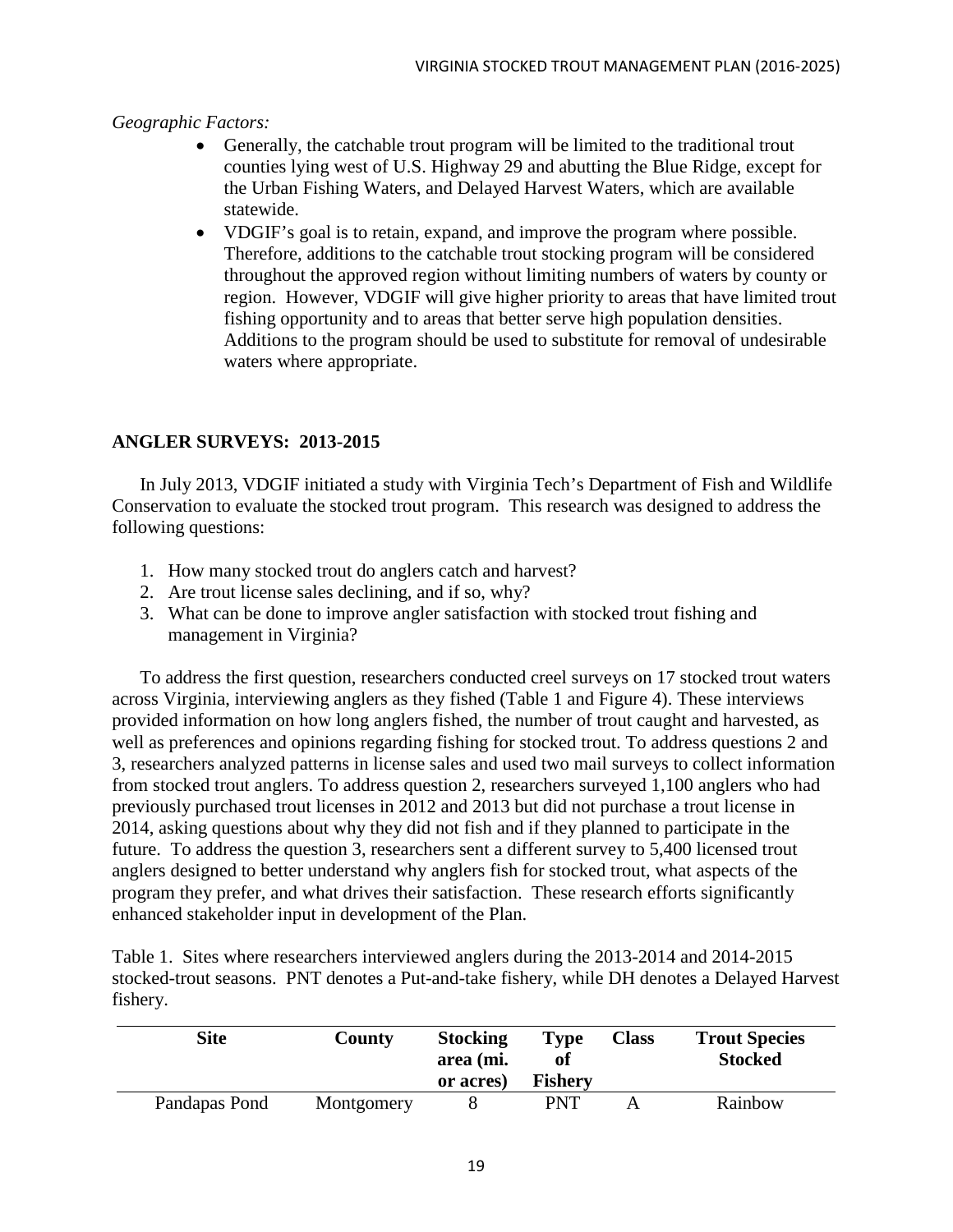*Geographic Factors:*

- Generally, the catchable trout program will be limited to the traditional trout counties lying west of U.S. Highway 29 and abutting the Blue Ridge, except for the Urban Fishing Waters, and Delayed Harvest Waters, which are available statewide.
- VDGIF's goal is to retain, expand, and improve the program where possible. Therefore, additions to the catchable trout stocking program will be considered throughout the approved region without limiting numbers of waters by county or region. However, VDGIF will give higher priority to areas that have limited trout fishing opportunity and to areas that better serve high population densities. Additions to the program should be used to substitute for removal of undesirable waters where appropriate.

## ANGLER SURVEYS: 2013-2015

In July 2013, VDGIF initiated a study with Virginia Tech's Department of Fish and Wildlife Conservation to evaluate the stocked trout program. This research was designed to address the following questions:

1. How many stocked trout do anglers catch and harvest?
2. Are trout license sales declining, and if so, why?
3. What can be done to improve angler satisfaction with stocked trout fishing and management in Virginia?

To address the first question, researchers conducted creel surveys on 17 stocked trout waters across Virginia, interviewing anglers as they fished (Table 1 and Figure 4). These interviews provided information on how long anglers fished, the number of trout caught and harvested, as well as preferences and opinions regarding fishing for stocked trout. To address questions 2 and 3, researchers analyzed patterns in license sales and used two mail surveys to collect information from stocked trout anglers. To address question 2, researchers surveyed 1,100 anglers who had previously purchased trout licenses in 2012 and 2013 but did not purchase a trout license in 2014, asking questions about why they did not fish and if they planned to participate in the future. To address the question 3, researchers sent a different survey to 5,400 licensed trout anglers designed to better understand why anglers fish for stocked trout, what aspects of the program they prefer, and what drives their satisfaction. These research efforts significantly enhanced stakeholder input in development of the Plan.

Table 1. Sites where researchers interviewed anglers during the 2013-2014 and 2014-2015 stocked-trout seasons. PNT denotes a Put-and-take fishery, while DH denotes a Delayed Harvest fishery.

| Site | County | Stocking area (mi. or acres) | Type of Fishery | Class | Trout Species Stocked |
|---|---|---|---|---|---|
| Pandapas Pond | Montgomery | 8 | PNT | A | Rainbow |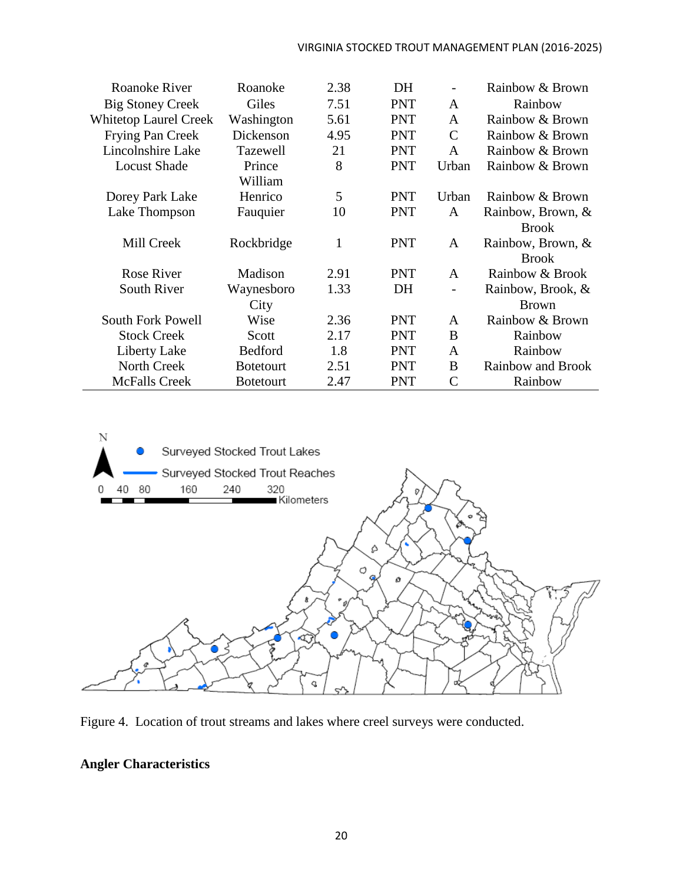| | | | | | |
|---|---|---|---|---|---|
| Roanoke River | Roanoke | 2.38 | DH | - | Rainbow & Brown |
| Big Stoney Creek | Giles | 7.51 | PNT | A | Rainbow |
| Whitetop Laurel Creek | Washington | 5.61 | PNT | A | Rainbow & Brown |
| Frying Pan Creek | Dickenson | 4.95 | PNT | C | Rainbow & Brown |
| Lincolnshire Lake | Tazewell | 21 | PNT | A | Rainbow & Brown |
| Locust Shade | Prince William | 8 | PNT | Urban | Rainbow & Brown |
| Dorey Park Lake | Henrico | 5 | PNT | Urban | Rainbow & Brown |
| Lake Thompson | Fauquier | 10 | PNT | A | Rainbow, Brown, & Brook |
| Mill Creek | Rockbridge | 1 | PNT | A | Rainbow, Brown, & Brook |
| Rose River | Madison | 2.91 | PNT | A | Rainbow & Brook |
| South River | Waynesboro City | 1.33 | DH | - | Rainbow, Brook, & Brown |
| South Fork Powell | Wise | 2.36 | PNT | A | Rainbow & Brown |
| Stock Creek | Scott | 2.17 | PNT | B | Rainbow |
| Liberty Lake | Bedford | 1.8 | PNT | A | Rainbow |
| North Creek | Botetourt | 2.51 | PNT | B | Rainbow and Brook |
| McFalls Creek | Botetourt | 2.47 | PNT | C | Rainbow |

Figure 4. Location of trout streams and lakes where creel surveys were conducted.

**Angler Characteristics**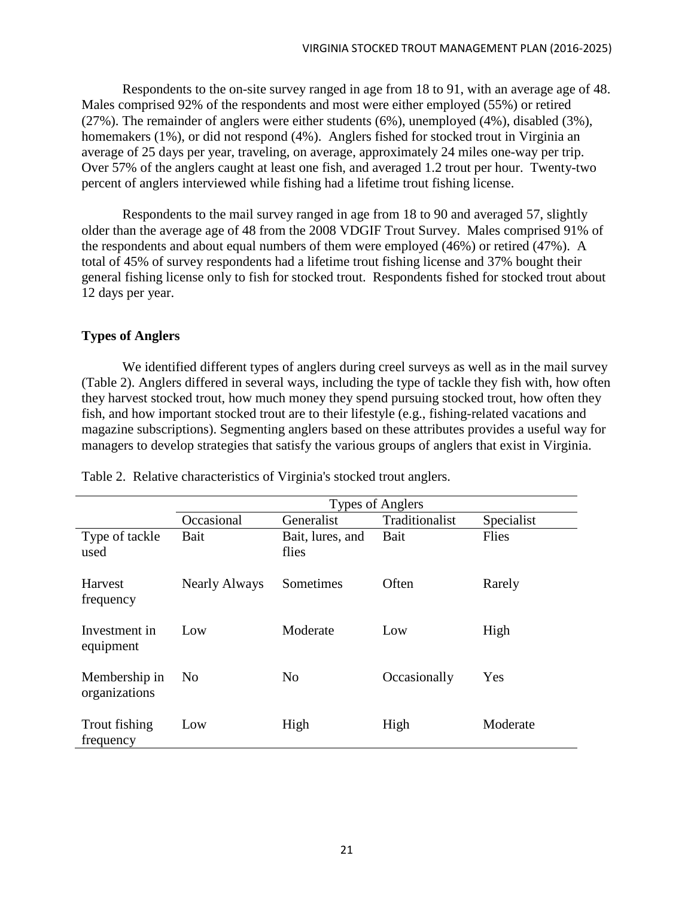Respondents to the on-site survey ranged in age from 18 to 91, with an average age of 48. Males comprised 92% of the respondents and most were either employed (55%) or retired (27%). The remainder of anglers were either students (6%), unemployed (4%), disabled (3%), homemakers (1%), or did not respond (4%). Anglers fished for stocked trout in Virginia an average of 25 days per year, traveling, on average, approximately 24 miles one-way per trip. Over 57% of the anglers caught at least one fish, and averaged 1.2 trout per hour. Twenty-two percent of anglers interviewed while fishing had a lifetime trout fishing license.

Respondents to the mail survey ranged in age from 18 to 90 and averaged 57, slightly older than the average age of 48 from the 2008 VDGIF Trout Survey. Males comprised 91% of the respondents and about equal numbers of them were employed (46%) or retired (47%). A total of 45% of survey respondents had a lifetime trout fishing license and 37% bought their general fishing license only to fish for stocked trout. Respondents fished for stocked trout about 12 days per year.

## Types of Anglers

We identified different types of anglers during creel surveys as well as in the mail survey (Table 2). Anglers differed in several ways, including the type of tackle they fish with, how often they harvest stocked trout, how much money they spend pursuing stocked trout, how often they fish, and how important stocked trout are to their lifestyle (e.g., fishing-related vacations and magazine subscriptions). Segmenting anglers based on these attributes provides a useful way for managers to develop strategies that satisfy the various groups of anglers that exist in Virginia.

Table 2. Relative characteristics of Virginia's stocked trout anglers.

| | Types of Anglers | | | |
|---|---|---|---|---|
| | Occasional | Generalist | Traditionalist | Specialist |
| Type of tackle used | Bait | Bait, lures, and flies | Bait | Flies |
| Harvest frequency | Nearly Always | Sometimes | Often | Rarely |
| Investment in equipment | Low | Moderate | Low | High |
| Membership in organizations | No | No | Occasionally | Yes |
| Trout fishing frequency | Low | High | High | Moderate |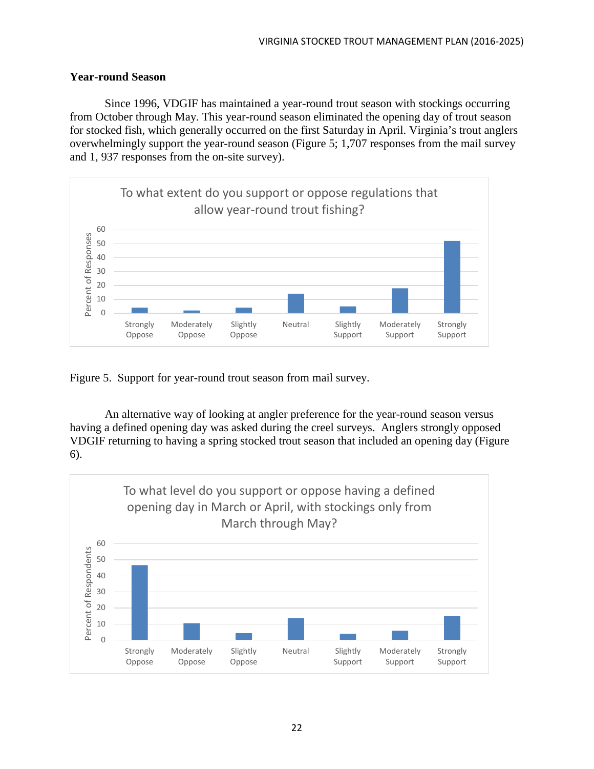## Year-round Season

Since 1996, VDGIF has maintained a year-round trout season with stockings occurring from October through May. This year-round season eliminated the opening day of trout season for stocked fish, which generally occurred on the first Saturday in April. Virginia's trout anglers overwhelmingly support the year-round season (Figure 5; 1,707 responses from the mail survey and 1, 937 responses from the on-site survey).

Figure 5. Support for year-round trout season from mail survey.

An alternative way of looking at angler preference for the year-round season versus having a defined opening day was asked during the creel surveys. Anglers strongly opposed VDGIF returning to having a spring stocked trout season that included an opening day (Figure 6).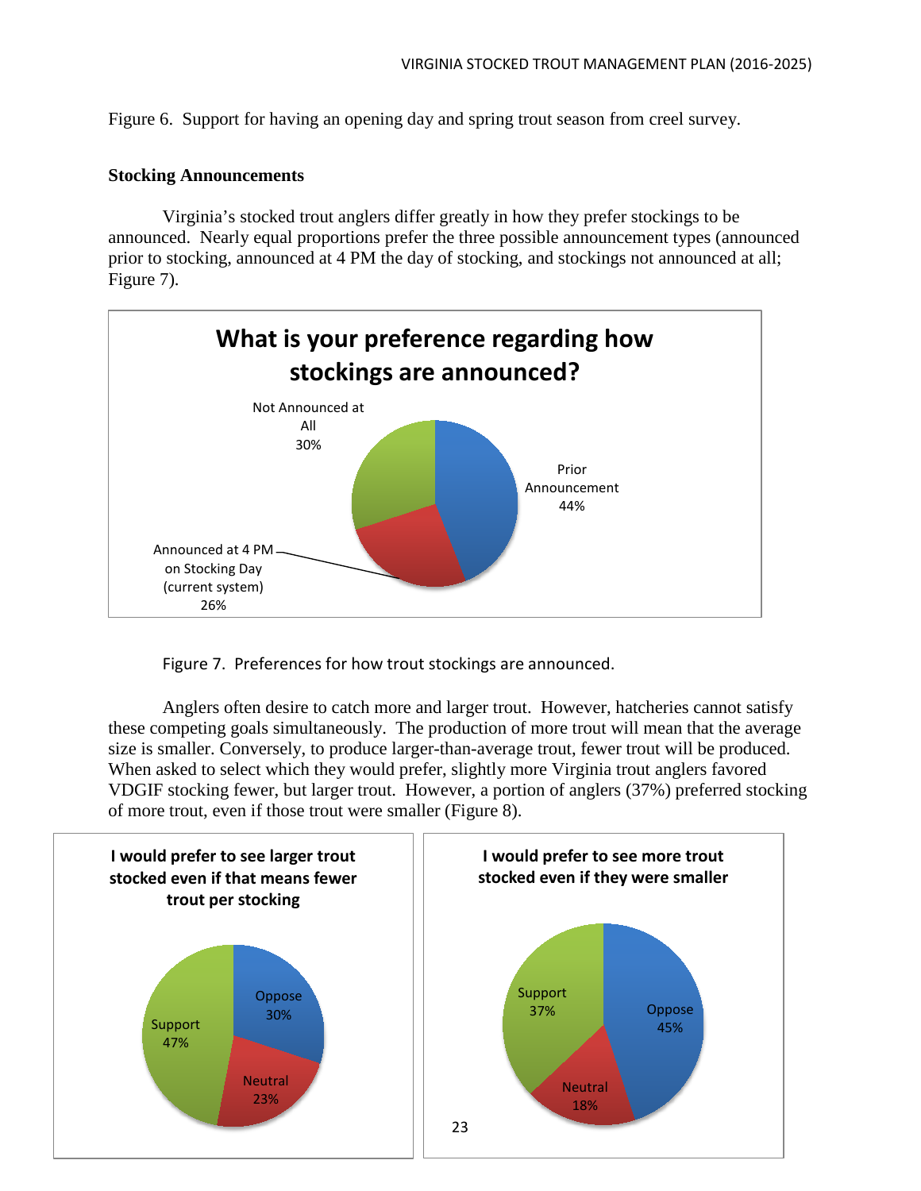Figure 6. Support for having an opening day and spring trout season from creel survey.

**Stocking Announcements**

Virginia's stocked trout anglers differ greatly in how they prefer stockings to be announced. Nearly equal proportions prefer the three possible announcement types (announced prior to stocking, announced at 4 PM the day of stocking, and stockings not announced at all; Figure 7).

**What is your preference regarding how stockings are announced?**

| Response | Percent |
|---|---|
| Prior Announcement | 44% |
| Announced at 4 PM on Stocking Day (current system) | 26% |
| Not Announced at All | 30% |

Figure 7. Preferences for how trout stockings are announced.

Anglers often desire to catch more and larger trout. However, hatcheries cannot satisfy these competing goals simultaneously. The production of more trout will mean that the average size is smaller. Conversely, to produce larger-than-average trout, fewer trout will be produced. When asked to select which they would prefer, slightly more Virginia trout anglers favored VDGIF stocking fewer, but larger trout. However, a portion of anglers (37%) preferred stocking of more trout, even if those trout were smaller (Figure 8).

**I would prefer to see larger trout stocked even if that means fewer trout per stocking**

| Response | Percent |
|---|---|
| Oppose | 30% |
| Neutral | 23% |
| Support | 47% |

**I would prefer to see more trout stocked even if they were smaller**

| Response | Percent |
|---|---|
| Oppose | 45% |
| Neutral | 18% |
| Support | 37% |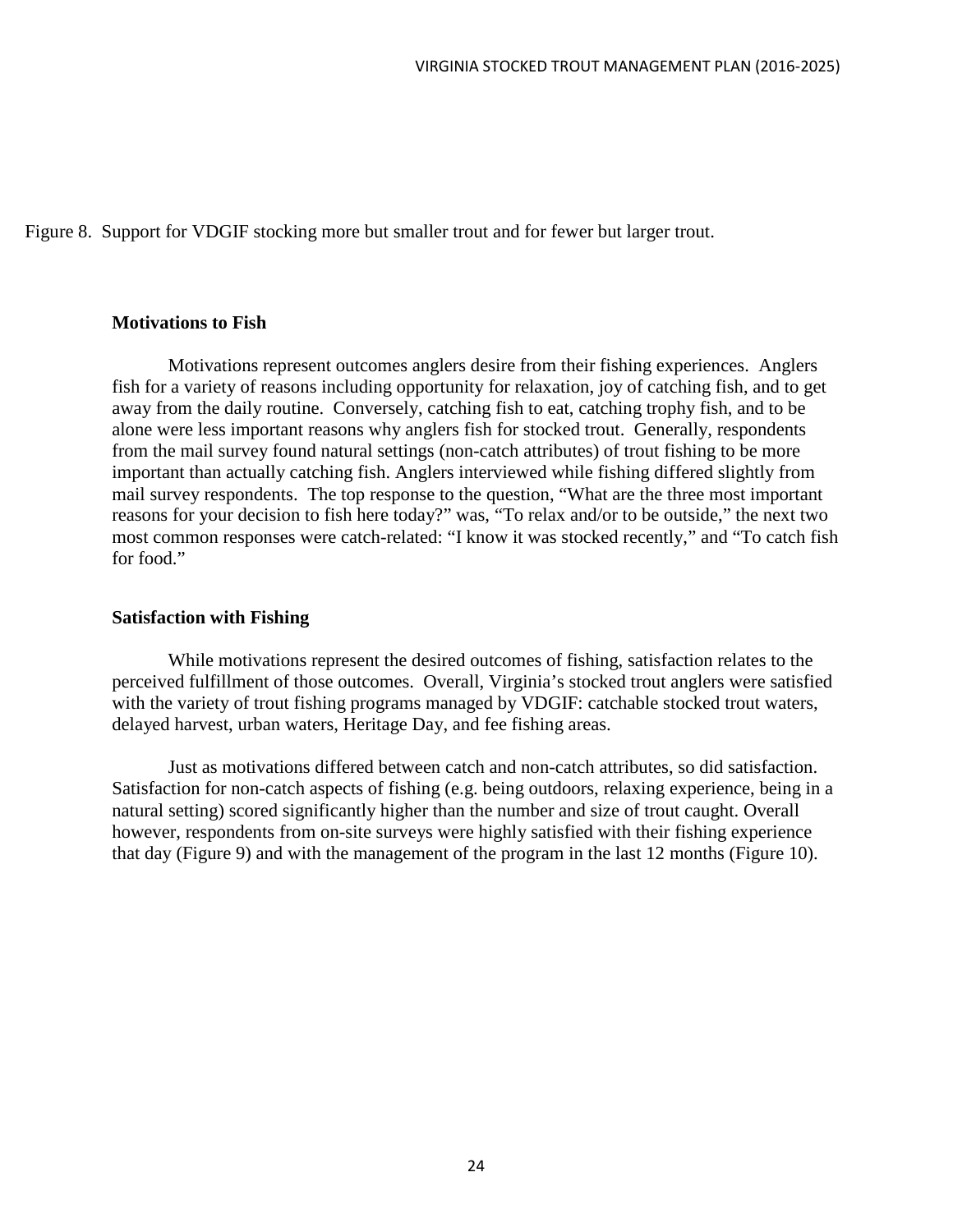Figure 8. Support for VDGIF stocking more but smaller trout and for fewer but larger trout.

### Motivations to Fish

Motivations represent outcomes anglers desire from their fishing experiences. Anglers fish for a variety of reasons including opportunity for relaxation, joy of catching fish, and to get away from the daily routine. Conversely, catching fish to eat, catching trophy fish, and to be alone were less important reasons why anglers fish for stocked trout. Generally, respondents from the mail survey found natural settings (non-catch attributes) of trout fishing to be more important than actually catching fish. Anglers interviewed while fishing differed slightly from mail survey respondents. The top response to the question, "What are the three most important reasons for your decision to fish here today?" was, "To relax and/or to be outside," the next two most common responses were catch-related: "I know it was stocked recently," and "To catch fish for food."

### Satisfaction with Fishing

While motivations represent the desired outcomes of fishing, satisfaction relates to the perceived fulfillment of those outcomes. Overall, Virginia's stocked trout anglers were satisfied with the variety of trout fishing programs managed by VDGIF: catchable stocked trout waters, delayed harvest, urban waters, Heritage Day, and fee fishing areas.

Just as motivations differed between catch and non-catch attributes, so did satisfaction. Satisfaction for non-catch aspects of fishing (e.g. being outdoors, relaxing experience, being in a natural setting) scored significantly higher than the number and size of trout caught. Overall however, respondents from on-site surveys were highly satisfied with their fishing experience that day (Figure 9) and with the management of the program in the last 12 months (Figure 10).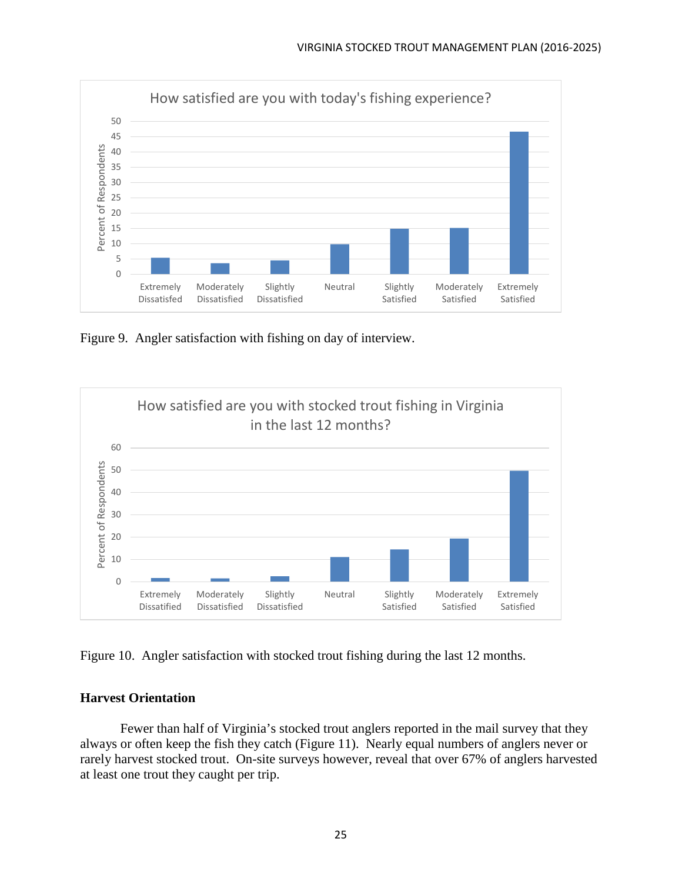Figure 9. Angler satisfaction with fishing on day of interview.

Figure 10. Angler satisfaction with stocked trout fishing during the last 12 months.

## Harvest Orientation

Fewer than half of Virginia's stocked trout anglers reported in the mail survey that they always or often keep the fish they catch (Figure 11). Nearly equal numbers of anglers never or rarely harvest stocked trout. On-site surveys however, reveal that over 67% of anglers harvested at least one trout they caught per trip.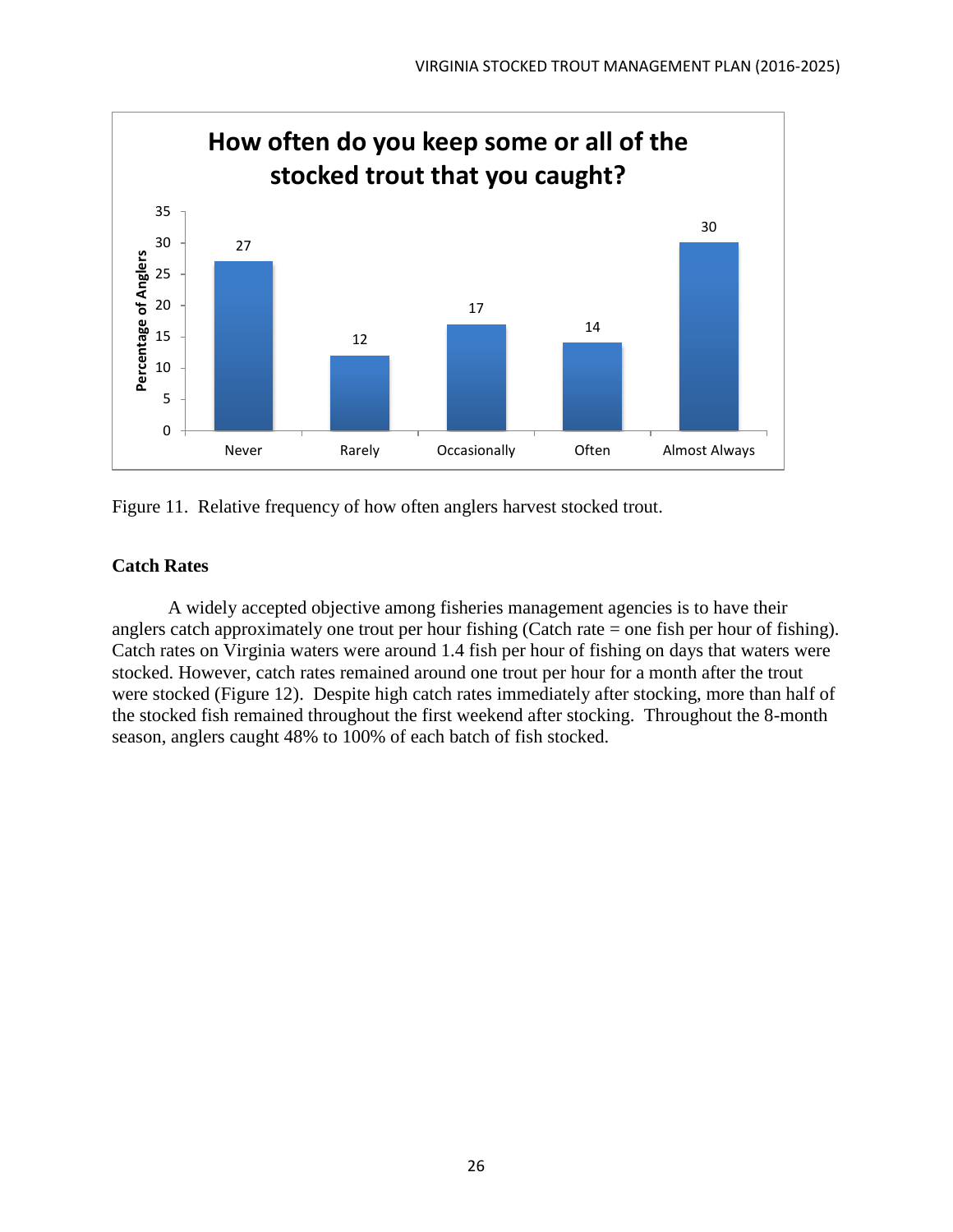Figure 11. Relative frequency of how often anglers harvest stocked trout.

### Catch Rates

A widely accepted objective among fisheries management agencies is to have their anglers catch approximately one trout per hour fishing (Catch rate = one fish per hour of fishing). Catch rates on Virginia waters were around 1.4 fish per hour of fishing on days that waters were stocked. However, catch rates remained around one trout per hour for a month after the trout were stocked (Figure 12). Despite high catch rates immediately after stocking, more than half of the stocked fish remained throughout the first weekend after stocking. Throughout the 8-month season, anglers caught 48% to 100% of each batch of fish stocked.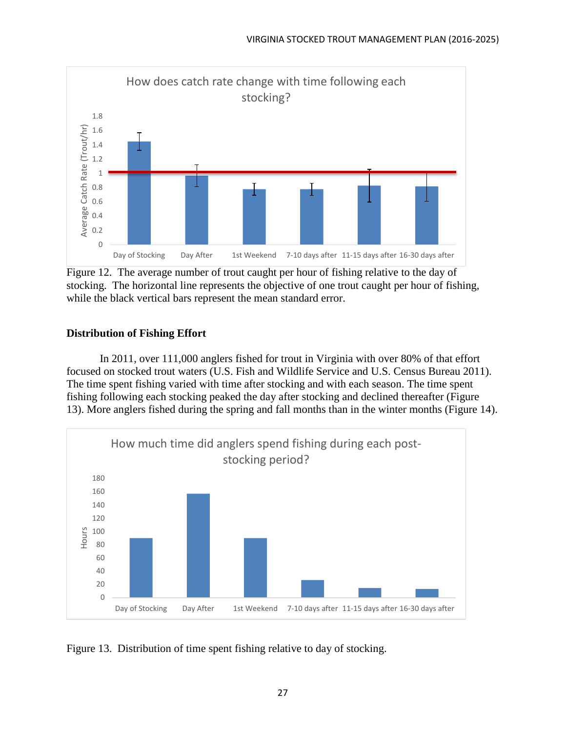Figure 12. The average number of trout caught per hour of fishing relative to the day of stocking. The horizontal line represents the objective of one trout caught per hour of fishing, while the black vertical bars represent the mean standard error.

### Distribution of Fishing Effort

In 2011, over 111,000 anglers fished for trout in Virginia with over 80% of that effort focused on stocked trout waters (U.S. Fish and Wildlife Service and U.S. Census Bureau 2011). The time spent fishing varied with time after stocking and with each season. The time spent fishing following each stocking peaked the day after stocking and declined thereafter (Figure 13). More anglers fished during the spring and fall months than in the winter months (Figure 14).

Figure 13. Distribution of time spent fishing relative to day of stocking.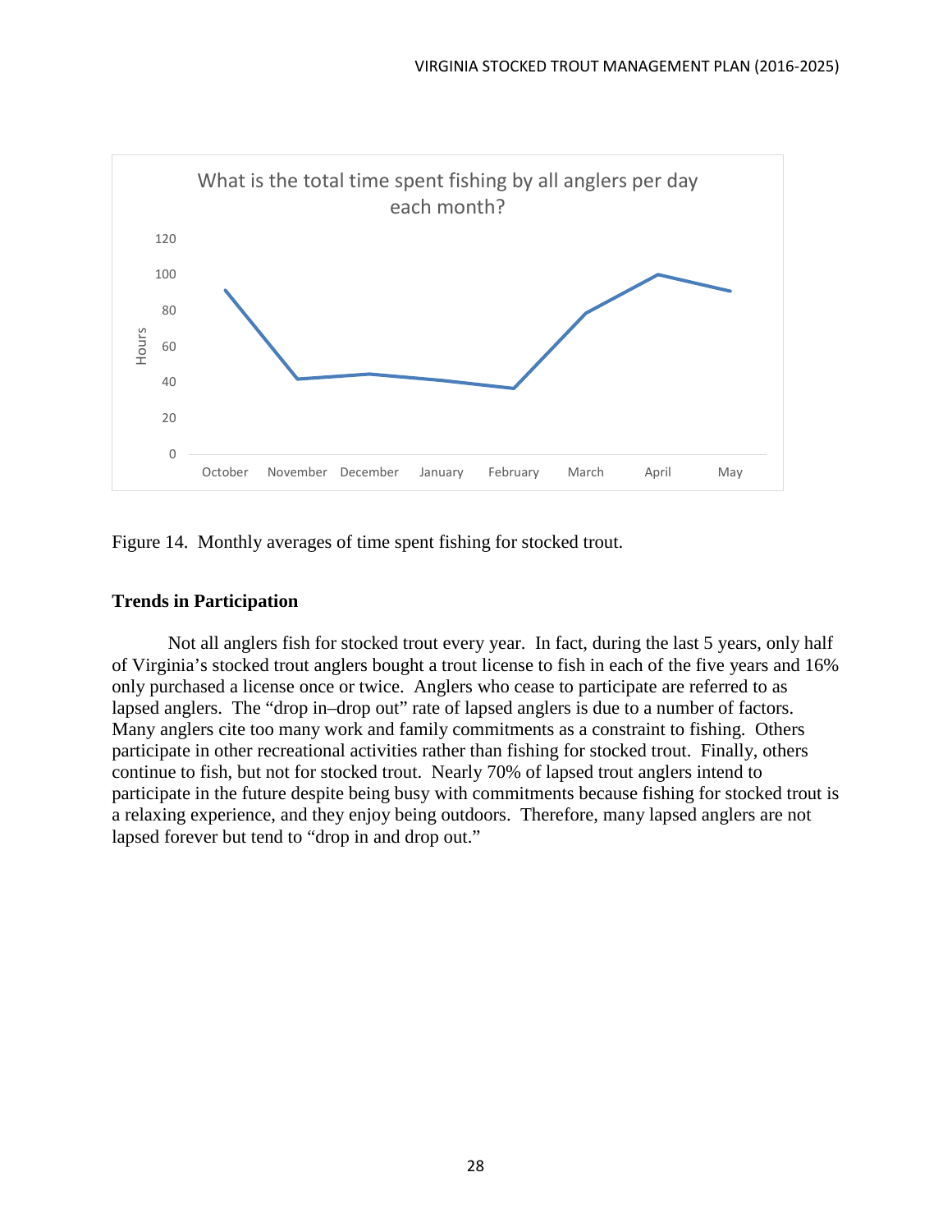Figure 14. Monthly averages of time spent fishing for stocked trout.

## Trends in Participation

Not all anglers fish for stocked trout every year. In fact, during the last 5 years, only half of Virginia's stocked trout anglers bought a trout license to fish in each of the five years and 16% only purchased a license once or twice. Anglers who cease to participate are referred to as lapsed anglers. The "drop in–drop out" rate of lapsed anglers is due to a number of factors. Many anglers cite too many work and family commitments as a constraint to fishing. Others participate in other recreational activities rather than fishing for stocked trout. Finally, others continue to fish, but not for stocked trout. Nearly 70% of lapsed trout anglers intend to participate in the future despite being busy with commitments because fishing for stocked trout is a relaxing experience, and they enjoy being outdoors. Therefore, many lapsed anglers are not lapsed forever but tend to "drop in and drop out."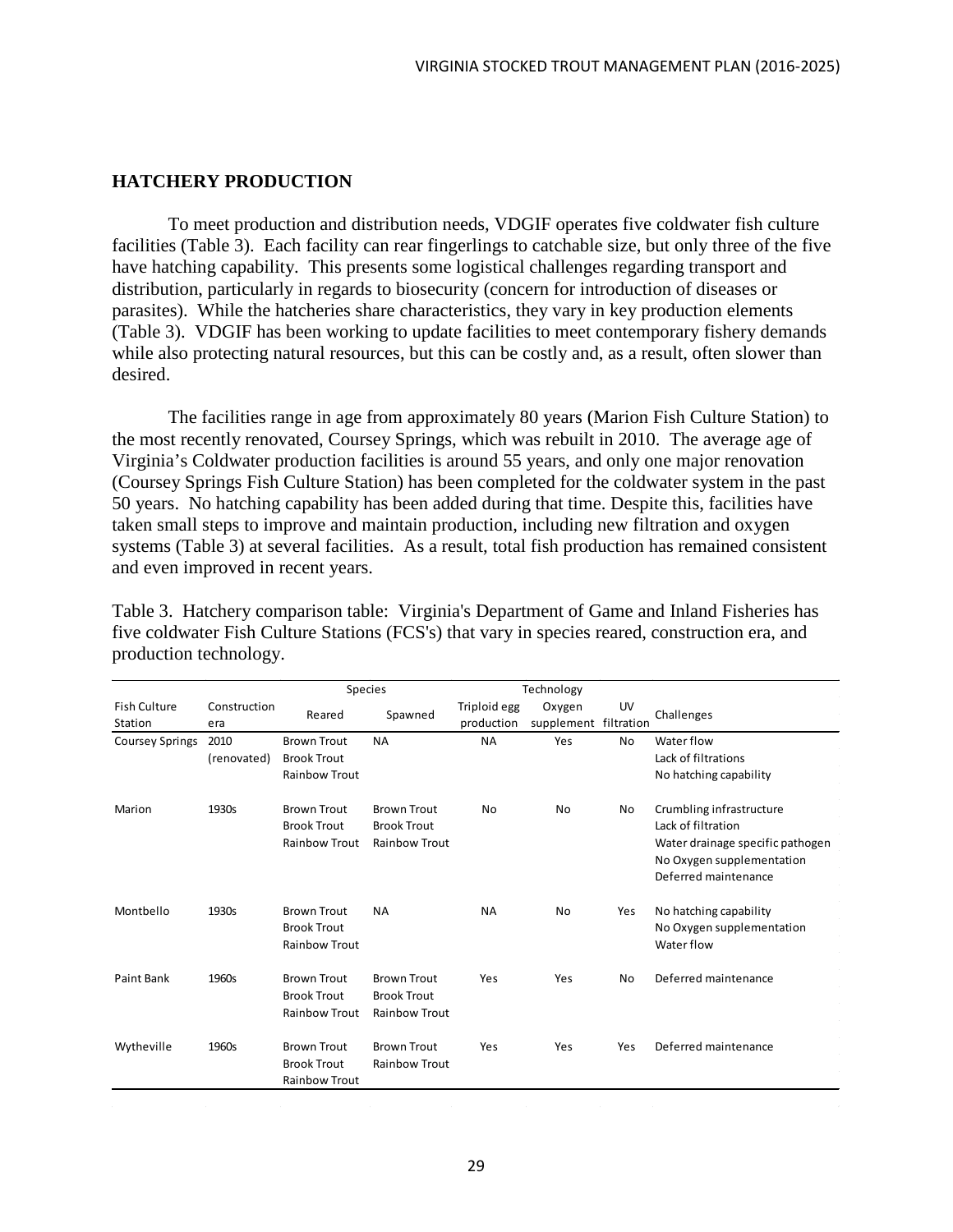## HATCHERY PRODUCTION

To meet production and distribution needs, VDGIF operates five coldwater fish culture facilities (Table 3). Each facility can rear fingerlings to catchable size, but only three of the five have hatching capability. This presents some logistical challenges regarding transport and distribution, particularly in regards to biosecurity (concern for introduction of diseases or parasites). While the hatcheries share characteristics, they vary in key production elements (Table 3). VDGIF has been working to update facilities to meet contemporary fishery demands while also protecting natural resources, but this can be costly and, as a result, often slower than desired.

The facilities range in age from approximately 80 years (Marion Fish Culture Station) to the most recently renovated, Coursey Springs, which was rebuilt in 2010. The average age of Virginia's Coldwater production facilities is around 55 years, and only one major renovation (Coursey Springs Fish Culture Station) has been completed for the coldwater system in the past 50 years. No hatching capability has been added during that time. Despite this, facilities have taken small steps to improve and maintain production, including new filtration and oxygen systems (Table 3) at several facilities. As a result, total fish production has remained consistent and even improved in recent years.

Table 3. Hatchery comparison table: Virginia's Department of Game and Inland Fisheries has five coldwater Fish Culture Stations (FCS's) that vary in species reared, construction era, and production technology.

| Fish Culture Station | Construction era | Species | | Technology | | | Challenges |
|---|---|---|---|---|---|---|---|
| | | Reared | Spawned | Triploid egg production | Oxygen supplement | UV filtration | |
| Coursey Springs | 2010 (renovated) | Brown Trout<br>Brook Trout<br>Rainbow Trout | NA | NA | Yes | No | Water flow<br>Lack of filtrations<br>No hatching capability |
| Marion | 1930s | Brown Trout<br>Brook Trout<br>Rainbow Trout | Brown Trout<br>Brook Trout<br>Rainbow Trout | No | No | No | Crumbling infrastructure<br>Lack of filtration<br>Water drainage specific pathogen<br>No Oxygen supplementation<br>Deferred maintenance |
| Montbello | 1930s | Brown Trout<br>Brook Trout<br>Rainbow Trout | NA | NA | No | Yes | No hatching capability<br>No Oxygen supplementation<br>Water flow |
| Paint Bank | 1960s | Brown Trout<br>Brook Trout<br>Rainbow Trout | Brown Trout<br>Brook Trout<br>Rainbow Trout | Yes | Yes | No | Deferred maintenance |
| Wytheville | 1960s | Brown Trout<br>Brook Trout<br>Rainbow Trout | Brown Trout<br>Rainbow Trout | Yes | Yes | Yes | Deferred maintenance |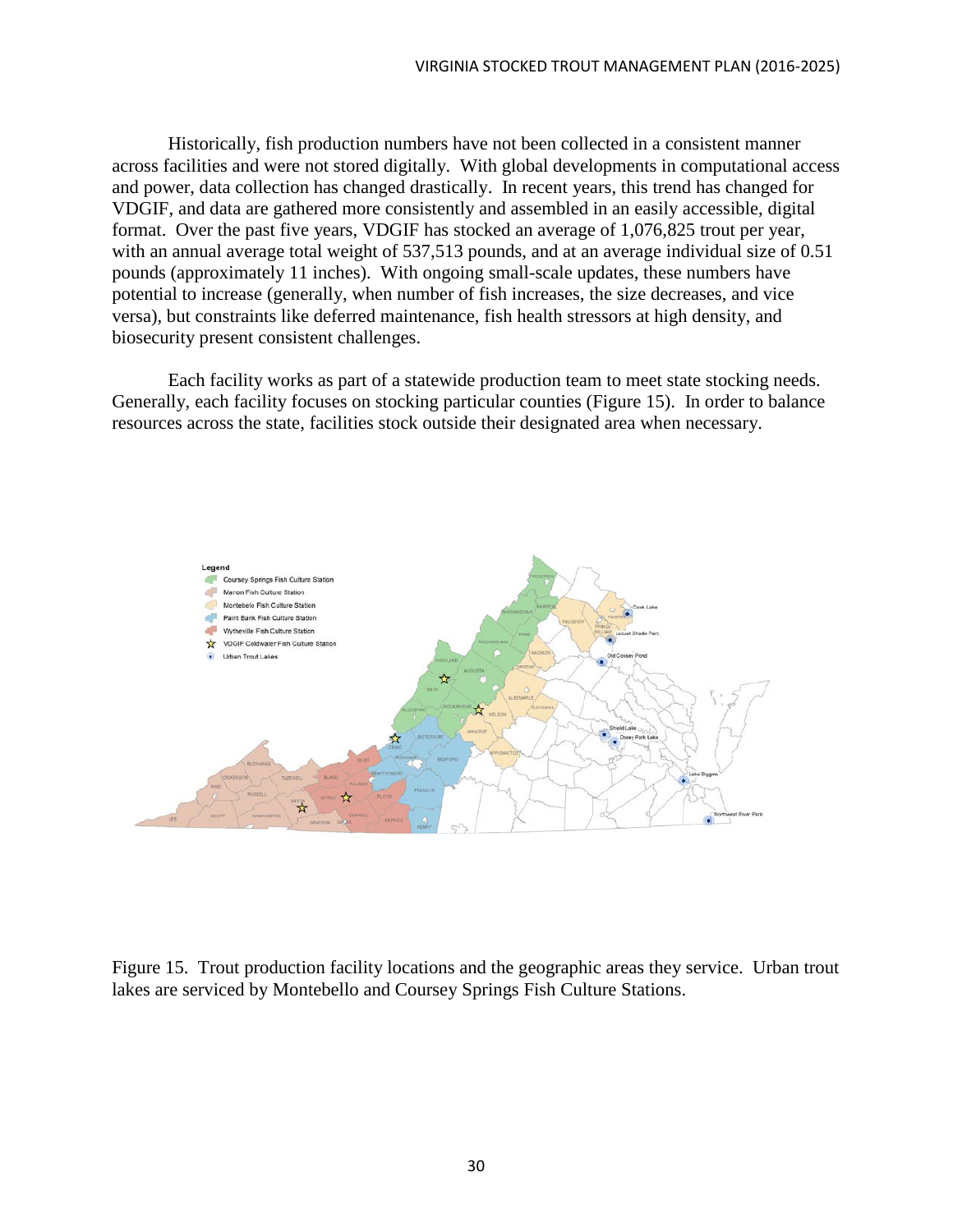Historically, fish production numbers have not been collected in a consistent manner across facilities and were not stored digitally. With global developments in computational access and power, data collection has changed drastically. In recent years, this trend has changed for VDGIF, and data are gathered more consistently and assembled in an easily accessible, digital format. Over the past five years, VDGIF has stocked an average of 1,076,825 trout per year, with an annual average total weight of 537,513 pounds, and at an average individual size of 0.51 pounds (approximately 11 inches). With ongoing small-scale updates, these numbers have potential to increase (generally, when number of fish increases, the size decreases, and vice versa), but constraints like deferred maintenance, fish health stressors at high density, and biosecurity present consistent challenges.

Each facility works as part of a statewide production team to meet state stocking needs. Generally, each facility focuses on stocking particular counties (Figure 15). In order to balance resources across the state, facilities stock outside their designated area when necessary.

Figure 15. Trout production facility locations and the geographic areas they service. Urban trout lakes are serviced by Montebello and Coursey Springs Fish Culture Stations.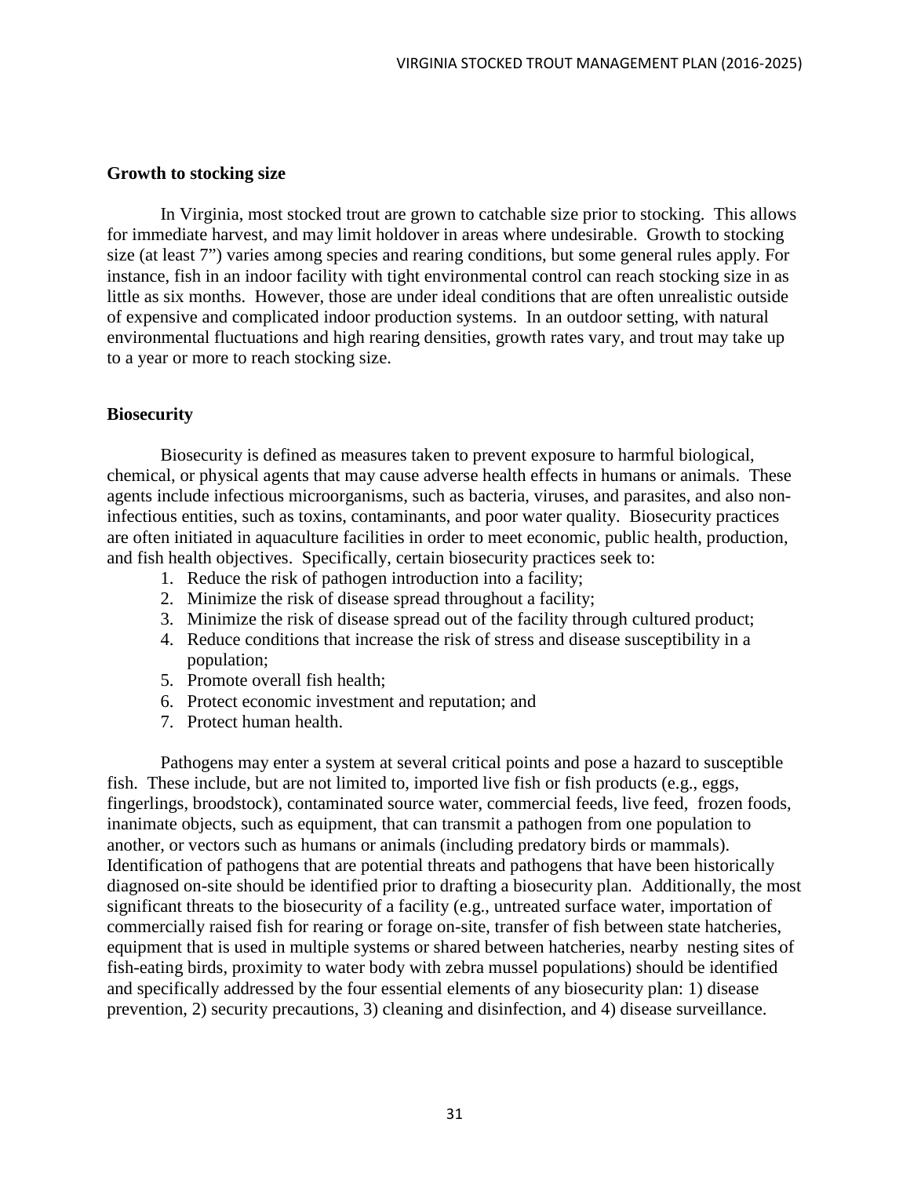## Growth to stocking size

In Virginia, most stocked trout are grown to catchable size prior to stocking. This allows for immediate harvest, and may limit holdover in areas where undesirable. Growth to stocking size (at least 7”) varies among species and rearing conditions, but some general rules apply. For instance, fish in an indoor facility with tight environmental control can reach stocking size in as little as six months. However, those are under ideal conditions that are often unrealistic outside of expensive and complicated indoor production systems. In an outdoor setting, with natural environmental fluctuations and high rearing densities, growth rates vary, and trout may take up to a year or more to reach stocking size.

## Biosecurity

Biosecurity is defined as measures taken to prevent exposure to harmful biological, chemical, or physical agents that may cause adverse health effects in humans or animals. These agents include infectious microorganisms, such as bacteria, viruses, and parasites, and also non-infectious entities, such as toxins, contaminants, and poor water quality. Biosecurity practices are often initiated in aquaculture facilities in order to meet economic, public health, production, and fish health objectives. Specifically, certain biosecurity practices seek to:

1. Reduce the risk of pathogen introduction into a facility;
2. Minimize the risk of disease spread throughout a facility;
3. Minimize the risk of disease spread out of the facility through cultured product;
4. Reduce conditions that increase the risk of stress and disease susceptibility in a population;
5. Promote overall fish health;
6. Protect economic investment and reputation; and
7. Protect human health.

Pathogens may enter a system at several critical points and pose a hazard to susceptible fish. These include, but are not limited to, imported live fish or fish products (e.g., eggs, fingerlings, broodstock), contaminated source water, commercial feeds, live feed, frozen foods, inanimate objects, such as equipment, that can transmit a pathogen from one population to another, or vectors such as humans or animals (including predatory birds or mammals). Identification of pathogens that are potential threats and pathogens that have been historically diagnosed on-site should be identified prior to drafting a biosecurity plan. Additionally, the most significant threats to the biosecurity of a facility (e.g., untreated surface water, importation of commercially raised fish for rearing or forage on-site, transfer of fish between state hatcheries, equipment that is used in multiple systems or shared between hatcheries, nearby nesting sites of fish-eating birds, proximity to water body with zebra mussel populations) should be identified and specifically addressed by the four essential elements of any biosecurity plan: 1) disease prevention, 2) security precautions, 3) cleaning and disinfection, and 4) disease surveillance.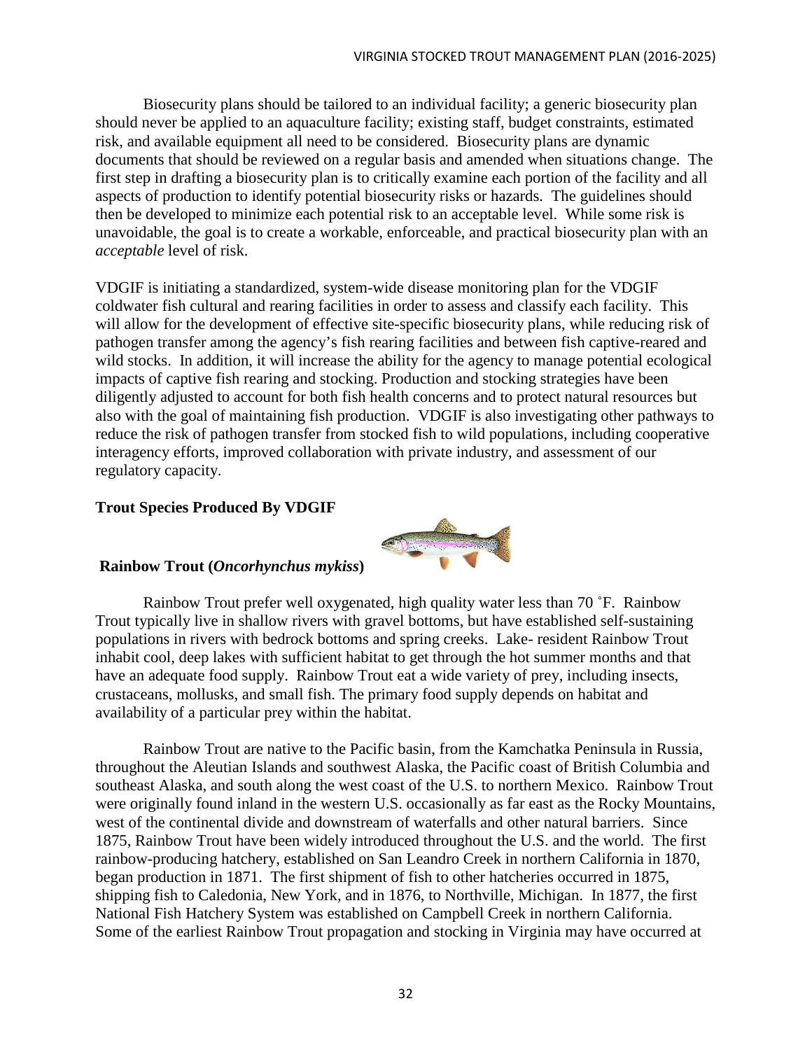Biosecurity plans should be tailored to an individual facility; a generic biosecurity plan should never be applied to an aquaculture facility; existing staff, budget constraints, estimated risk, and available equipment all need to be considered. Biosecurity plans are dynamic documents that should be reviewed on a regular basis and amended when situations change. The first step in drafting a biosecurity plan is to critically examine each portion of the facility and all aspects of production to identify potential biosecurity risks or hazards. The guidelines should then be developed to minimize each potential risk to an acceptable level. While some risk is unavoidable, the goal is to create a workable, enforceable, and practical biosecurity plan with an *acceptable* level of risk.

VDGIF is initiating a standardized, system-wide disease monitoring plan for the VDGIF coldwater fish cultural and rearing facilities in order to assess and classify each facility. This will allow for the development of effective site-specific biosecurity plans, while reducing risk of pathogen transfer among the agency's fish rearing facilities and between fish captive-reared and wild stocks. In addition, it will increase the ability for the agency to manage potential ecological impacts of captive fish rearing and stocking. Production and stocking strategies have been diligently adjusted to account for both fish health concerns and to protect natural resources but also with the goal of maintaining fish production. VDGIF is also investigating other pathways to reduce the risk of pathogen transfer from stocked fish to wild populations, including cooperative interagency efforts, improved collaboration with private industry, and assessment of our regulatory capacity.

## Trout Species Produced By VDGIF

### Rainbow Trout (*Oncorhynchus mykiss*)

Rainbow Trout prefer well oxygenated, high quality water less than 70 ˚F. Rainbow Trout typically live in shallow rivers with gravel bottoms, but have established self-sustaining populations in rivers with bedrock bottoms and spring creeks. Lake- resident Rainbow Trout inhabit cool, deep lakes with sufficient habitat to get through the hot summer months and that have an adequate food supply. Rainbow Trout eat a wide variety of prey, including insects, crustaceans, mollusks, and small fish. The primary food supply depends on habitat and availability of a particular prey within the habitat.

Rainbow Trout are native to the Pacific basin, from the Kamchatka Peninsula in Russia, throughout the Aleutian Islands and southwest Alaska, the Pacific coast of British Columbia and southeast Alaska, and south along the west coast of the U.S. to northern Mexico. Rainbow Trout were originally found inland in the western U.S. occasionally as far east as the Rocky Mountains, west of the continental divide and downstream of waterfalls and other natural barriers. Since 1875, Rainbow Trout have been widely introduced throughout the U.S. and the world. The first rainbow-producing hatchery, established on San Leandro Creek in northern California in 1870, began production in 1871. The first shipment of fish to other hatcheries occurred in 1875, shipping fish to Caledonia, New York, and in 1876, to Northville, Michigan. In 1877, the first National Fish Hatchery System was established on Campbell Creek in northern California. Some of the earliest Rainbow Trout propagation and stocking in Virginia may have occurred at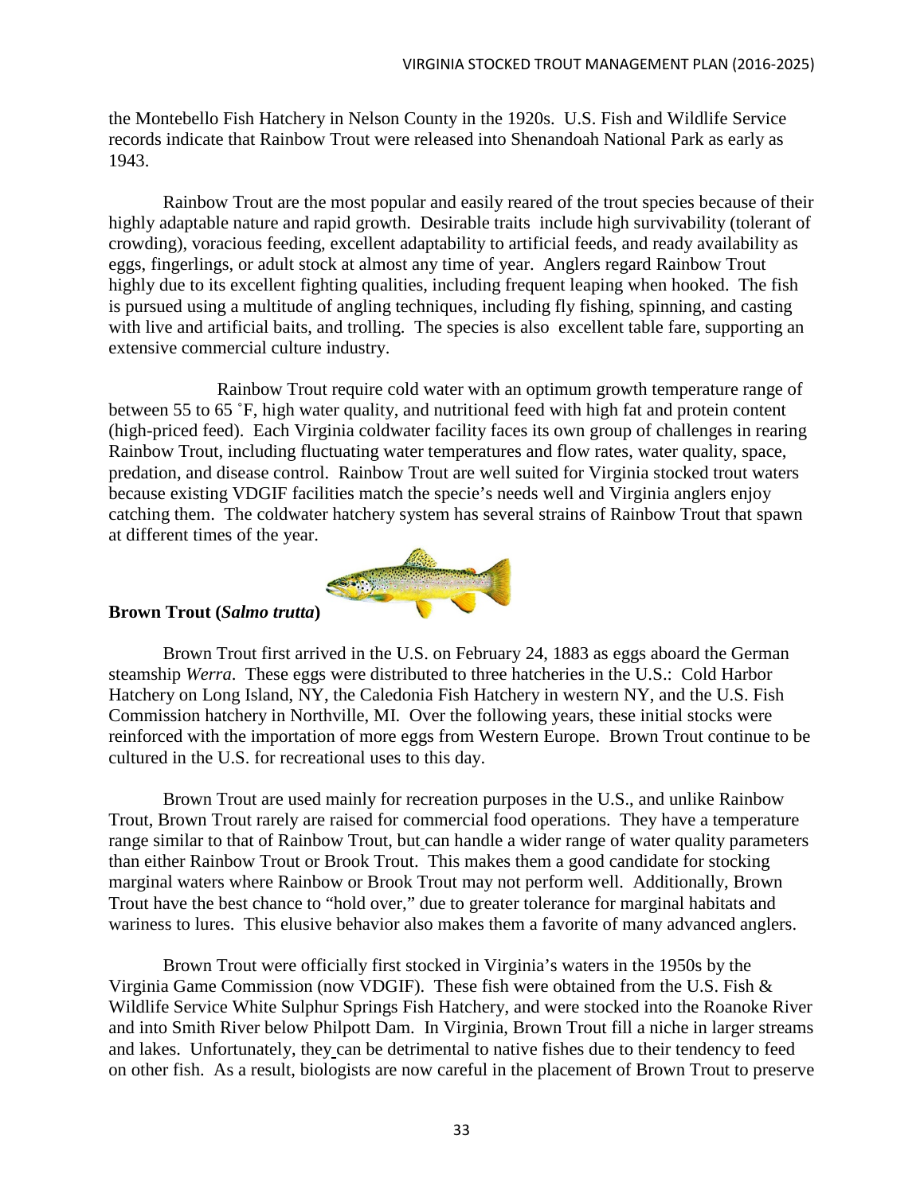the Montebello Fish Hatchery in Nelson County in the 1920s. U.S. Fish and Wildlife Service records indicate that Rainbow Trout were released into Shenandoah National Park as early as 1943.

Rainbow Trout are the most popular and easily reared of the trout species because of their highly adaptable nature and rapid growth. Desirable traits include high survivability (tolerant of crowding), voracious feeding, excellent adaptability to artificial feeds, and ready availability as eggs, fingerlings, or adult stock at almost any time of year. Anglers regard Rainbow Trout highly due to its excellent fighting qualities, including frequent leaping when hooked. The fish is pursued using a multitude of angling techniques, including fly fishing, spinning, and casting with live and artificial baits, and trolling. The species is also excellent table fare, supporting an extensive commercial culture industry.

Rainbow Trout require cold water with an optimum growth temperature range of between 55 to 65 ˚F, high water quality, and nutritional feed with high fat and protein content (high-priced feed). Each Virginia coldwater facility faces its own group of challenges in rearing Rainbow Trout, including fluctuating water temperatures and flow rates, water quality, space, predation, and disease control. Rainbow Trout are well suited for Virginia stocked trout waters because existing VDGIF facilities match the specie's needs well and Virginia anglers enjoy catching them. The coldwater hatchery system has several strains of Rainbow Trout that spawn at different times of the year.

**Brown Trout (*Salmo trutta*)**

Brown Trout first arrived in the U.S. on February 24, 1883 as eggs aboard the German steamship *Werra*. These eggs were distributed to three hatcheries in the U.S.: Cold Harbor Hatchery on Long Island, NY, the Caledonia Fish Hatchery in western NY, and the U.S. Fish Commission hatchery in Northville, MI. Over the following years, these initial stocks were reinforced with the importation of more eggs from Western Europe. Brown Trout continue to be cultured in the U.S. for recreational uses to this day.

Brown Trout are used mainly for recreation purposes in the U.S., and unlike Rainbow Trout, Brown Trout rarely are raised for commercial food operations. They have a temperature range similar to that of Rainbow Trout, but can handle a wider range of water quality parameters than either Rainbow Trout or Brook Trout. This makes them a good candidate for stocking marginal waters where Rainbow or Brook Trout may not perform well. Additionally, Brown Trout have the best chance to "hold over," due to greater tolerance for marginal habitats and wariness to lures. This elusive behavior also makes them a favorite of many advanced anglers.

Brown Trout were officially first stocked in Virginia's waters in the 1950s by the Virginia Game Commission (now VDGIF). These fish were obtained from the U.S. Fish & Wildlife Service White Sulphur Springs Fish Hatchery, and were stocked into the Roanoke River and into Smith River below Philpott Dam. In Virginia, Brown Trout fill a niche in larger streams and lakes. Unfortunately, they can be detrimental to native fishes due to their tendency to feed on other fish. As a result, biologists are now careful in the placement of Brown Trout to preserve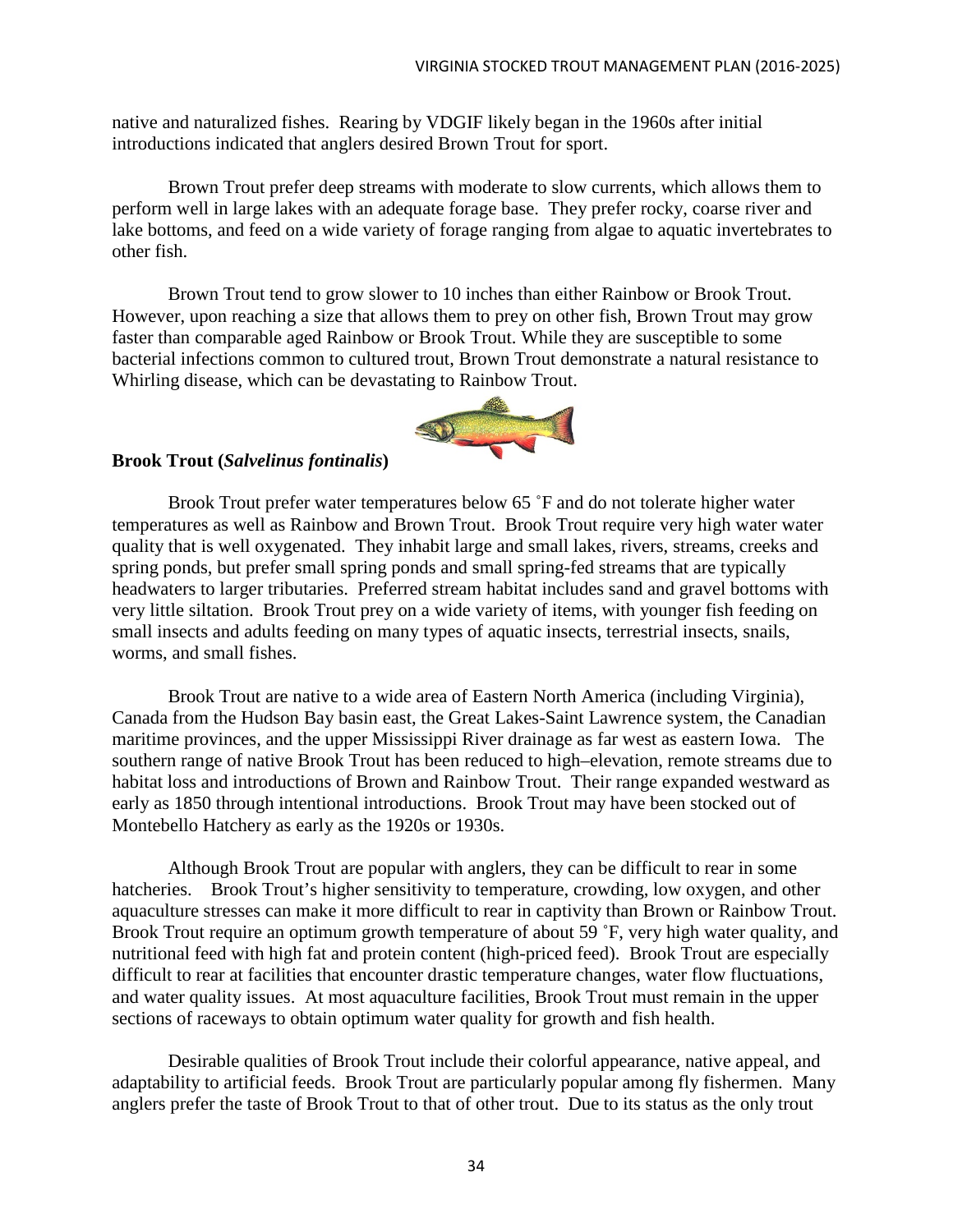native and naturalized fishes. Rearing by VDGIF likely began in the 1960s after initial introductions indicated that anglers desired Brown Trout for sport.

Brown Trout prefer deep streams with moderate to slow currents, which allows them to perform well in large lakes with an adequate forage base. They prefer rocky, coarse river and lake bottoms, and feed on a wide variety of forage ranging from algae to aquatic invertebrates to other fish.

Brown Trout tend to grow slower to 10 inches than either Rainbow or Brook Trout. However, upon reaching a size that allows them to prey on other fish, Brown Trout may grow faster than comparable aged Rainbow or Brook Trout. While they are susceptible to some bacterial infections common to cultured trout, Brown Trout demonstrate a natural resistance to Whirling disease, which can be devastating to Rainbow Trout.

### Brook Trout (*Salvelinus fontinalis*)

Brook Trout prefer water temperatures below 65 ˚F and do not tolerate higher water temperatures as well as Rainbow and Brown Trout. Brook Trout require very high water water quality that is well oxygenated. They inhabit large and small lakes, rivers, streams, creeks and spring ponds, but prefer small spring ponds and small spring-fed streams that are typically headwaters to larger tributaries. Preferred stream habitat includes sand and gravel bottoms with very little siltation. Brook Trout prey on a wide variety of items, with younger fish feeding on small insects and adults feeding on many types of aquatic insects, terrestrial insects, snails, worms, and small fishes.

Brook Trout are native to a wide area of Eastern North America (including Virginia), Canada from the Hudson Bay basin east, the Great Lakes-Saint Lawrence system, the Canadian maritime provinces, and the upper Mississippi River drainage as far west as eastern Iowa. The southern range of native Brook Trout has been reduced to high–elevation, remote streams due to habitat loss and introductions of Brown and Rainbow Trout. Their range expanded westward as early as 1850 through intentional introductions. Brook Trout may have been stocked out of Montebello Hatchery as early as the 1920s or 1930s.

Although Brook Trout are popular with anglers, they can be difficult to rear in some hatcheries. Brook Trout's higher sensitivity to temperature, crowding, low oxygen, and other aquaculture stresses can make it more difficult to rear in captivity than Brown or Rainbow Trout. Brook Trout require an optimum growth temperature of about 59 ˚F, very high water quality, and nutritional feed with high fat and protein content (high-priced feed). Brook Trout are especially difficult to rear at facilities that encounter drastic temperature changes, water flow fluctuations, and water quality issues. At most aquaculture facilities, Brook Trout must remain in the upper sections of raceways to obtain optimum water quality for growth and fish health.

Desirable qualities of Brook Trout include their colorful appearance, native appeal, and adaptability to artificial feeds. Brook Trout are particularly popular among fly fishermen. Many anglers prefer the taste of Brook Trout to that of other trout. Due to its status as the only trout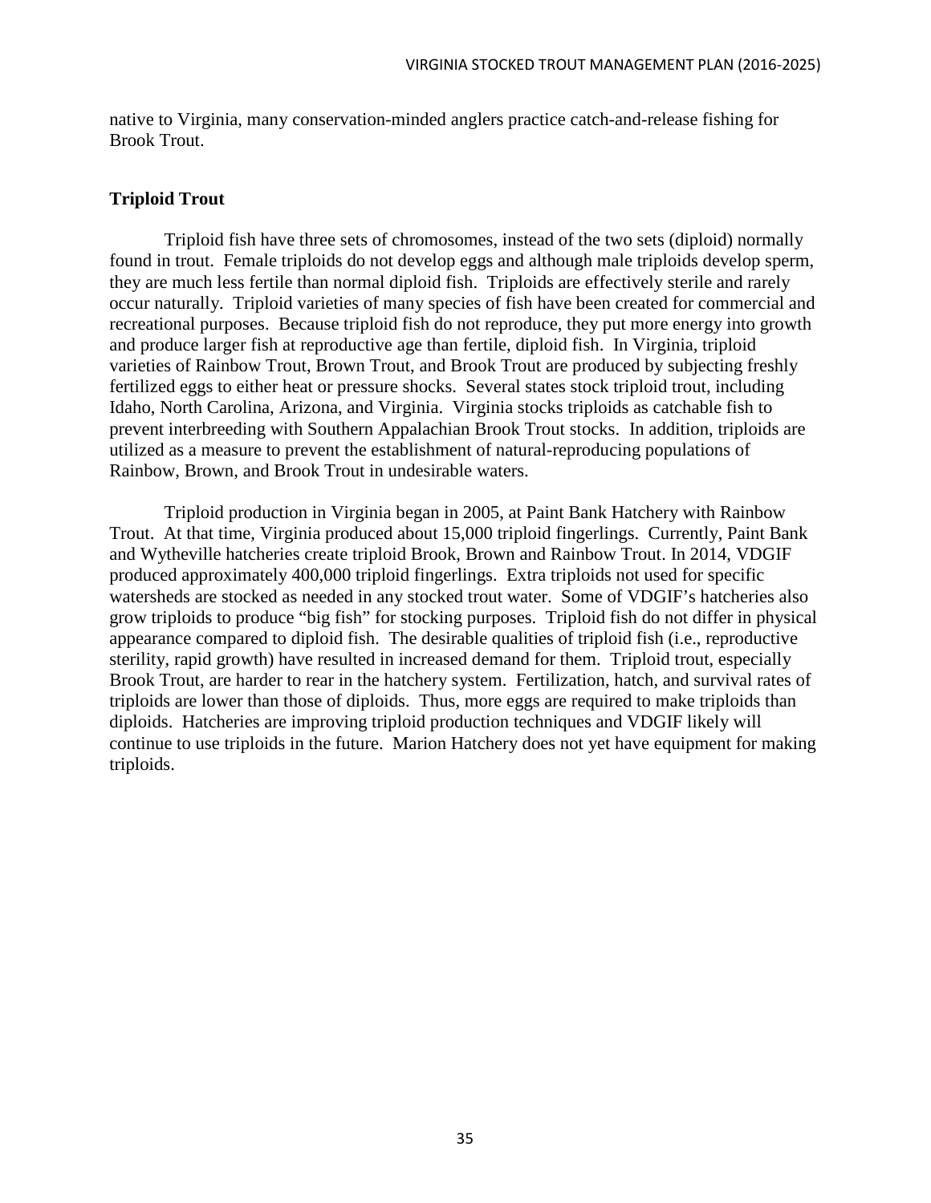native to Virginia, many conservation-minded anglers practice catch-and-release fishing for Brook Trout.

**Triploid Trout**

Triploid fish have three sets of chromosomes, instead of the two sets (diploid) normally found in trout. Female triploids do not develop eggs and although male triploids develop sperm, they are much less fertile than normal diploid fish. Triploids are effectively sterile and rarely occur naturally. Triploid varieties of many species of fish have been created for commercial and recreational purposes. Because triploid fish do not reproduce, they put more energy into growth and produce larger fish at reproductive age than fertile, diploid fish. In Virginia, triploid varieties of Rainbow Trout, Brown Trout, and Brook Trout are produced by subjecting freshly fertilized eggs to either heat or pressure shocks. Several states stock triploid trout, including Idaho, North Carolina, Arizona, and Virginia. Virginia stocks triploids as catchable fish to prevent interbreeding with Southern Appalachian Brook Trout stocks. In addition, triploids are utilized as a measure to prevent the establishment of natural-reproducing populations of Rainbow, Brown, and Brook Trout in undesirable waters.

Triploid production in Virginia began in 2005, at Paint Bank Hatchery with Rainbow Trout. At that time, Virginia produced about 15,000 triploid fingerlings. Currently, Paint Bank and Wytheville hatcheries create triploid Brook, Brown and Rainbow Trout. In 2014, VDGIF produced approximately 400,000 triploid fingerlings. Extra triploids not used for specific watersheds are stocked as needed in any stocked trout water. Some of VDGIF's hatcheries also grow triploids to produce "big fish" for stocking purposes. Triploid fish do not differ in physical appearance compared to diploid fish. The desirable qualities of triploid fish (i.e., reproductive sterility, rapid growth) have resulted in increased demand for them. Triploid trout, especially Brook Trout, are harder to rear in the hatchery system. Fertilization, hatch, and survival rates of triploids are lower than those of diploids. Thus, more eggs are required to make triploids than diploids. Hatcheries are improving triploid production techniques and VDGIF likely will continue to use triploids in the future. Marion Hatchery does not yet have equipment for making triploids.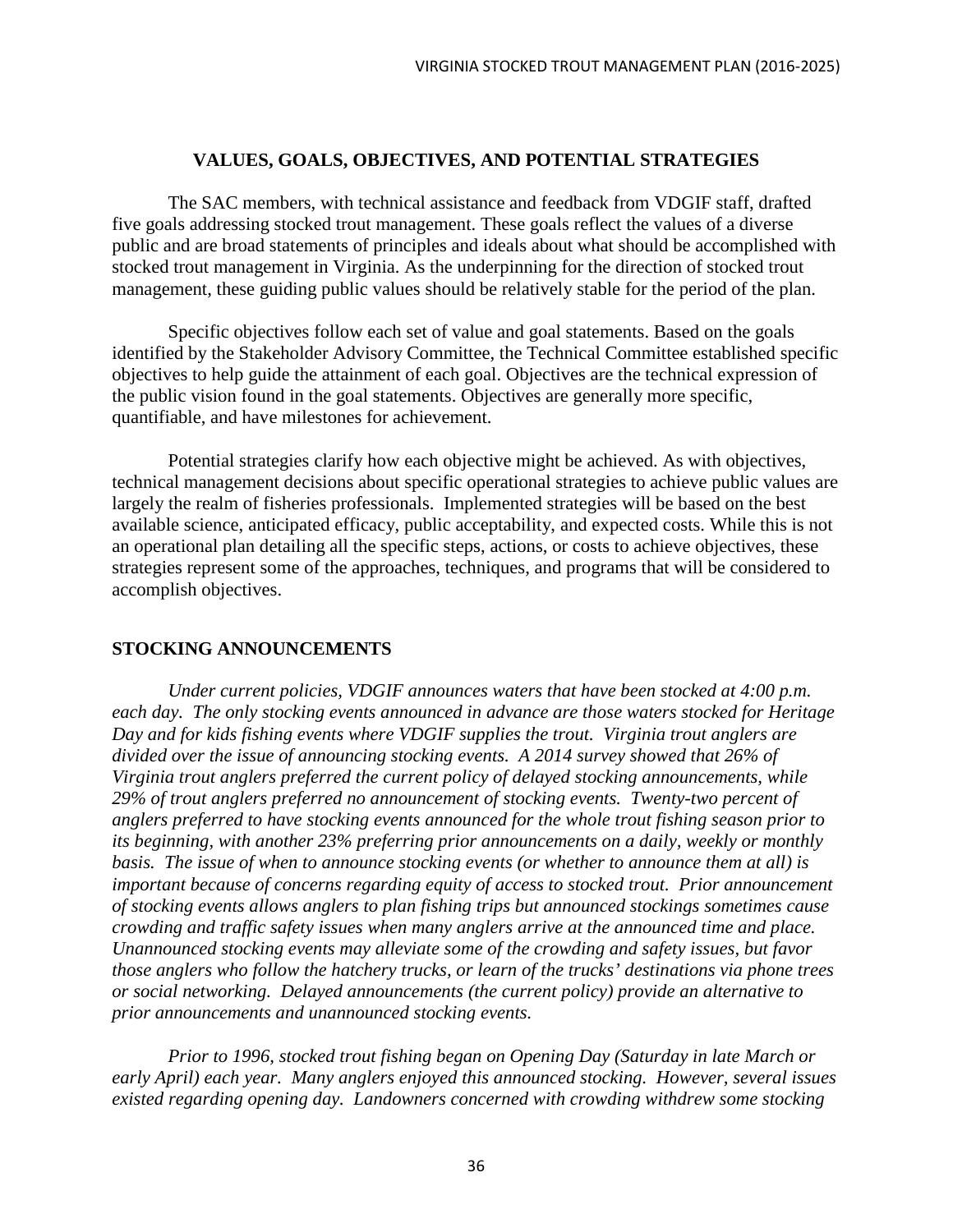## VALUES, GOALS, OBJECTIVES, AND POTENTIAL STRATEGIES

The SAC members, with technical assistance and feedback from VDGIF staff, drafted five goals addressing stocked trout management. These goals reflect the values of a diverse public and are broad statements of principles and ideals about what should be accomplished with stocked trout management in Virginia. As the underpinning for the direction of stocked trout management, these guiding public values should be relatively stable for the period of the plan.

Specific objectives follow each set of value and goal statements. Based on the goals identified by the Stakeholder Advisory Committee, the Technical Committee established specific objectives to help guide the attainment of each goal. Objectives are the technical expression of the public vision found in the goal statements. Objectives are generally more specific, quantifiable, and have milestones for achievement.

Potential strategies clarify how each objective might be achieved. As with objectives, technical management decisions about specific operational strategies to achieve public values are largely the realm of fisheries professionals. Implemented strategies will be based on the best available science, anticipated efficacy, public acceptability, and expected costs. While this is not an operational plan detailing all the specific steps, actions, or costs to achieve objectives, these strategies represent some of the approaches, techniques, and programs that will be considered to accomplish objectives.

### STOCKING ANNOUNCEMENTS

*Under current policies, VDGIF announces waters that have been stocked at 4:00 p.m. each day. The only stocking events announced in advance are those waters stocked for Heritage Day and for kids fishing events where VDGIF supplies the trout. Virginia trout anglers are divided over the issue of announcing stocking events. A 2014 survey showed that 26% of Virginia trout anglers preferred the current policy of delayed stocking announcements, while 29% of trout anglers preferred no announcement of stocking events. Twenty-two percent of anglers preferred to have stocking events announced for the whole trout fishing season prior to its beginning, with another 23% preferring prior announcements on a daily, weekly or monthly basis. The issue of when to announce stocking events (or whether to announce them at all) is important because of concerns regarding equity of access to stocked trout. Prior announcement of stocking events allows anglers to plan fishing trips but announced stockings sometimes cause crowding and traffic safety issues when many anglers arrive at the announced time and place. Unannounced stocking events may alleviate some of the crowding and safety issues, but favor those anglers who follow the hatchery trucks, or learn of the trucks' destinations via phone trees or social networking. Delayed announcements (the current policy) provide an alternative to prior announcements and unannounced stocking events.*

*Prior to 1996, stocked trout fishing began on Opening Day (Saturday in late March or early April) each year. Many anglers enjoyed this announced stocking. However, several issues existed regarding opening day. Landowners concerned with crowding withdrew some stocking*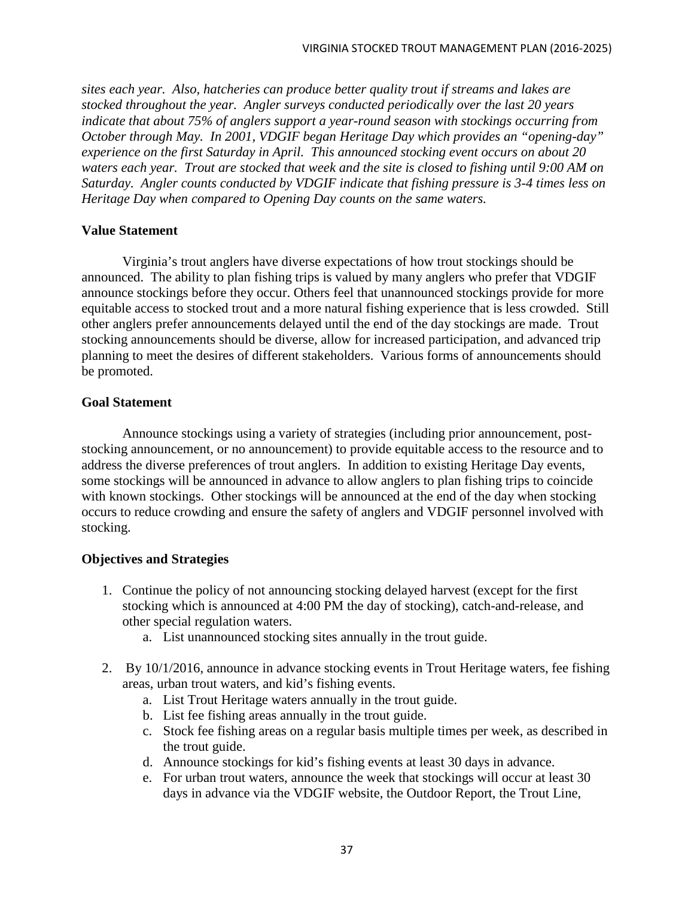*sites each year. Also, hatcheries can produce better quality trout if streams and lakes are stocked throughout the year. Angler surveys conducted periodically over the last 20 years indicate that about 75% of anglers support a year-round season with stockings occurring from October through May. In 2001, VDGIF began Heritage Day which provides an "opening-day" experience on the first Saturday in April. This announced stocking event occurs on about 20 waters each year. Trout are stocked that week and the site is closed to fishing until 9:00 AM on Saturday. Angler counts conducted by VDGIF indicate that fishing pressure is 3-4 times less on Heritage Day when compared to Opening Day counts on the same waters.*

**Value Statement**

Virginia's trout anglers have diverse expectations of how trout stockings should be announced. The ability to plan fishing trips is valued by many anglers who prefer that VDGIF announce stockings before they occur. Others feel that unannounced stockings provide for more equitable access to stocked trout and a more natural fishing experience that is less crowded. Still other anglers prefer announcements delayed until the end of the day stockings are made. Trout stocking announcements should be diverse, allow for increased participation, and advanced trip planning to meet the desires of different stakeholders. Various forms of announcements should be promoted.

**Goal Statement**

Announce stockings using a variety of strategies (including prior announcement, post-stocking announcement, or no announcement) to provide equitable access to the resource and to address the diverse preferences of trout anglers. In addition to existing Heritage Day events, some stockings will be announced in advance to allow anglers to plan fishing trips to coincide with known stockings. Other stockings will be announced at the end of the day when stocking occurs to reduce crowding and ensure the safety of anglers and VDGIF personnel involved with stocking.

**Objectives and Strategies**

1. Continue the policy of not announcing stocking delayed harvest (except for the first stocking which is announced at 4:00 PM the day of stocking), catch-and-release, and other special regulation waters.
    a. List unannounced stocking sites annually in the trout guide.
2. By 10/1/2016, announce in advance stocking events in Trout Heritage waters, fee fishing areas, urban trout waters, and kid's fishing events.
    a. List Trout Heritage waters annually in the trout guide.
    b. List fee fishing areas annually in the trout guide.
    c. Stock fee fishing areas on a regular basis multiple times per week, as described in the trout guide.
    d. Announce stockings for kid's fishing events at least 30 days in advance.
    e. For urban trout waters, announce the week that stockings will occur at least 30 days in advance via the VDGIF website, the Outdoor Report, the Trout Line,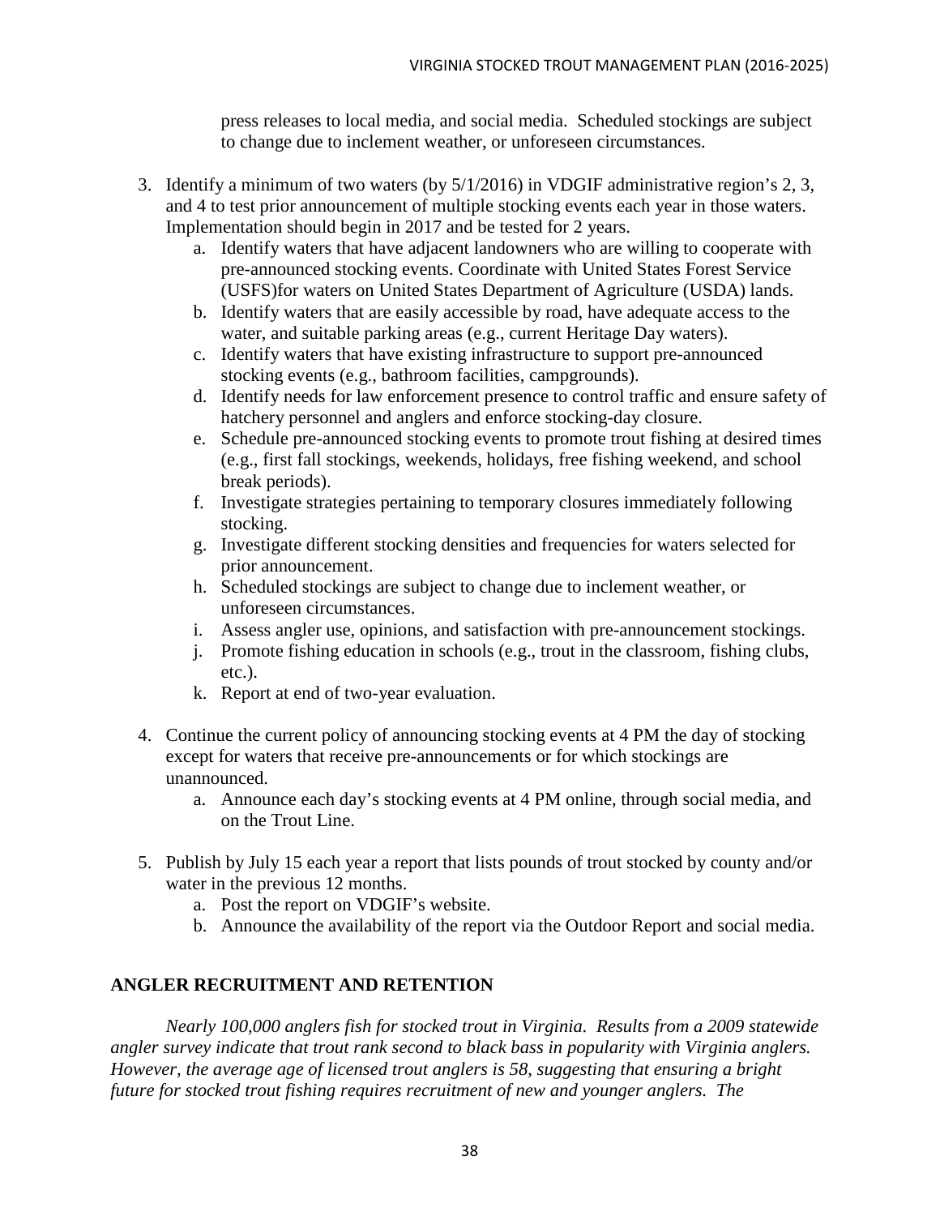press releases to local media, and social media. Scheduled stockings are subject to change due to inclement weather, or unforeseen circumstances.

3. Identify a minimum of two waters (by 5/1/2016) in VDGIF administrative region's 2, 3, and 4 to test prior announcement of multiple stocking events each year in those waters. Implementation should begin in 2017 and be tested for 2 years.
   a. Identify waters that have adjacent landowners who are willing to cooperate with pre-announced stocking events. Coordinate with United States Forest Service (USFS)for waters on United States Department of Agriculture (USDA) lands.
   b. Identify waters that are easily accessible by road, have adequate access to the water, and suitable parking areas (e.g., current Heritage Day waters).
   c. Identify waters that have existing infrastructure to support pre-announced stocking events (e.g., bathroom facilities, campgrounds).
   d. Identify needs for law enforcement presence to control traffic and ensure safety of hatchery personnel and anglers and enforce stocking-day closure.
   e. Schedule pre-announced stocking events to promote trout fishing at desired times (e.g., first fall stockings, weekends, holidays, free fishing weekend, and school break periods).
   f. Investigate strategies pertaining to temporary closures immediately following stocking.
   g. Investigate different stocking densities and frequencies for waters selected for prior announcement.
   h. Scheduled stockings are subject to change due to inclement weather, or unforeseen circumstances.
   i. Assess angler use, opinions, and satisfaction with pre-announcement stockings.
   j. Promote fishing education in schools (e.g., trout in the classroom, fishing clubs, etc.).
   k. Report at end of two-year evaluation.

4. Continue the current policy of announcing stocking events at 4 PM the day of stocking except for waters that receive pre-announcements or for which stockings are unannounced.
   a. Announce each day's stocking events at 4 PM online, through social media, and on the Trout Line.

5. Publish by July 15 each year a report that lists pounds of trout stocked by county and/or water in the previous 12 months.
   a. Post the report on VDGIF's website.
   b. Announce the availability of the report via the Outdoor Report and social media.

## ANGLER RECRUITMENT AND RETENTION

*Nearly 100,000 anglers fish for stocked trout in Virginia. Results from a 2009 statewide angler survey indicate that trout rank second to black bass in popularity with Virginia anglers. However, the average age of licensed trout anglers is 58, suggesting that ensuring a bright future for stocked trout fishing requires recruitment of new and younger anglers. The*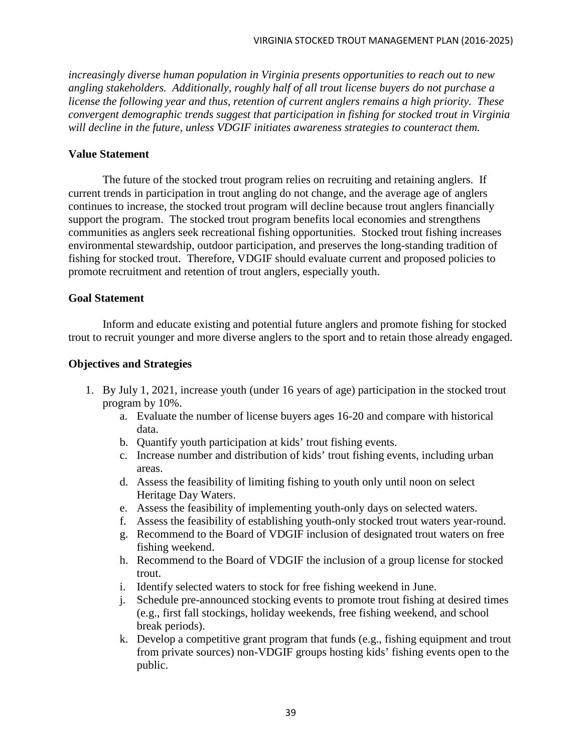*increasingly diverse human population in Virginia presents opportunities to reach out to new angling stakeholders. Additionally, roughly half of all trout license buyers do not purchase a license the following year and thus, retention of current anglers remains a high priority. These convergent demographic trends suggest that participation in fishing for stocked trout in Virginia will decline in the future, unless VDGIF initiates awareness strategies to counteract them.*

### Value Statement

The future of the stocked trout program relies on recruiting and retaining anglers. If current trends in participation in trout angling do not change, and the average age of anglers continues to increase, the stocked trout program will decline because trout anglers financially support the program. The stocked trout program benefits local economies and strengthens communities as anglers seek recreational fishing opportunities. Stocked trout fishing increases environmental stewardship, outdoor participation, and preserves the long-standing tradition of fishing for stocked trout. Therefore, VDGIF should evaluate current and proposed policies to promote recruitment and retention of trout anglers, especially youth.

### Goal Statement

Inform and educate existing and potential future anglers and promote fishing for stocked trout to recruit younger and more diverse anglers to the sport and to retain those already engaged.

### Objectives and Strategies

1. By July 1, 2021, increase youth (under 16 years of age) participation in the stocked trout program by 10%.
   a. Evaluate the number of license buyers ages 16-20 and compare with historical data.
   b. Quantify youth participation at kids' trout fishing events.
   c. Increase number and distribution of kids' trout fishing events, including urban areas.
   d. Assess the feasibility of limiting fishing to youth only until noon on select Heritage Day Waters.
   e. Assess the feasibility of implementing youth-only days on selected waters.
   f. Assess the feasibility of establishing youth-only stocked trout waters year-round.
   g. Recommend to the Board of VDGIF inclusion of designated trout waters on free fishing weekend.
   h. Recommend to the Board of VDGIF the inclusion of a group license for stocked trout.
   i. Identify selected waters to stock for free fishing weekend in June.
   j. Schedule pre-announced stocking events to promote trout fishing at desired times (e.g., first fall stockings, holiday weekends, free fishing weekend, and school break periods).
   k. Develop a competitive grant program that funds (e.g., fishing equipment and trout from private sources) non-VDGIF groups hosting kids' fishing events open to the public.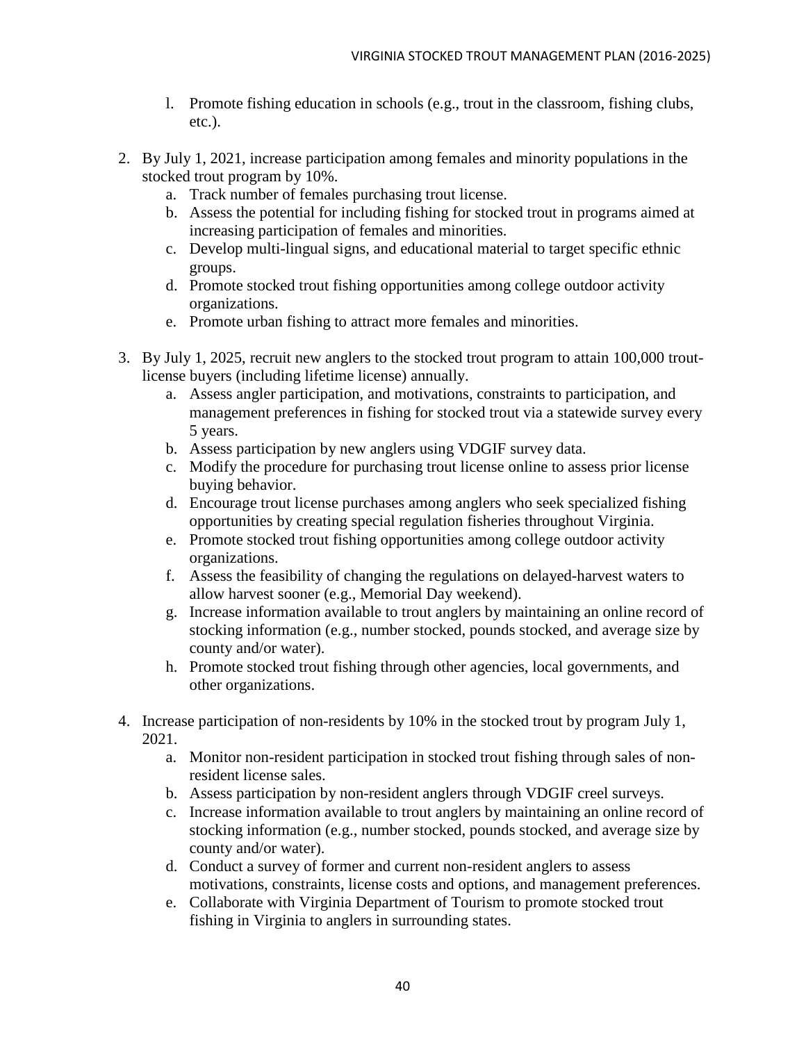l. Promote fishing education in schools (e.g., trout in the classroom, fishing clubs, etc.).

2. By July 1, 2021, increase participation among females and minority populations in the stocked trout program by 10%.
    a. Track number of females purchasing trout license.
    b. Assess the potential for including fishing for stocked trout in programs aimed at increasing participation of females and minorities.
    c. Develop multi-lingual signs, and educational material to target specific ethnic groups.
    d. Promote stocked trout fishing opportunities among college outdoor activity organizations.
    e. Promote urban fishing to attract more females and minorities.

3. By July 1, 2025, recruit new anglers to the stocked trout program to attain 100,000 trout-license buyers (including lifetime license) annually.
    a. Assess angler participation, and motivations, constraints to participation, and management preferences in fishing for stocked trout via a statewide survey every 5 years.
    b. Assess participation by new anglers using VDGIF survey data.
    c. Modify the procedure for purchasing trout license online to assess prior license buying behavior.
    d. Encourage trout license purchases among anglers who seek specialized fishing opportunities by creating special regulation fisheries throughout Virginia.
    e. Promote stocked trout fishing opportunities among college outdoor activity organizations.
    f. Assess the feasibility of changing the regulations on delayed-harvest waters to allow harvest sooner (e.g., Memorial Day weekend).
    g. Increase information available to trout anglers by maintaining an online record of stocking information (e.g., number stocked, pounds stocked, and average size by county and/or water).
    h. Promote stocked trout fishing through other agencies, local governments, and other organizations.

4. Increase participation of non-residents by 10% in the stocked trout by program July 1, 2021.
    a. Monitor non-resident participation in stocked trout fishing through sales of non-resident license sales.
    b. Assess participation by non-resident anglers through VDGIF creel surveys.
    c. Increase information available to trout anglers by maintaining an online record of stocking information (e.g., number stocked, pounds stocked, and average size by county and/or water).
    d. Conduct a survey of former and current non-resident anglers to assess motivations, constraints, license costs and options, and management preferences.
    e. Collaborate with Virginia Department of Tourism to promote stocked trout fishing in Virginia to anglers in surrounding states.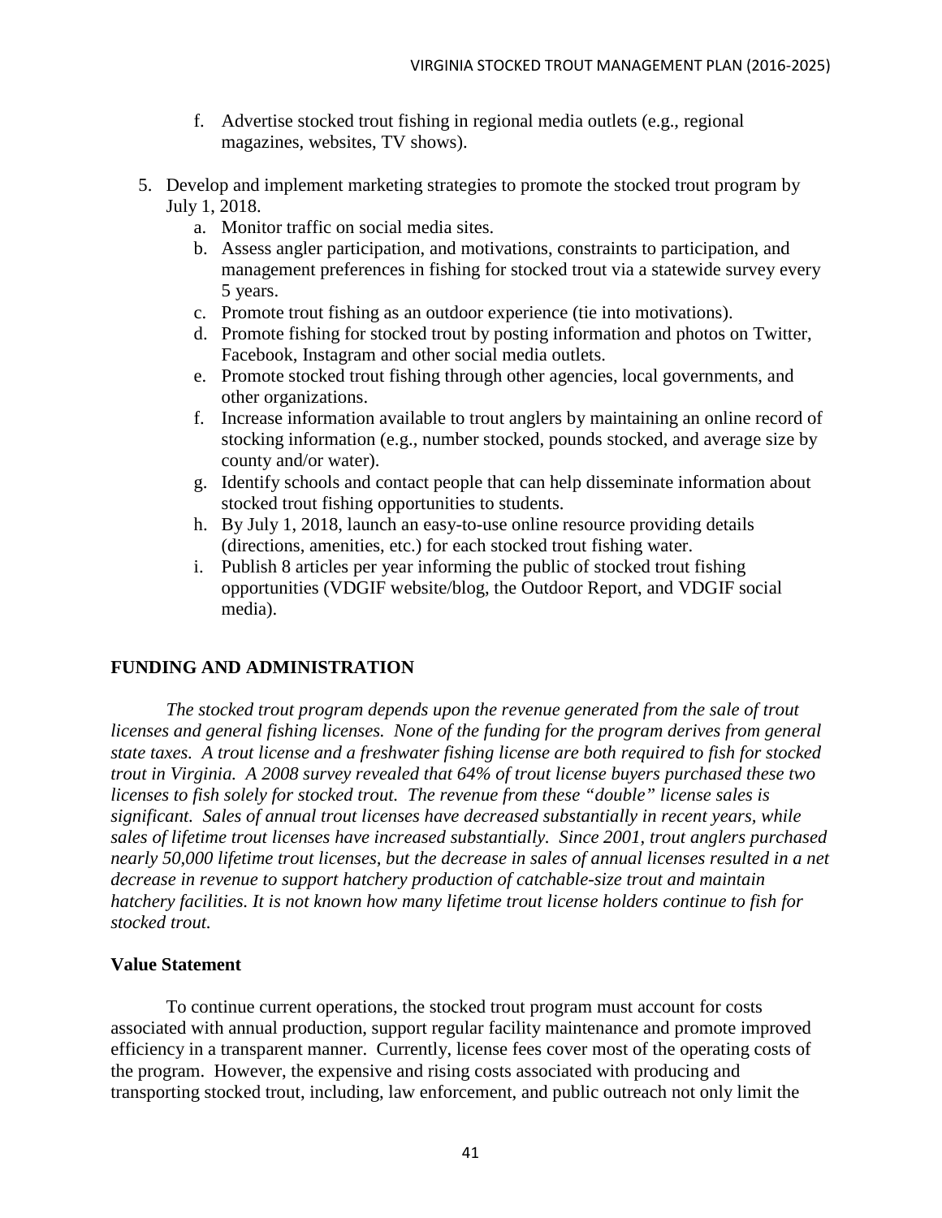f. Advertise stocked trout fishing in regional media outlets (e.g., regional magazines, websites, TV shows).

5. Develop and implement marketing strategies to promote the stocked trout program by July 1, 2018.
   a. Monitor traffic on social media sites.
   b. Assess angler participation, and motivations, constraints to participation, and management preferences in fishing for stocked trout via a statewide survey every 5 years.
   c. Promote trout fishing as an outdoor experience (tie into motivations).
   d. Promote fishing for stocked trout by posting information and photos on Twitter, Facebook, Instagram and other social media outlets.
   e. Promote stocked trout fishing through other agencies, local governments, and other organizations.
   f. Increase information available to trout anglers by maintaining an online record of stocking information (e.g., number stocked, pounds stocked, and average size by county and/or water).
   g. Identify schools and contact people that can help disseminate information about stocked trout fishing opportunities to students.
   h. By July 1, 2018, launch an easy-to-use online resource providing details (directions, amenities, etc.) for each stocked trout fishing water.
   i. Publish 8 articles per year informing the public of stocked trout fishing opportunities (VDGIF website/blog, the Outdoor Report, and VDGIF social media).

## FUNDING AND ADMINISTRATION

*The stocked trout program depends upon the revenue generated from the sale of trout licenses and general fishing licenses. None of the funding for the program derives from general state taxes. A trout license and a freshwater fishing license are both required to fish for stocked trout in Virginia. A 2008 survey revealed that 64% of trout license buyers purchased these two licenses to fish solely for stocked trout. The revenue from these "double" license sales is significant. Sales of annual trout licenses have decreased substantially in recent years, while sales of lifetime trout licenses have increased substantially. Since 2001, trout anglers purchased nearly 50,000 lifetime trout licenses, but the decrease in sales of annual licenses resulted in a net decrease in revenue to support hatchery production of catchable-size trout and maintain hatchery facilities. It is not known how many lifetime trout license holders continue to fish for stocked trout.*

### Value Statement

To continue current operations, the stocked trout program must account for costs associated with annual production, support regular facility maintenance and promote improved efficiency in a transparent manner. Currently, license fees cover most of the operating costs of the program. However, the expensive and rising costs associated with producing and transporting stocked trout, including, law enforcement, and public outreach not only limit the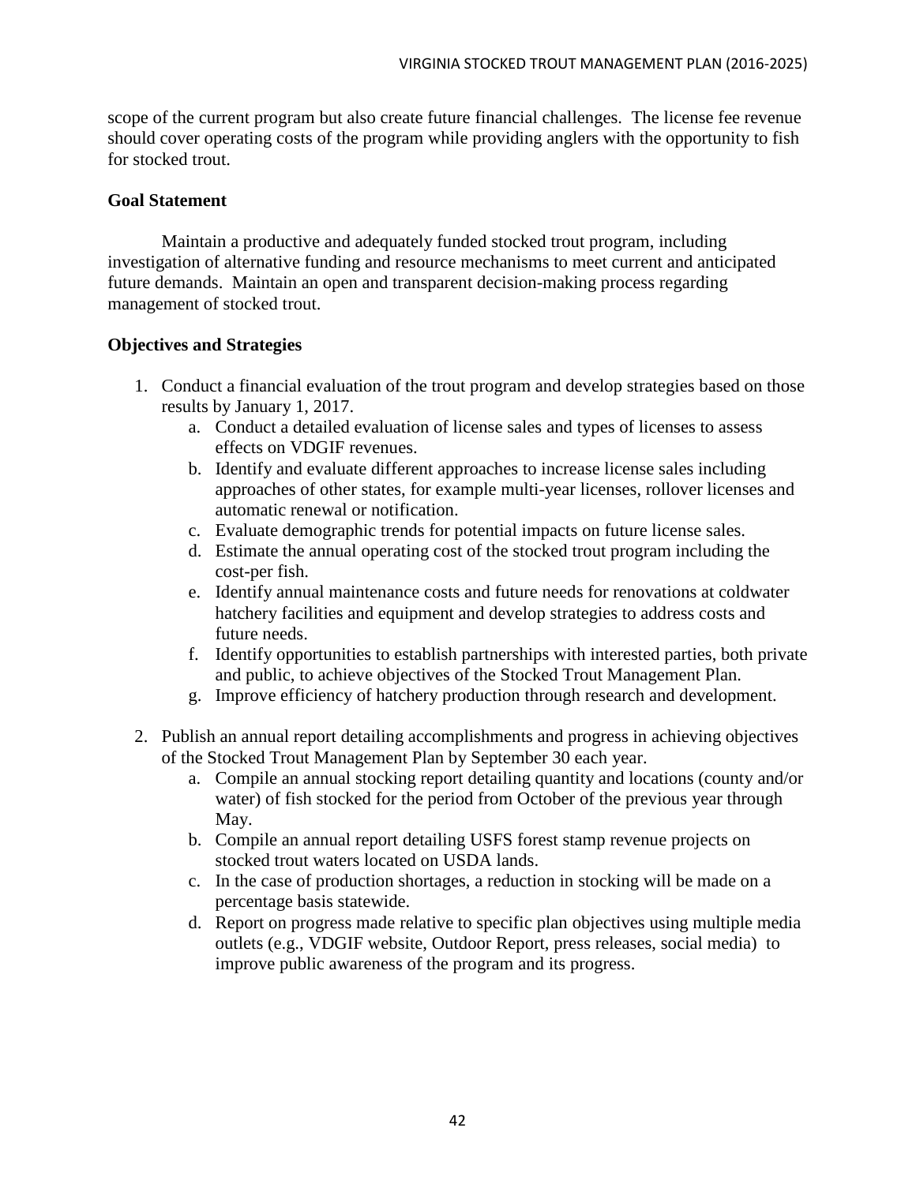scope of the current program but also create future financial challenges. The license fee revenue should cover operating costs of the program while providing anglers with the opportunity to fish for stocked trout.

**Goal Statement**

Maintain a productive and adequately funded stocked trout program, including investigation of alternative funding and resource mechanisms to meet current and anticipated future demands. Maintain an open and transparent decision-making process regarding management of stocked trout.

**Objectives and Strategies**

1. Conduct a financial evaluation of the trout program and develop strategies based on those results by January 1, 2017.
   a. Conduct a detailed evaluation of license sales and types of licenses to assess effects on VDGIF revenues.
   b. Identify and evaluate different approaches to increase license sales including approaches of other states, for example multi-year licenses, rollover licenses and automatic renewal or notification.
   c. Evaluate demographic trends for potential impacts on future license sales.
   d. Estimate the annual operating cost of the stocked trout program including the cost-per fish.
   e. Identify annual maintenance costs and future needs for renovations at coldwater hatchery facilities and equipment and develop strategies to address costs and future needs.
   f. Identify opportunities to establish partnerships with interested parties, both private and public, to achieve objectives of the Stocked Trout Management Plan.
   g. Improve efficiency of hatchery production through research and development.

2. Publish an annual report detailing accomplishments and progress in achieving objectives of the Stocked Trout Management Plan by September 30 each year.
   a. Compile an annual stocking report detailing quantity and locations (county and/or water) of fish stocked for the period from October of the previous year through May.
   b. Compile an annual report detailing USFS forest stamp revenue projects on stocked trout waters located on USDA lands.
   c. In the case of production shortages, a reduction in stocking will be made on a percentage basis statewide.
   d. Report on progress made relative to specific plan objectives using multiple media outlets (e.g., VDGIF website, Outdoor Report, press releases, social media) to improve public awareness of the program and its progress.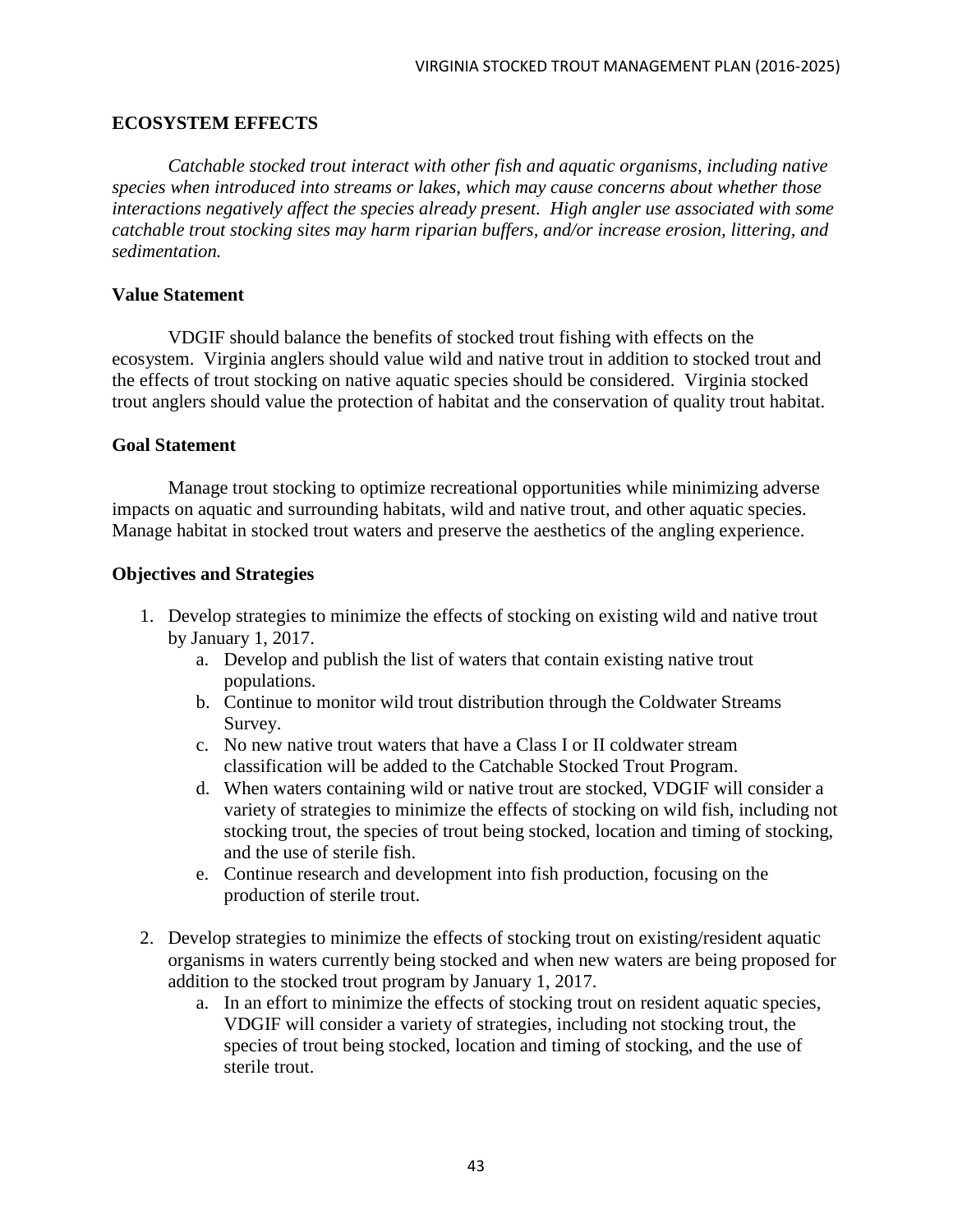## ECOSYSTEM EFFECTS

*Catchable stocked trout interact with other fish and aquatic organisms, including native species when introduced into streams or lakes, which may cause concerns about whether those interactions negatively affect the species already present. High angler use associated with some catchable trout stocking sites may harm riparian buffers, and/or increase erosion, littering, and sedimentation.*

### Value Statement

VDGIF should balance the benefits of stocked trout fishing with effects on the ecosystem. Virginia anglers should value wild and native trout in addition to stocked trout and the effects of trout stocking on native aquatic species should be considered. Virginia stocked trout anglers should value the protection of habitat and the conservation of quality trout habitat.

### Goal Statement

Manage trout stocking to optimize recreational opportunities while minimizing adverse impacts on aquatic and surrounding habitats, wild and native trout, and other aquatic species. Manage habitat in stocked trout waters and preserve the aesthetics of the angling experience.

### Objectives and Strategies

1. Develop strategies to minimize the effects of stocking on existing wild and native trout by January 1, 2017.
    a. Develop and publish the list of waters that contain existing native trout populations.
    b. Continue to monitor wild trout distribution through the Coldwater Streams Survey.
    c. No new native trout waters that have a Class I or II coldwater stream classification will be added to the Catchable Stocked Trout Program.
    d. When waters containing wild or native trout are stocked, VDGIF will consider a variety of strategies to minimize the effects of stocking on wild fish, including not stocking trout, the species of trout being stocked, location and timing of stocking, and the use of sterile fish.
    e. Continue research and development into fish production, focusing on the production of sterile trout.

2. Develop strategies to minimize the effects of stocking trout on existing/resident aquatic organisms in waters currently being stocked and when new waters are being proposed for addition to the stocked trout program by January 1, 2017.
    a. In an effort to minimize the effects of stocking trout on resident aquatic species, VDGIF will consider a variety of strategies, including not stocking trout, the species of trout being stocked, location and timing of stocking, and the use of sterile trout.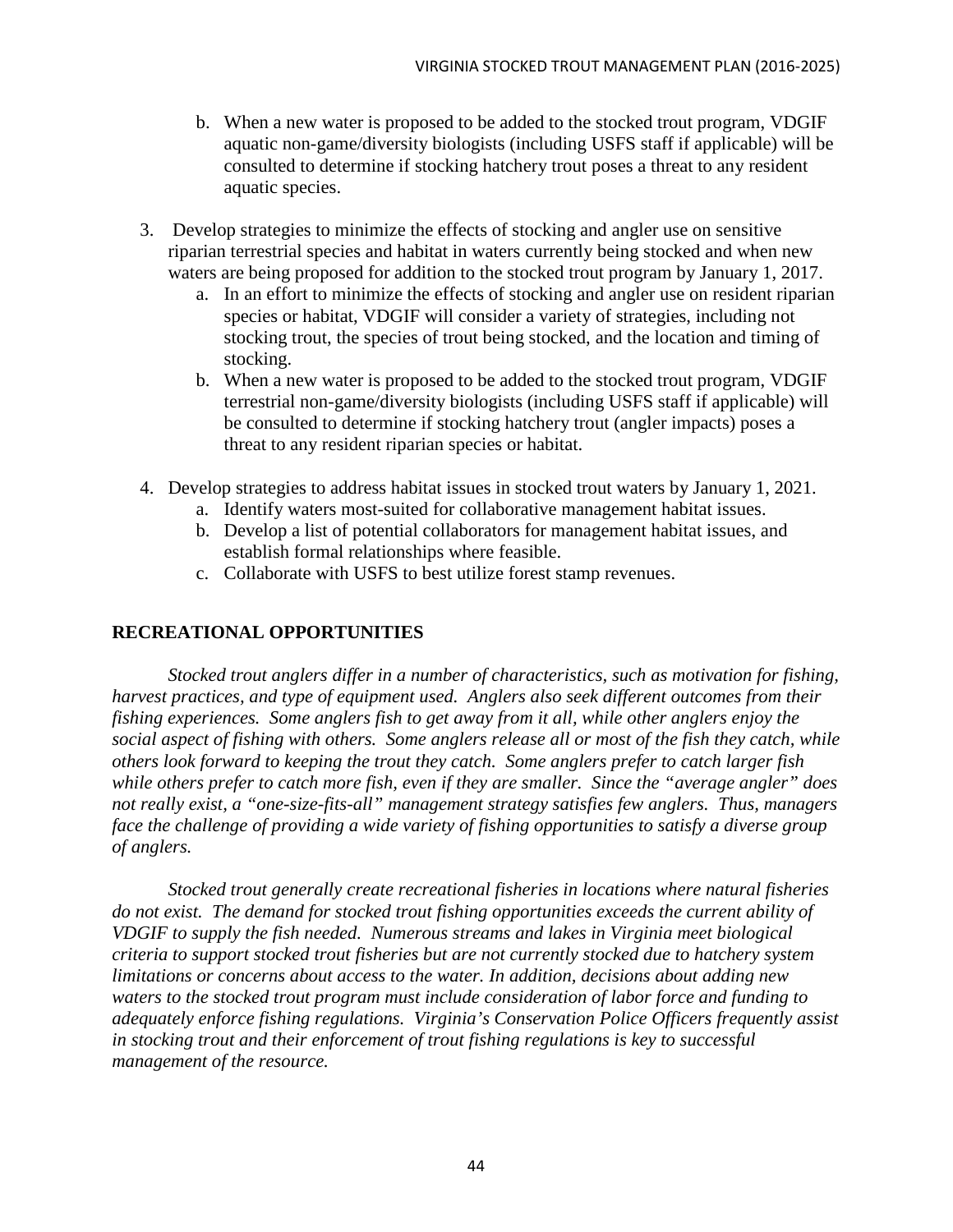b. When a new water is proposed to be added to the stocked trout program, VDGIF aquatic non-game/diversity biologists (including USFS staff if applicable) will be consulted to determine if stocking hatchery trout poses a threat to any resident aquatic species.

3. Develop strategies to minimize the effects of stocking and angler use on sensitive riparian terrestrial species and habitat in waters currently being stocked and when new waters are being proposed for addition to the stocked trout program by January 1, 2017.
   a. In an effort to minimize the effects of stocking and angler use on resident riparian species or habitat, VDGIF will consider a variety of strategies, including not stocking trout, the species of trout being stocked, and the location and timing of stocking.
   b. When a new water is proposed to be added to the stocked trout program, VDGIF terrestrial non-game/diversity biologists (including USFS staff if applicable) will be consulted to determine if stocking hatchery trout (angler impacts) poses a threat to any resident riparian species or habitat.

4. Develop strategies to address habitat issues in stocked trout waters by January 1, 2021.
   a. Identify waters most-suited for collaborative management habitat issues.
   b. Develop a list of potential collaborators for management habitat issues, and establish formal relationships where feasible.
   c. Collaborate with USFS to best utilize forest stamp revenues.

## RECREATIONAL OPPORTUNITIES

*Stocked trout anglers differ in a number of characteristics, such as motivation for fishing, harvest practices, and type of equipment used. Anglers also seek different outcomes from their fishing experiences. Some anglers fish to get away from it all, while other anglers enjoy the social aspect of fishing with others. Some anglers release all or most of the fish they catch, while others look forward to keeping the trout they catch. Some anglers prefer to catch larger fish while others prefer to catch more fish, even if they are smaller. Since the "average angler" does not really exist, a "one-size-fits-all" management strategy satisfies few anglers. Thus, managers face the challenge of providing a wide variety of fishing opportunities to satisfy a diverse group of anglers.*

*Stocked trout generally create recreational fisheries in locations where natural fisheries do not exist. The demand for stocked trout fishing opportunities exceeds the current ability of VDGIF to supply the fish needed. Numerous streams and lakes in Virginia meet biological criteria to support stocked trout fisheries but are not currently stocked due to hatchery system limitations or concerns about access to the water. In addition, decisions about adding new waters to the stocked trout program must include consideration of labor force and funding to adequately enforce fishing regulations. Virginia's Conservation Police Officers frequently assist in stocking trout and their enforcement of trout fishing regulations is key to successful management of the resource.*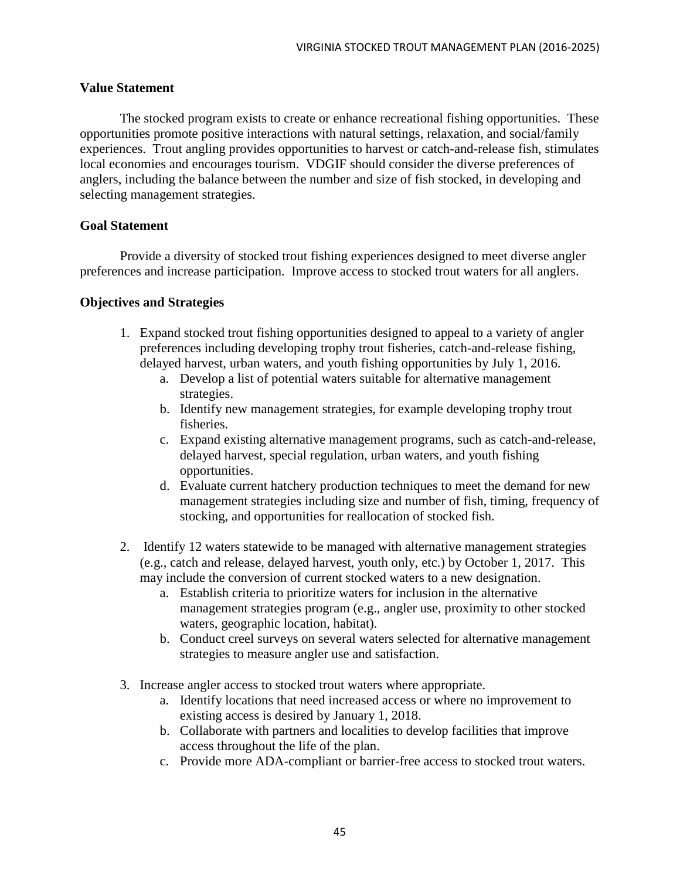### Value Statement

The stocked program exists to create or enhance recreational fishing opportunities. These opportunities promote positive interactions with natural settings, relaxation, and social/family experiences. Trout angling provides opportunities to harvest or catch-and-release fish, stimulates local economies and encourages tourism. VDGIF should consider the diverse preferences of anglers, including the balance between the number and size of fish stocked, in developing and selecting management strategies.

### Goal Statement

Provide a diversity of stocked trout fishing experiences designed to meet diverse angler preferences and increase participation. Improve access to stocked trout waters for all anglers.

### Objectives and Strategies

1. Expand stocked trout fishing opportunities designed to appeal to a variety of angler preferences including developing trophy trout fisheries, catch-and-release fishing, delayed harvest, urban waters, and youth fishing opportunities by July 1, 2016.
    a. Develop a list of potential waters suitable for alternative management strategies.
    b. Identify new management strategies, for example developing trophy trout fisheries.
    c. Expand existing alternative management programs, such as catch-and-release, delayed harvest, special regulation, urban waters, and youth fishing opportunities.
    d. Evaluate current hatchery production techniques to meet the demand for new management strategies including size and number of fish, timing, frequency of stocking, and opportunities for reallocation of stocked fish.

2. Identify 12 waters statewide to be managed with alternative management strategies (e.g., catch and release, delayed harvest, youth only, etc.) by October 1, 2017. This may include the conversion of current stocked waters to a new designation.
    a. Establish criteria to prioritize waters for inclusion in the alternative management strategies program (e.g., angler use, proximity to other stocked waters, geographic location, habitat).
    b. Conduct creel surveys on several waters selected for alternative management strategies to measure angler use and satisfaction.

3. Increase angler access to stocked trout waters where appropriate.
    a. Identify locations that need increased access or where no improvement to existing access is desired by January 1, 2018.
    b. Collaborate with partners and localities to develop facilities that improve access throughout the life of the plan.
    c. Provide more ADA-compliant or barrier-free access to stocked trout waters.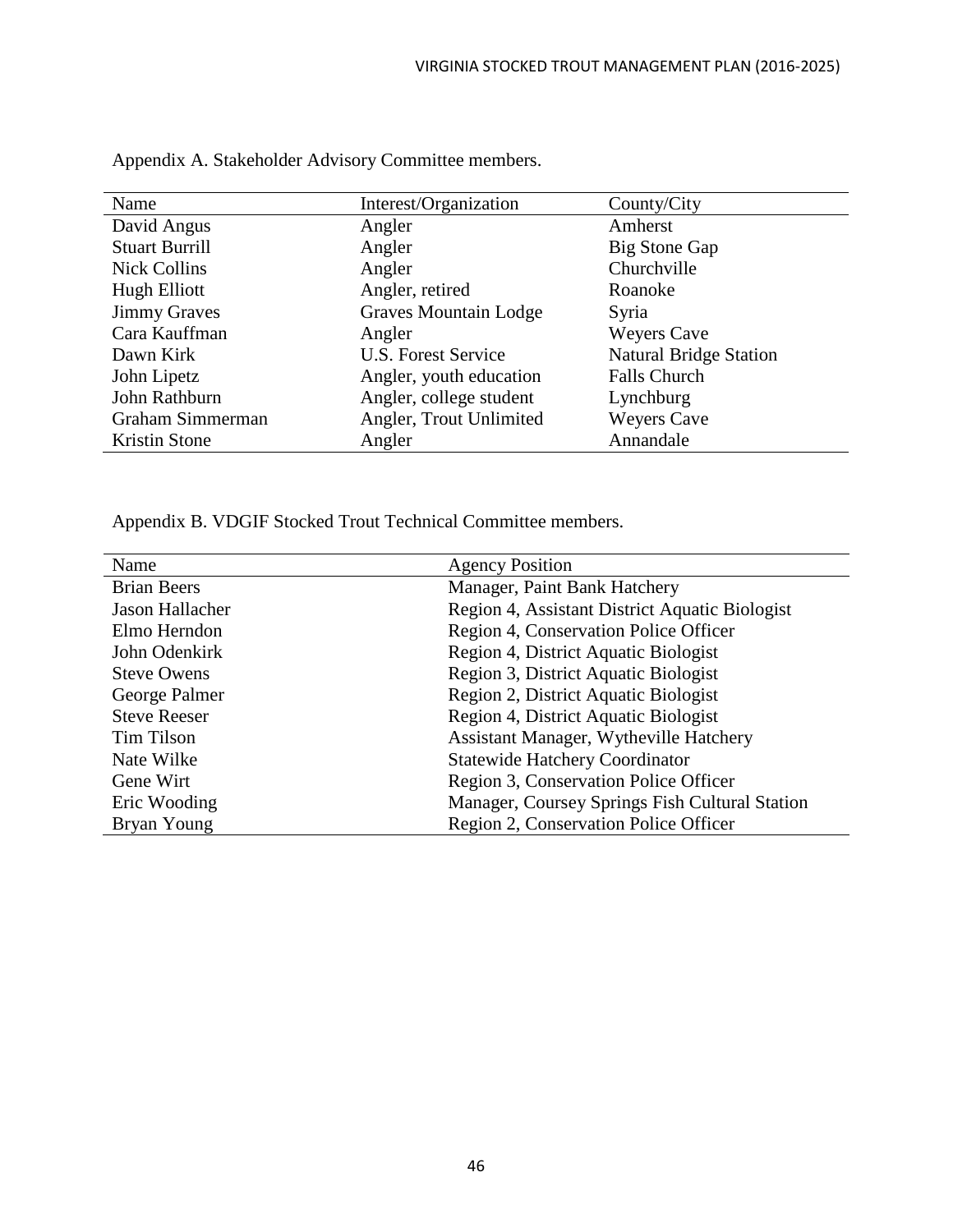Appendix A. Stakeholder Advisory Committee members.

| Name | Interest/Organization | County/City |
|---|---|---|
| David Angus | Angler | Amherst |
| Stuart Burrill | Angler | Big Stone Gap |
| Nick Collins | Angler | Churchville |
| Hugh Elliott | Angler, retired | Roanoke |
| Jimmy Graves | Graves Mountain Lodge | Syria |
| Cara Kauffman | Angler | Weyers Cave |
| Dawn Kirk | U.S. Forest Service | Natural Bridge Station |
| John Lipetz | Angler, youth education | Falls Church |
| John Rathburn | Angler, college student | Lynchburg |
| Graham Simmerman | Angler, Trout Unlimited | Weyers Cave |
| Kristin Stone | Angler | Annandale |

Appendix B. VDGIF Stocked Trout Technical Committee members.

| Name | Agency Position |
|---|---|
| Brian Beers | Manager, Paint Bank Hatchery |
| Jason Hallacher | Region 4, Assistant District Aquatic Biologist |
| Elmo Herndon | Region 4, Conservation Police Officer |
| John Odenkirk | Region 4, District Aquatic Biologist |
| Steve Owens | Region 3, District Aquatic Biologist |
| George Palmer | Region 2, District Aquatic Biologist |
| Steve Reeser | Region 4, District Aquatic Biologist |
| Tim Tilson | Assistant Manager, Wytheville Hatchery |
| Nate Wilke | Statewide Hatchery Coordinator |
| Gene Wirt | Region 3, Conservation Police Officer |
| Eric Wooding | Manager, Coursey Springs Fish Cultural Station |
| Bryan Young | Region 2, Conservation Police Officer |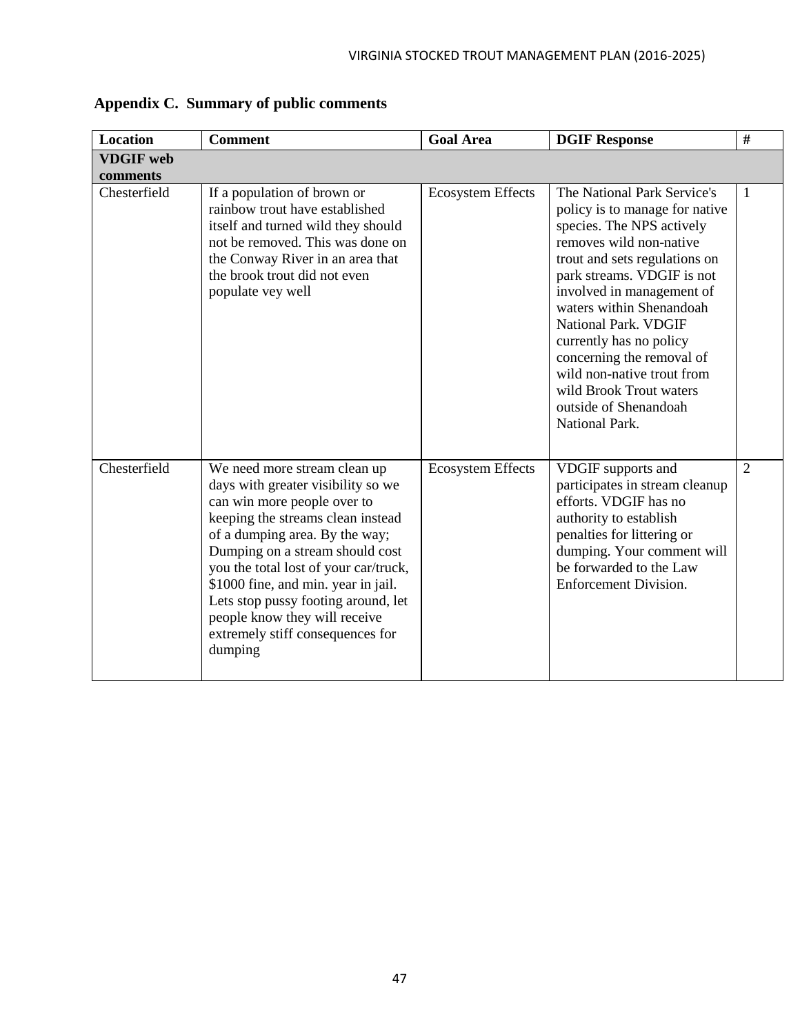## Appendix C. Summary of public comments

| Location | Comment | Goal Area | DGIF Response | # |
|---|---|---|---|---|
| **VDGIF web comments** | | | | |
| Chesterfield | If a population of brown or rainbow trout have established itself and turned wild they should not be removed. This was done on the Conway River in an area that the brook trout did not even populate vey well | Ecosystem Effects | The National Park Service's policy is to manage for native species. The NPS actively removes wild non-native trout and sets regulations on park streams. VDGIF is not involved in management of waters within Shenandoah National Park. VDGIF currently has no policy concerning the removal of wild non-native trout from wild Brook Trout waters outside of Shenandoah National Park. | 1 |
| Chesterfield | We need more stream clean up days with greater visibility so we can win more people over to keeping the streams clean instead of a dumping area. By the way; Dumping on a stream should cost you the total lost of your car/truck, $1000 fine, and min. year in jail. Lets stop pussy footing around, let people know they will receive extremely stiff consequences for dumping | Ecosystem Effects | VDGIF supports and participates in stream cleanup efforts. VDGIF has no authority to establish penalties for littering or dumping. Your comment will be forwarded to the Law Enforcement Division. | 2 |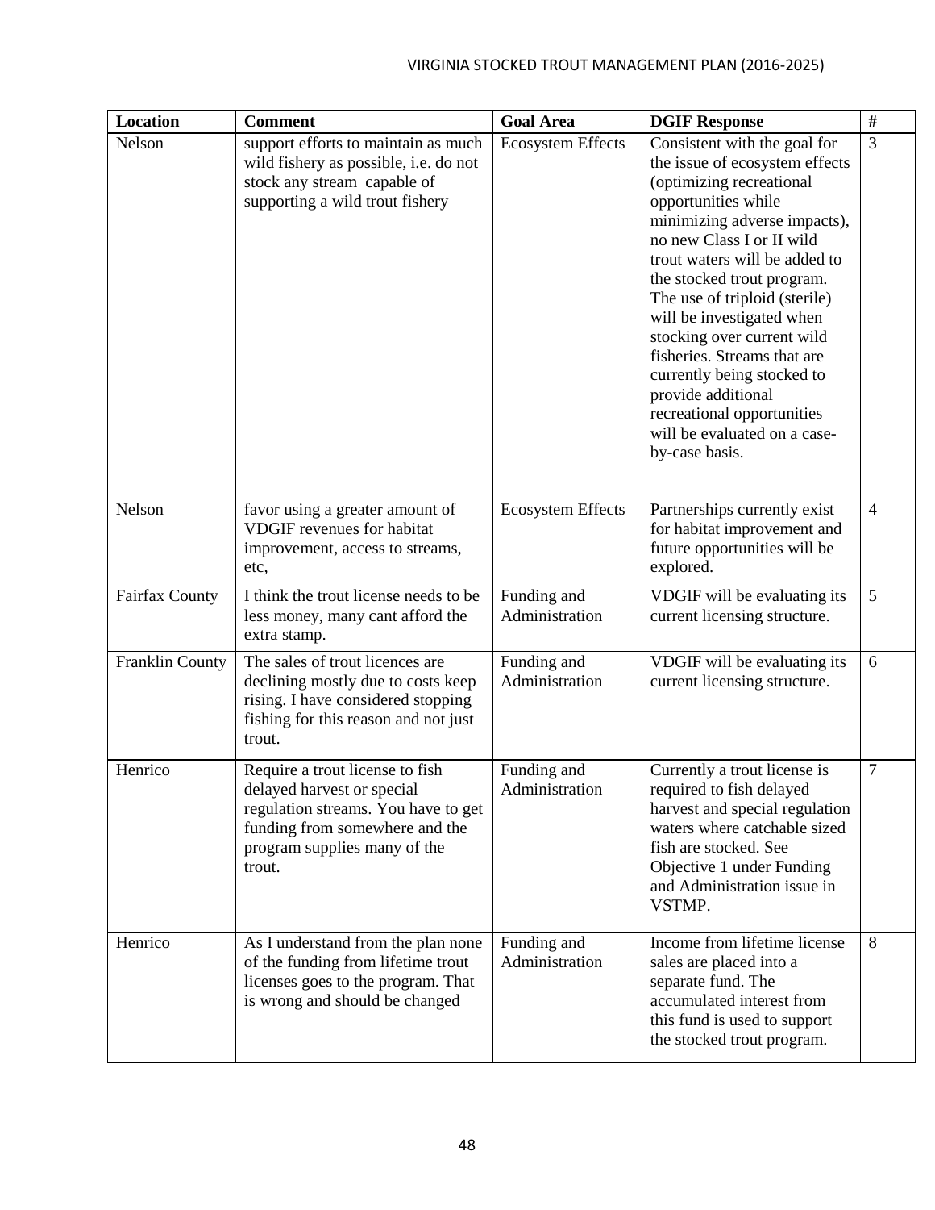| Location | Comment | Goal Area | DGIF Response | # |
|---|---|---|---|---|
| Nelson | support efforts to maintain as much wild fishery as possible, i.e. do not stock any stream capable of supporting a wild trout fishery | Ecosystem Effects | Consistent with the goal for the issue of ecosystem effects (optimizing recreational opportunities while minimizing adverse impacts), no new Class I or II wild trout waters will be added to the stocked trout program. The use of triploid (sterile) will be investigated when stocking over current wild fisheries. Streams that are currently being stocked to provide additional recreational opportunities will be evaluated on a case-by-case basis. | 3 |
| Nelson | favor using a greater amount of VDGIF revenues for habitat improvement, access to streams, etc, | Ecosystem Effects | Partnerships currently exist for habitat improvement and future opportunities will be explored. | 4 |
| Fairfax County | I think the trout license needs to be less money, many cant afford the extra stamp. | Funding and Administration | VDGIF will be evaluating its current licensing structure. | 5 |
| Franklin County | The sales of trout licences are declining mostly due to costs keep rising. I have considered stopping fishing for this reason and not just trout. | Funding and Administration | VDGIF will be evaluating its current licensing structure. | 6 |
| Henrico | Require a trout license to fish delayed harvest or special regulation streams. You have to get funding from somewhere and the program supplies many of the trout. | Funding and Administration | Currently a trout license is required to fish delayed harvest and special regulation waters where catchable sized fish are stocked. See Objective 1 under Funding and Administration issue in VSTMP. | 7 |
| Henrico | As I understand from the plan none of the funding from lifetime trout licenses goes to the program. That is wrong and should be changed | Funding and Administration | Income from lifetime license sales are placed into a separate fund. The accumulated interest from this fund is used to support the stocked trout program. | 8 |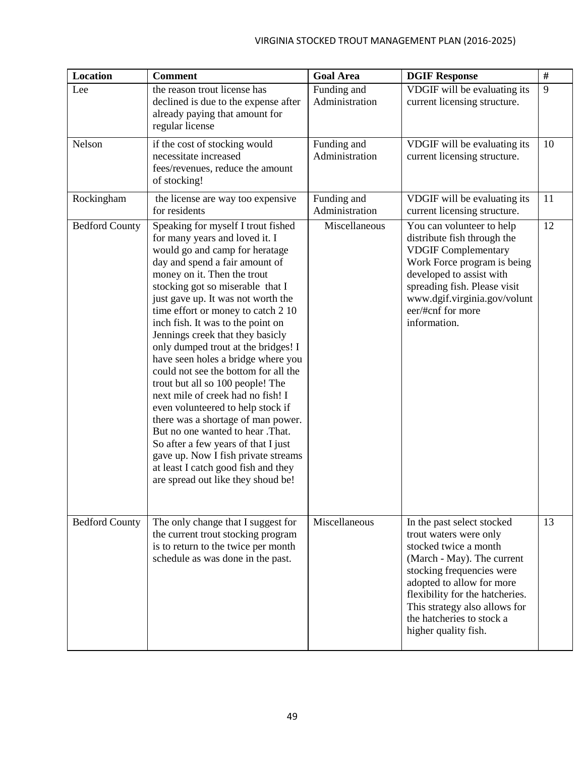| Location | Comment | Goal Area | DGIF Response | # |
|---|---|---|---|---|
| Lee | the reason trout license has declined is due to the expense after already paying that amount for regular license | Funding and Administration | VDGIF will be evaluating its current licensing structure. | 9 |
| Nelson | if the cost of stocking would necessitate increased fees/revenues, reduce the amount of stocking! | Funding and Administration | VDGIF will be evaluating its current licensing structure. | 10 |
| Rockingham | the license are way too expensive for residents | Funding and Administration | VDGIF will be evaluating its current licensing structure. | 11 |
| Bedford County | Speaking for myself I trout fished for many years and loved it. I would go and camp for heratage day and spend a fair amount of money on it. Then the trout stocking got so miserable that I just gave up. It was not worth the time effort or money to catch 2 10 inch fish. It was to the point on Jennings creek that they basicly only dumped trout at the bridges! I have seen holes a bridge where you could not see the bottom for all the trout but all so 100 people! The next mile of creek had no fish! I even volunteered to help stock if there was a shortage of man power. But no one wanted to hear .That. So after a few years of that I just gave up. Now I fish private streams at least I catch good fish and they are spread out like they shoud be! | Miscellaneous | You can volunteer to help distribute fish through the VDGIF Complementary Work Force program is being developed to assist with spreading fish. Please visit www.dgif.virginia.gov/volunteer/#cnf for more information. | 12 |
| Bedford County | The only change that I suggest for the current trout stocking program is to return to the twice per month schedule as was done in the past. | Miscellaneous | In the past select stocked trout waters were only stocked twice a month (March - May). The current stocking frequencies were adopted to allow for more flexibility for the hatcheries. This strategy also allows for the hatcheries to stock a higher quality fish. | 13 |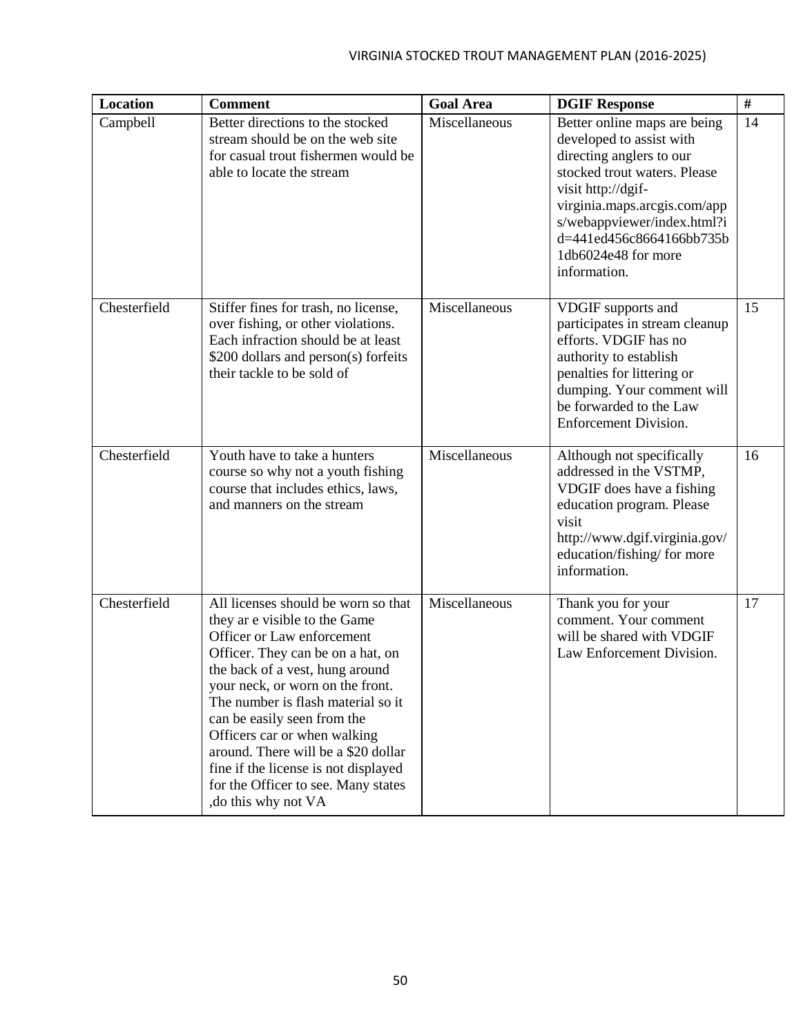| Location | Comment | Goal Area | DGIF Response | # |
|---|---|---|---|---|
| Campbell | Better directions to the stocked stream should be on the web site for casual trout fishermen would be able to locate the stream | Miscellaneous | Better online maps are being developed to assist with directing anglers to our stocked trout waters. Please visit http://dgif-virginia.maps.arcgis.com/apps/webappviewer/index.html?id=441ed456c8664166bb735b1db6024e48 for more information. | 14 |
| Chesterfield | Stiffer fines for trash, no license, over fishing, or other violations. Each infraction should be at least $200 dollars and person(s) forfeits their tackle to be sold of | Miscellaneous | VDGIF supports and participates in stream cleanup efforts. VDGIF has no authority to establish penalties for littering or dumping. Your comment will be forwarded to the Law Enforcement Division. | 15 |
| Chesterfield | Youth have to take a hunters course so why not a youth fishing course that includes ethics, laws, and manners on the stream | Miscellaneous | Although not specifically addressed in the VSTMP, VDGIF does have a fishing education program. Please visit http://www.dgif.virginia.gov/education/fishing/ for more information. | 16 |
| Chesterfield | All licenses should be worn so that they ar e visible to the Game Officer or Law enforcement Officer. They can be on a hat, on the back of a vest, hung around your neck, or worn on the front. The number is flash material so it can be easily seen from the Officers car or when walking around. There will be a $20 dollar fine if the license is not displayed for the Officer to see. Many states ,do this why not VA | Miscellaneous | Thank you for your comment. Your comment will be shared with VDGIF Law Enforcement Division. | 17 |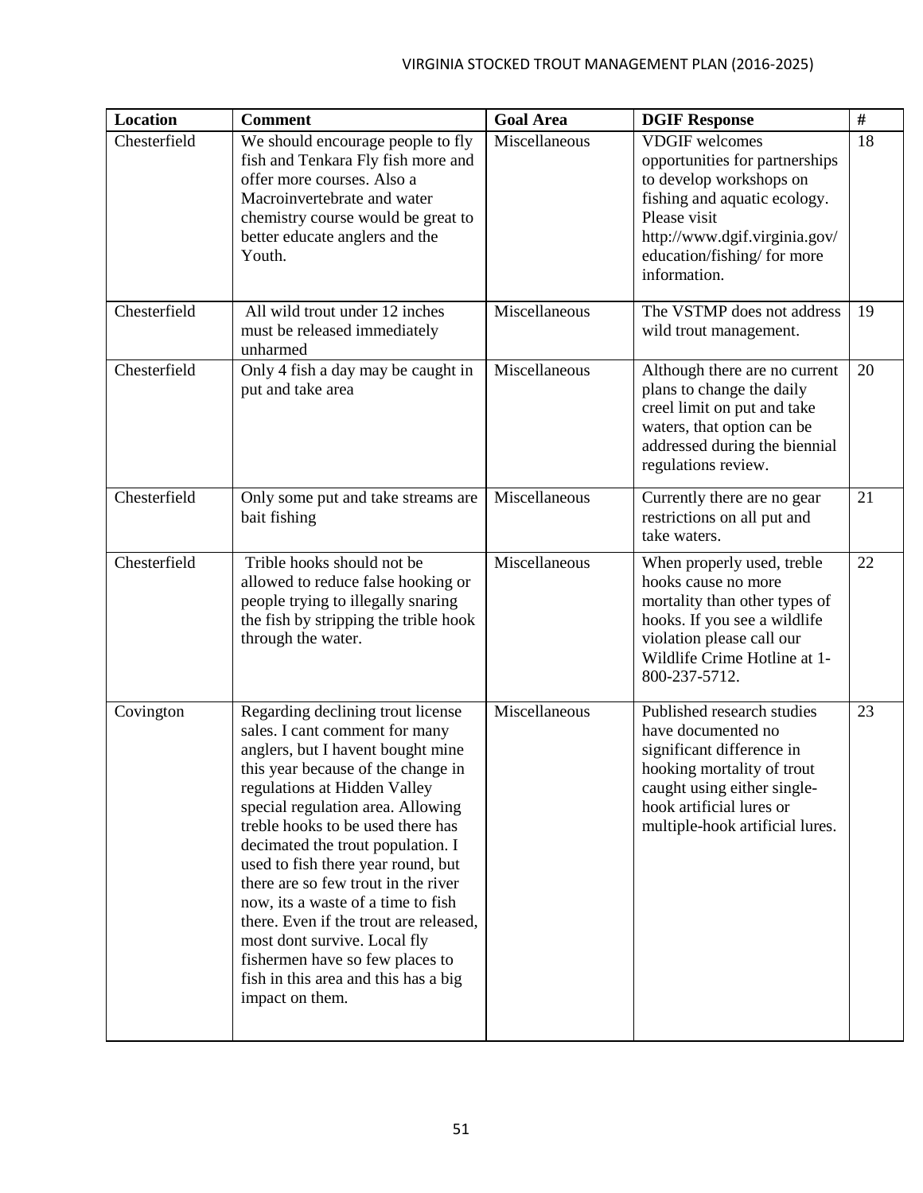| Location | Comment | Goal Area | DGIF Response | # |
|---|---|---|---|---|
| Chesterfield | We should encourage people to fly fish and Tenkara Fly fish more and offer more courses. Also a Macroinvertebrate and water chemistry course would be great to better educate anglers and the Youth. | Miscellaneous | VDGIF welcomes opportunities for partnerships to develop workshops on fishing and aquatic ecology. Please visit http://www.dgif.virginia.gov/education/fishing/ for more information. | 18 |
| Chesterfield | All wild trout under 12 inches must be released immediately unharmed | Miscellaneous | The VSTMP does not address wild trout management. | 19 |
| Chesterfield | Only 4 fish a day may be caught in put and take area | Miscellaneous | Although there are no current plans to change the daily creel limit on put and take waters, that option can be addressed during the biennial regulations review. | 20 |
| Chesterfield | Only some put and take streams are bait fishing | Miscellaneous | Currently there are no gear restrictions on all put and take waters. | 21 |
| Chesterfield | Trible hooks should not be allowed to reduce false hooking or people trying to illegally snaring the fish by stripping the trible hook through the water. | Miscellaneous | When properly used, treble hooks cause no more mortality than other types of hooks. If you see a wildlife violation please call our Wildlife Crime Hotline at 1-800-237-5712. | 22 |
| Covington | Regarding declining trout license sales. I cant comment for many anglers, but I havent bought mine this year because of the change in regulations at Hidden Valley special regulation area. Allowing treble hooks to be used there has decimated the trout population. I used to fish there year round, but there are so few trout in the river now, its a waste of a time to fish there. Even if the trout are released, most dont survive. Local fly fishermen have so few places to fish in this area and this has a big impact on them. | Miscellaneous | Published research studies have documented no significant difference in hooking mortality of trout caught using either single-hook artificial lures or multiple-hook artificial lures. | 23 |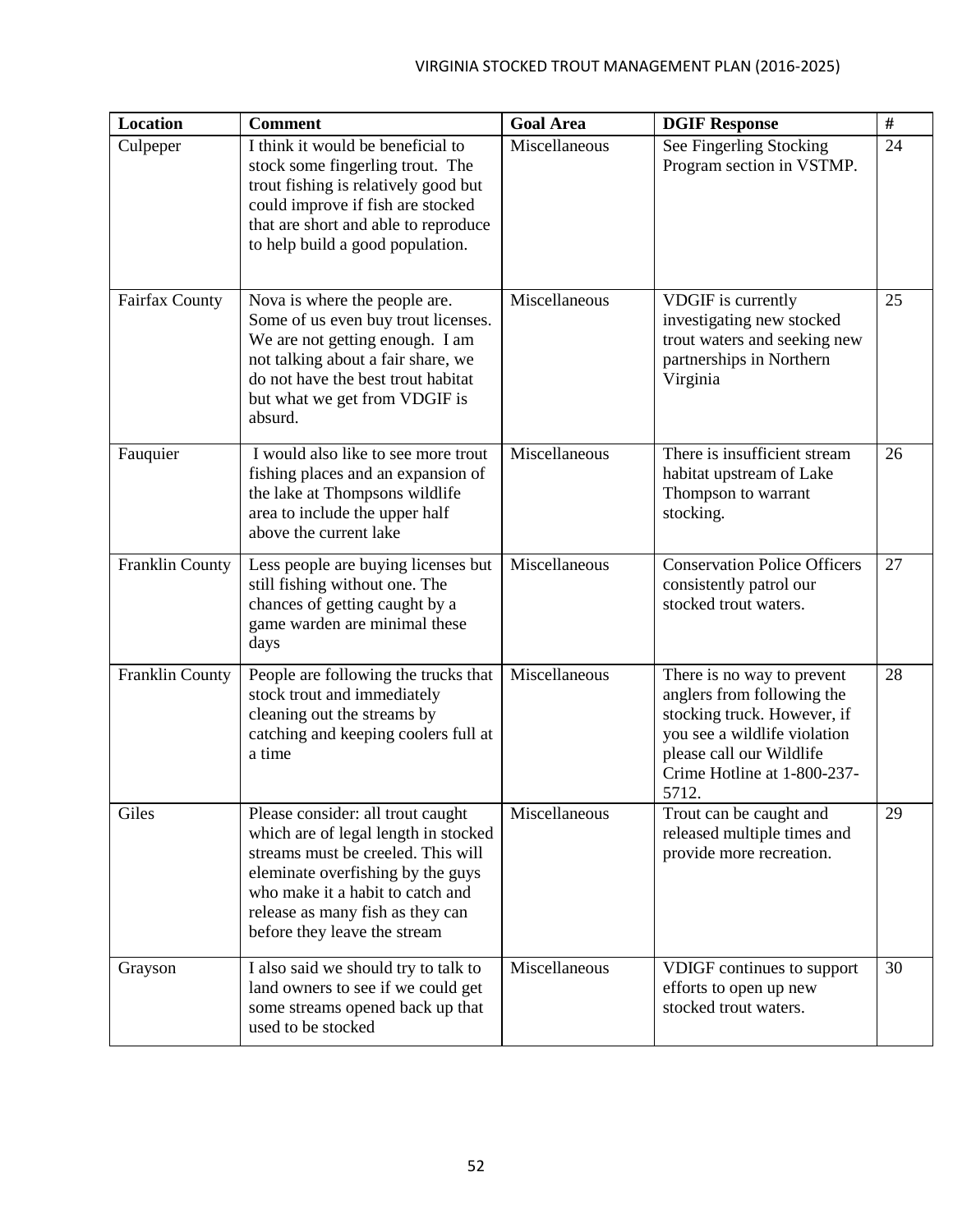| Location | Comment | Goal Area | DGIF Response | # |
|---|---|---|---|---|
| Culpeper | I think it would be beneficial to stock some fingerling trout. The trout fishing is relatively good but could improve if fish are stocked that are short and able to reproduce to help build a good population. | Miscellaneous | See Fingerling Stocking Program section in VSTMP. | 24 |
| Fairfax County | Nova is where the people are. Some of us even buy trout licenses. We are not getting enough. I am not talking about a fair share, we do not have the best trout habitat but what we get from VDGIF is absurd. | Miscellaneous | VDGIF is currently investigating new stocked trout waters and seeking new partnerships in Northern Virginia | 25 |
| Fauquier | I would also like to see more trout fishing places and an expansion of the lake at Thompsons wildlife area to include the upper half above the current lake | Miscellaneous | There is insufficient stream habitat upstream of Lake Thompson to warrant stocking. | 26 |
| Franklin County | Less people are buying licenses but still fishing without one. The chances of getting caught by a game warden are minimal these days | Miscellaneous | Conservation Police Officers consistently patrol our stocked trout waters. | 27 |
| Franklin County | People are following the trucks that stock trout and immediately cleaning out the streams by catching and keeping coolers full at a time | Miscellaneous | There is no way to prevent anglers from following the stocking truck. However, if you see a wildlife violation please call our Wildlife Crime Hotline at 1-800-237-5712. | 28 |
| Giles | Please consider: all trout caught which are of legal length in stocked streams must be creeled. This will eleminate overfishing by the guys who make it a habit to catch and release as many fish as they can before they leave the stream | Miscellaneous | Trout can be caught and released multiple times and provide more recreation. | 29 |
| Grayson | I also said we should try to talk to land owners to see if we could get some streams opened back up that used to be stocked | Miscellaneous | VDIGF continues to support efforts to open up new stocked trout waters. | 30 |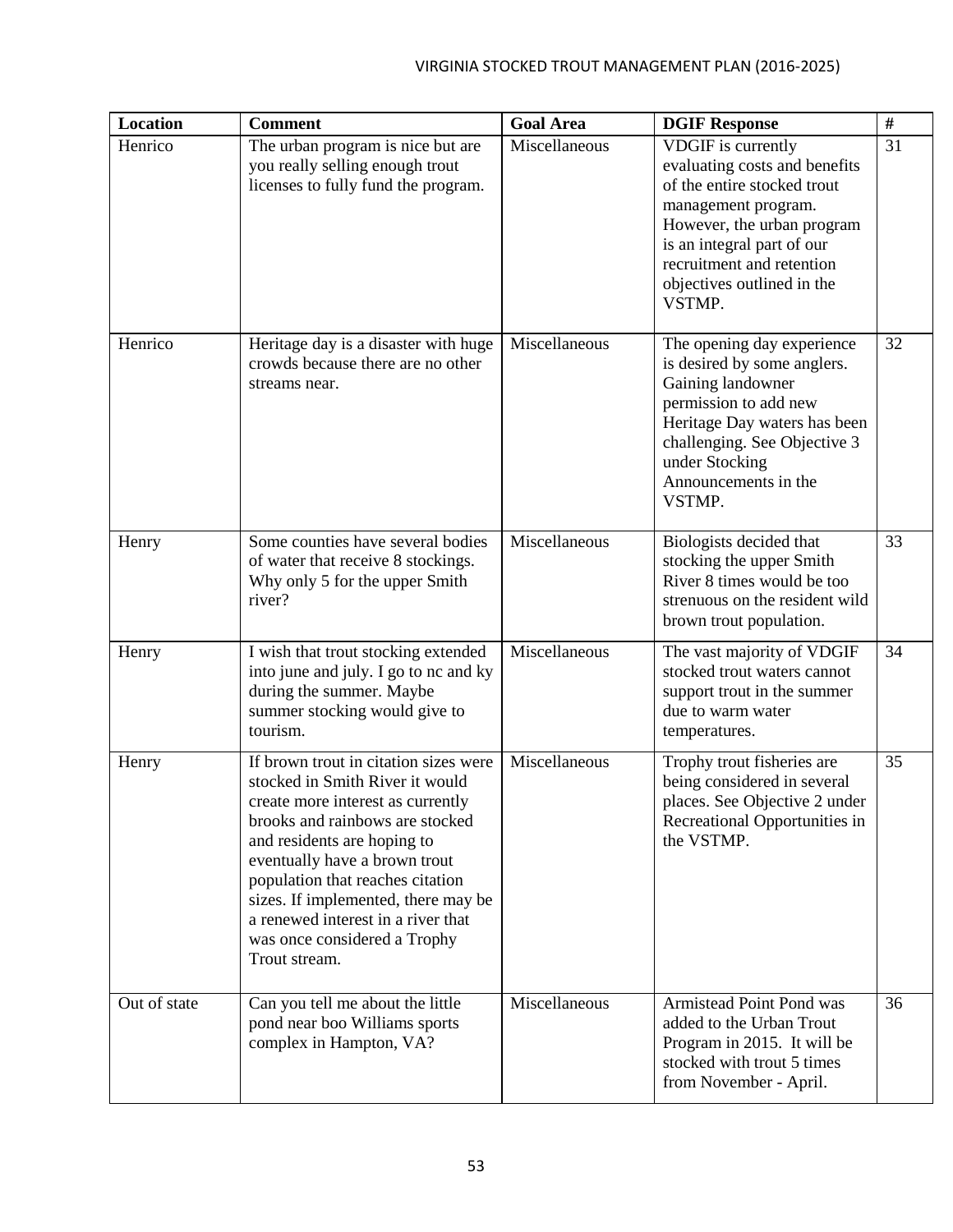| Location | Comment | Goal Area | DGIF Response | # |
|---|---|---|---|---|
| Henrico | The urban program is nice but are you really selling enough trout licenses to fully fund the program. | Miscellaneous | VDGIF is currently evaluating costs and benefits of the entire stocked trout management program. However, the urban program is an integral part of our recruitment and retention objectives outlined in the VSTMP. | 31 |
| Henrico | Heritage day is a disaster with huge crowds because there are no other streams near. | Miscellaneous | The opening day experience is desired by some anglers. Gaining landowner permission to add new Heritage Day waters has been challenging. See Objective 3 under Stocking Announcements in the VSTMP. | 32 |
| Henry | Some counties have several bodies of water that receive 8 stockings. Why only 5 for the upper Smith river? | Miscellaneous | Biologists decided that stocking the upper Smith River 8 times would be too strenuous on the resident wild brown trout population. | 33 |
| Henry | I wish that trout stocking extended into june and july. I go to nc and ky during the summer. Maybe summer stocking would give to tourism. | Miscellaneous | The vast majority of VDGIF stocked trout waters cannot support trout in the summer due to warm water temperatures. | 34 |
| Henry | If brown trout in citation sizes were stocked in Smith River it would create more interest as currently brooks and rainbows are stocked and residents are hoping to eventually have a brown trout population that reaches citation sizes. If implemented, there may be a renewed interest in a river that was once considered a Trophy Trout stream. | Miscellaneous | Trophy trout fisheries are being considered in several places. See Objective 2 under Recreational Opportunities in the VSTMP. | 35 |
| Out of state | Can you tell me about the little pond near boo Williams sports complex in Hampton, VA? | Miscellaneous | Armistead Point Pond was added to the Urban Trout Program in 2015. It will be stocked with trout 5 times from November - April. | 36 |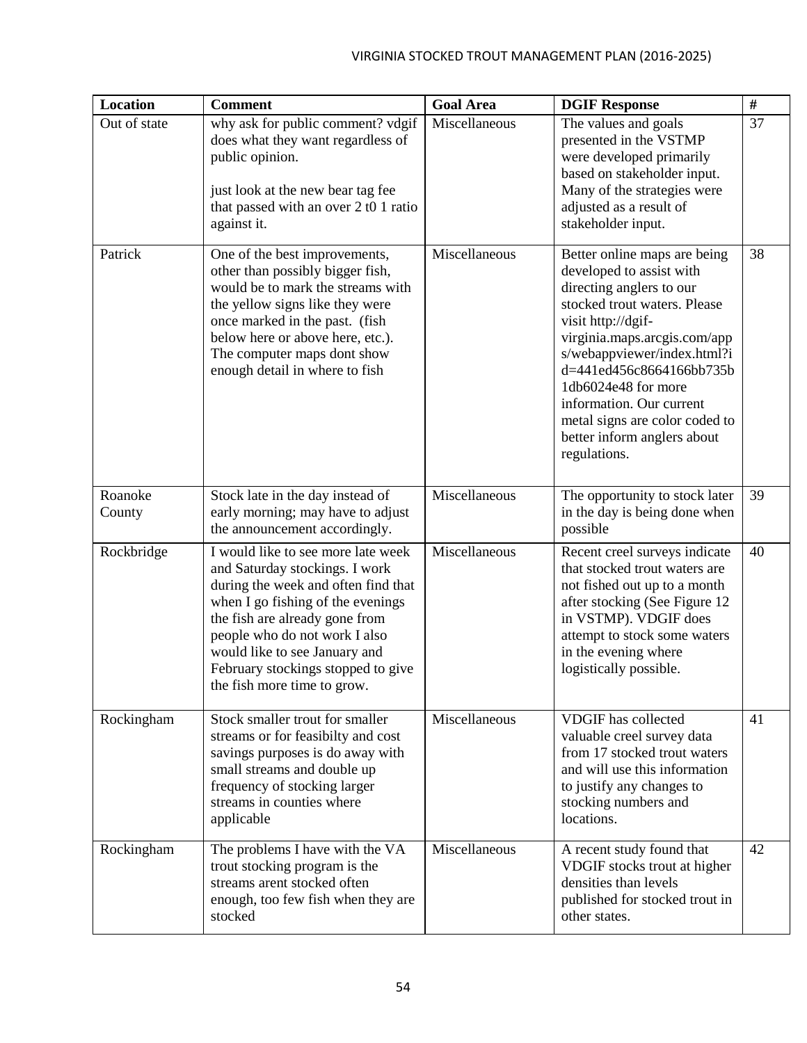| Location | Comment | Goal Area | DGIF Response | # |
|---|---|---|---|---|
| Out of state | why ask for public comment? vdgif does what they want regardless of public opinion.<br><br>just look at the new bear tag fee that passed with an over 2 t0 1 ratio against it. | Miscellaneous | The values and goals presented in the VSTMP were developed primarily based on stakeholder input. Many of the strategies were adjusted as a result of stakeholder input. | 37 |
| Patrick | One of the best improvements, other than possibly bigger fish, would be to mark the streams with the yellow signs like they were once marked in the past. (fish below here or above here, etc.). The computer maps dont show enough detail in where to fish | Miscellaneous | Better online maps are being developed to assist with directing anglers to our stocked trout waters. Please visit http://dgif-virginia.maps.arcgis.com/apps/webappviewer/index.html?id=441ed456c8664166bb735b1db6024e48 for more information. Our current metal signs are color coded to better inform anglers about regulations. | 38 |
| Roanoke County | Stock late in the day instead of early morning; may have to adjust the announcement accordingly. | Miscellaneous | The opportunity to stock later in the day is being done when possible | 39 |
| Rockbridge | I would like to see more late week and Saturday stockings. I work during the week and often find that when I go fishing of the evenings the fish are already gone from people who do not work I also would like to see January and February stockings stopped to give the fish more time to grow. | Miscellaneous | Recent creel surveys indicate that stocked trout waters are not fished out up to a month after stocking (See Figure 12 in VSTMP). VDGIF does attempt to stock some waters in the evening where logistically possible. | 40 |
| Rockingham | Stock smaller trout for smaller streams or for feasibilty and cost savings purposes is do away with small streams and double up frequency of stocking larger streams in counties where applicable | Miscellaneous | VDGIF has collected valuable creel survey data from 17 stocked trout waters and will use this information to justify any changes to stocking numbers and locations. | 41 |
| Rockingham | The problems I have with the VA trout stocking program is the streams arent stocked often enough, too few fish when they are stocked | Miscellaneous | A recent study found that VDGIF stocks trout at higher densities than levels published for stocked trout in other states. | 42 |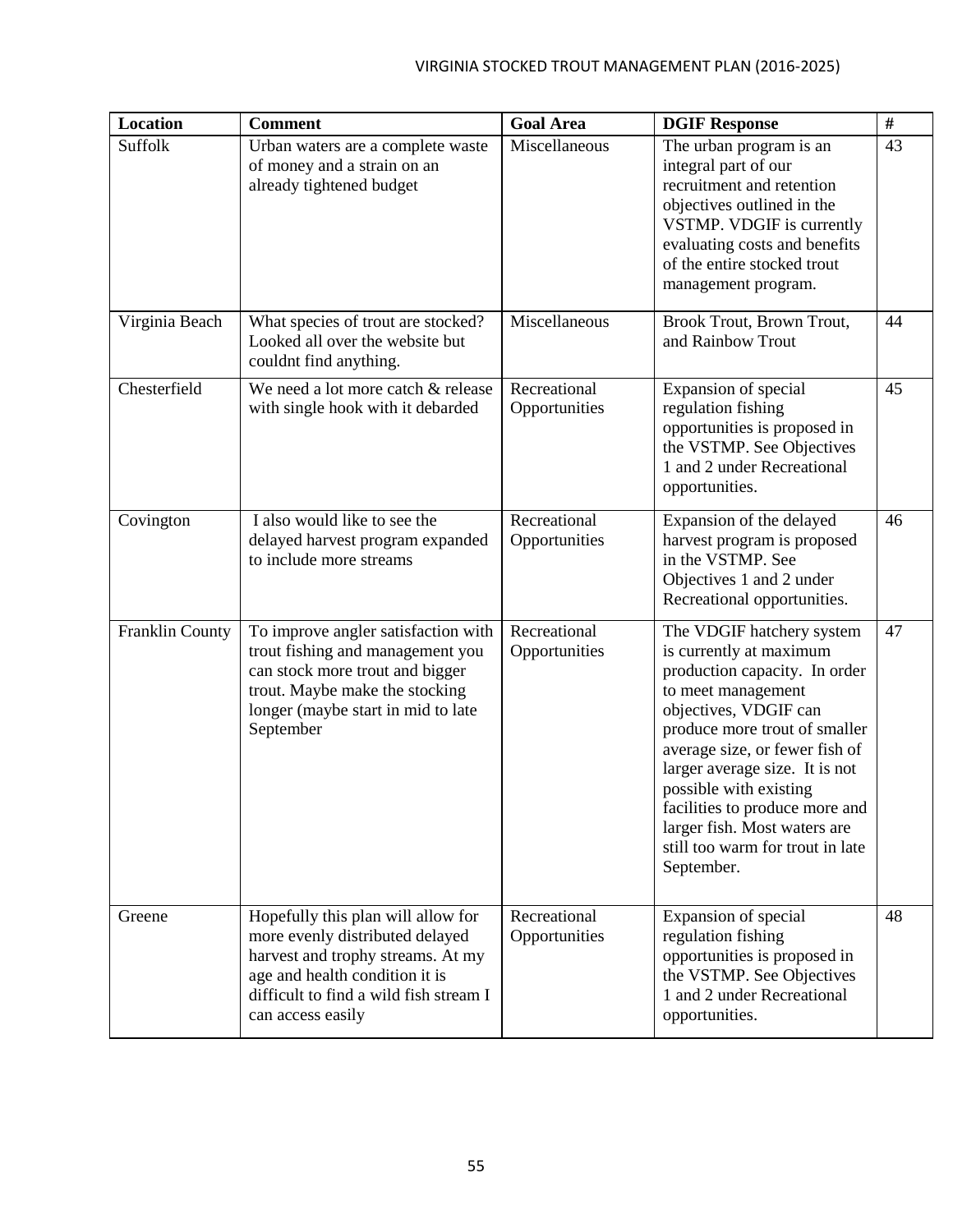| Location | Comment | Goal Area | DGIF Response | # |
|---|---|---|---|---|
| Suffolk | Urban waters are a complete waste of money and a strain on an already tightened budget | Miscellaneous | The urban program is an integral part of our recruitment and retention objectives outlined in the VSTMP. VDGIF is currently evaluating costs and benefits of the entire stocked trout management program. | 43 |
| Virginia Beach | What species of trout are stocked? Looked all over the website but couldnt find anything. | Miscellaneous | Brook Trout, Brown Trout, and Rainbow Trout | 44 |
| Chesterfield | We need a lot more catch & release with single hook with it debarded | Recreational Opportunities | Expansion of special regulation fishing opportunities is proposed in the VSTMP. See Objectives 1 and 2 under Recreational opportunities. | 45 |
| Covington | I also would like to see the delayed harvest program expanded to include more streams | Recreational Opportunities | Expansion of the delayed harvest program is proposed in the VSTMP. See Objectives 1 and 2 under Recreational opportunities. | 46 |
| Franklin County | To improve angler satisfaction with trout fishing and management you can stock more trout and bigger trout. Maybe make the stocking longer (maybe start in mid to late September | Recreational Opportunities | The VDGIF hatchery system is currently at maximum production capacity. In order to meet management objectives, VDGIF can produce more trout of smaller average size, or fewer fish of larger average size. It is not possible with existing facilities to produce more and larger fish. Most waters are still too warm for trout in late September. | 47 |
| Greene | Hopefully this plan will allow for more evenly distributed delayed harvest and trophy streams. At my age and health condition it is difficult to find a wild fish stream I can access easily | Recreational Opportunities | Expansion of special regulation fishing opportunities is proposed in the VSTMP. See Objectives 1 and 2 under Recreational opportunities. | 48 |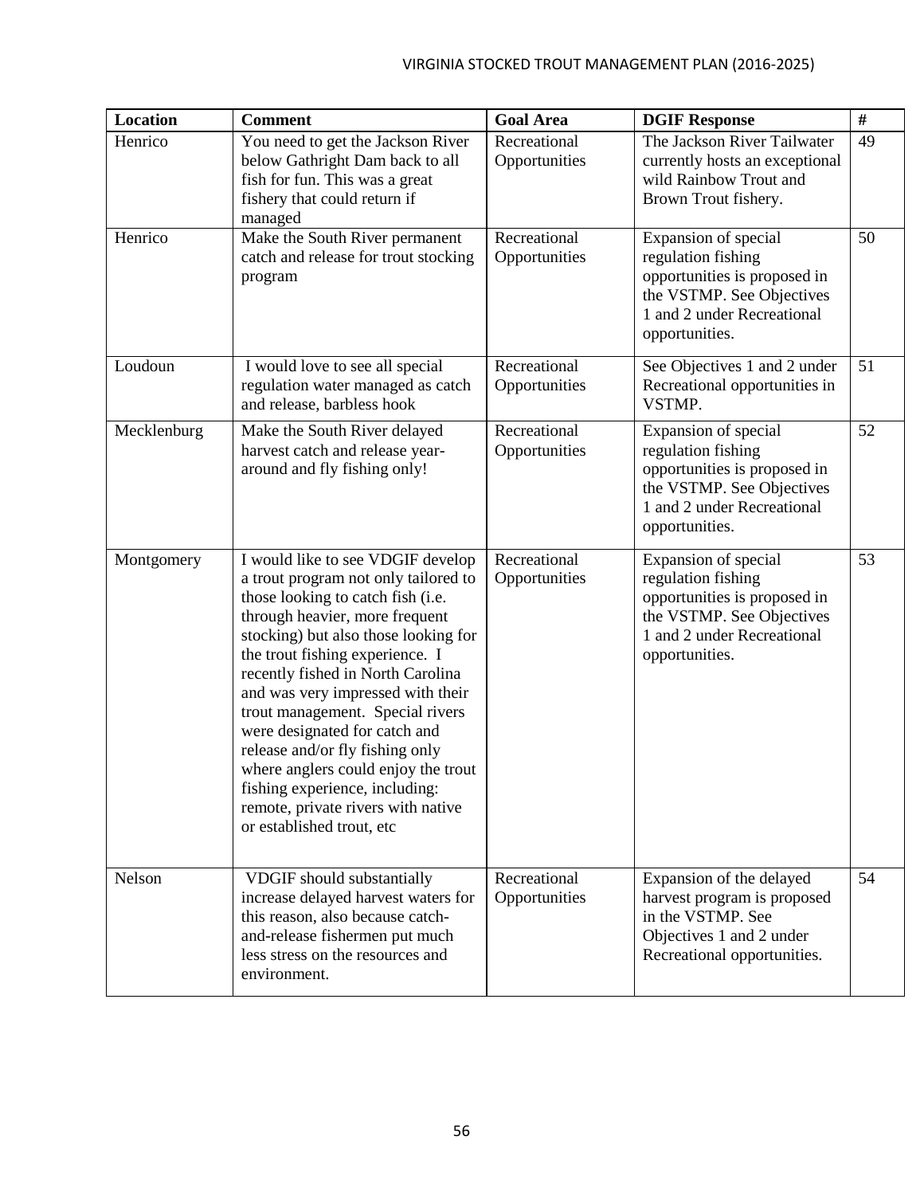| Location | Comment | Goal Area | DGIF Response | # |
|---|---|---|---|---|
| Henrico | You need to get the Jackson River below Gathright Dam back to all fish for fun. This was a great fishery that could return if managed | Recreational Opportunities | The Jackson River Tailwater currently hosts an exceptional wild Rainbow Trout and Brown Trout fishery. | 49 |
| Henrico | Make the South River permanent catch and release for trout stocking program | Recreational Opportunities | Expansion of special regulation fishing opportunities is proposed in the VSTMP. See Objectives 1 and 2 under Recreational opportunities. | 50 |
| Loudoun | I would love to see all special regulation water managed as catch and release, barbless hook | Recreational Opportunities | See Objectives 1 and 2 under Recreational opportunities in VSTMP. | 51 |
| Mecklenburg | Make the South River delayed harvest catch and release year-around and fly fishing only! | Recreational Opportunities | Expansion of special regulation fishing opportunities is proposed in the VSTMP. See Objectives 1 and 2 under Recreational opportunities. | 52 |
| Montgomery | I would like to see VDGIF develop a trout program not only tailored to those looking to catch fish (i.e. through heavier, more frequent stocking) but also those looking for the trout fishing experience. I recently fished in North Carolina and was very impressed with their trout management. Special rivers were designated for catch and release and/or fly fishing only where anglers could enjoy the trout fishing experience, including: remote, private rivers with native or established trout, etc | Recreational Opportunities | Expansion of special regulation fishing opportunities is proposed in the VSTMP. See Objectives 1 and 2 under Recreational opportunities. | 53 |
| Nelson | VDGIF should substantially increase delayed harvest waters for this reason, also because catch-and-release fishermen put much less stress on the resources and environment. | Recreational Opportunities | Expansion of the delayed harvest program is proposed in the VSTMP. See Objectives 1 and 2 under Recreational opportunities. | 54 |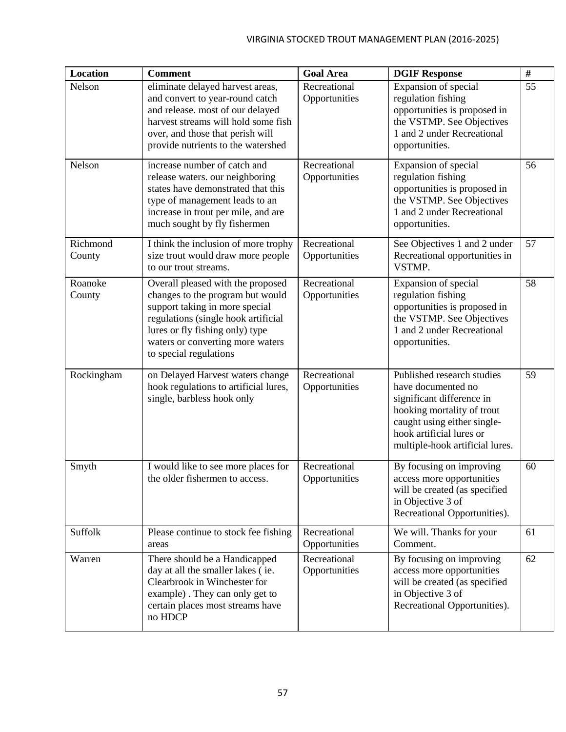| Location | Comment | Goal Area | DGIF Response | # |
|---|---|---|---|---|
| Nelson | eliminate delayed harvest areas, and convert to year-round catch and release. most of our delayed harvest streams will hold some fish over, and those that perish will provide nutrients to the watershed | Recreational Opportunities | Expansion of special regulation fishing opportunities is proposed in the VSTMP. See Objectives 1 and 2 under Recreational opportunities. | 55 |
| Nelson | increase number of catch and release waters. our neighboring states have demonstrated that this type of management leads to an increase in trout per mile, and are much sought by fly fishermen | Recreational Opportunities | Expansion of special regulation fishing opportunities is proposed in the VSTMP. See Objectives 1 and 2 under Recreational opportunities. | 56 |
| Richmond County | I think the inclusion of more trophy size trout would draw more people to our trout streams. | Recreational Opportunities | See Objectives 1 and 2 under Recreational opportunities in VSTMP. | 57 |
| Roanoke County | Overall pleased with the proposed changes to the program but would support taking in more special regulations (single hook artificial lures or fly fishing only) type waters or converting more waters to special regulations | Recreational Opportunities | Expansion of special regulation fishing opportunities is proposed in the VSTMP. See Objectives 1 and 2 under Recreational opportunities. | 58 |
| Rockingham | on Delayed Harvest waters change hook regulations to artificial lures, single, barbless hook only | Recreational Opportunities | Published research studies have documented no significant difference in hooking mortality of trout caught using either single-hook artificial lures or multiple-hook artificial lures. | 59 |
| Smyth | I would like to see more places for the older fishermen to access. | Recreational Opportunities | By focusing on improving access more opportunities will be created (as specified in Objective 3 of Recreational Opportunities). | 60 |
| Suffolk | Please continue to stock fee fishing areas | Recreational Opportunities | We will. Thanks for your Comment. | 61 |
| Warren | There should be a Handicapped day at all the smaller lakes ( ie. Clearbrook in Winchester for example) . They can only get to certain places most streams have no HDCP | Recreational Opportunities | By focusing on improving access more opportunities will be created (as specified in Objective 3 of Recreational Opportunities). | 62 |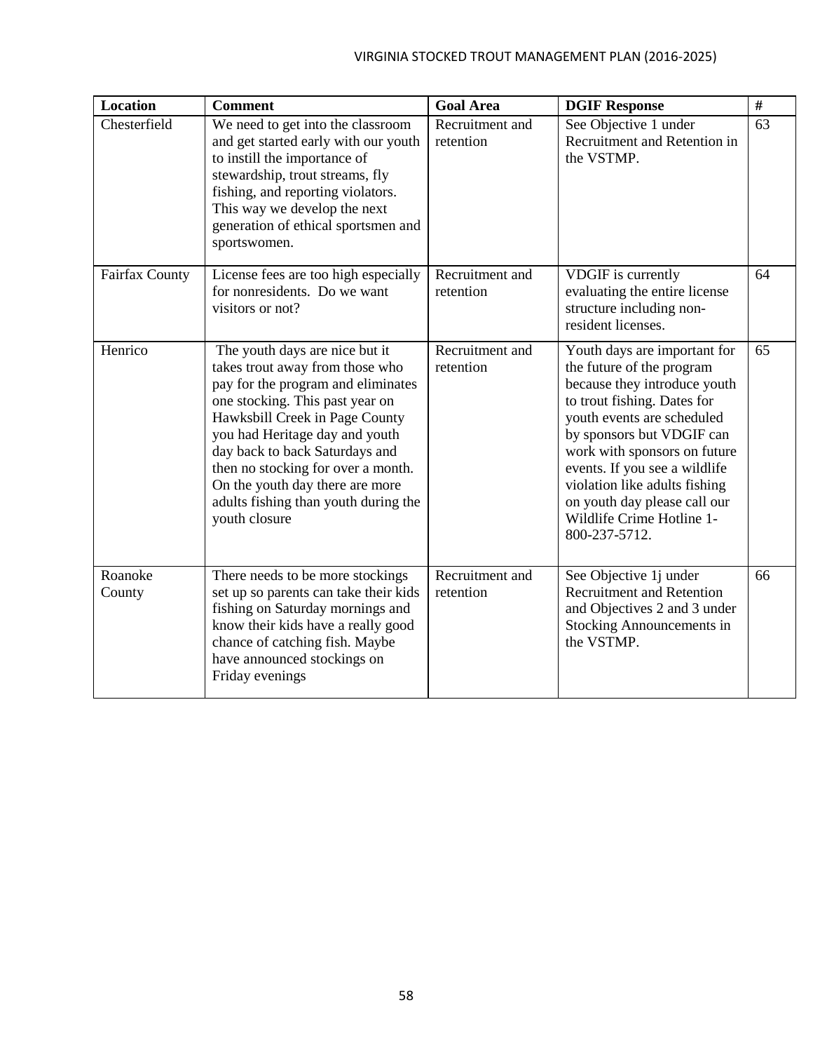| Location | Comment | Goal Area | DGIF Response | # |
|---|---|---|---|---|
| Chesterfield | We need to get into the classroom and get started early with our youth to instill the importance of stewardship, trout streams, fly fishing, and reporting violators. This way we develop the next generation of ethical sportsmen and sportswomen. | Recruitment and retention | See Objective 1 under Recruitment and Retention in the VSTMP. | 63 |
| Fairfax County | License fees are too high especially for nonresidents. Do we want visitors or not? | Recruitment and retention | VDGIF is currently evaluating the entire license structure including non-resident licenses. | 64 |
| Henrico | The youth days are nice but it takes trout away from those who pay for the program and eliminates one stocking. This past year on Hawksbill Creek in Page County you had Heritage day and youth day back to back Saturdays and then no stocking for over a month. On the youth day there are more adults fishing than youth during the youth closure | Recruitment and retention | Youth days are important for the future of the program because they introduce youth to trout fishing. Dates for youth events are scheduled by sponsors but VDGIF can work with sponsors on future events. If you see a wildlife violation like adults fishing on youth day please call our Wildlife Crime Hotline 1-800-237-5712. | 65 |
| Roanoke County | There needs to be more stockings set up so parents can take their kids fishing on Saturday mornings and know their kids have a really good chance of catching fish. Maybe have announced stockings on Friday evenings | Recruitment and retention | See Objective 1j under Recruitment and Retention and Objectives 2 and 3 under Stocking Announcements in the VSTMP. | 66 |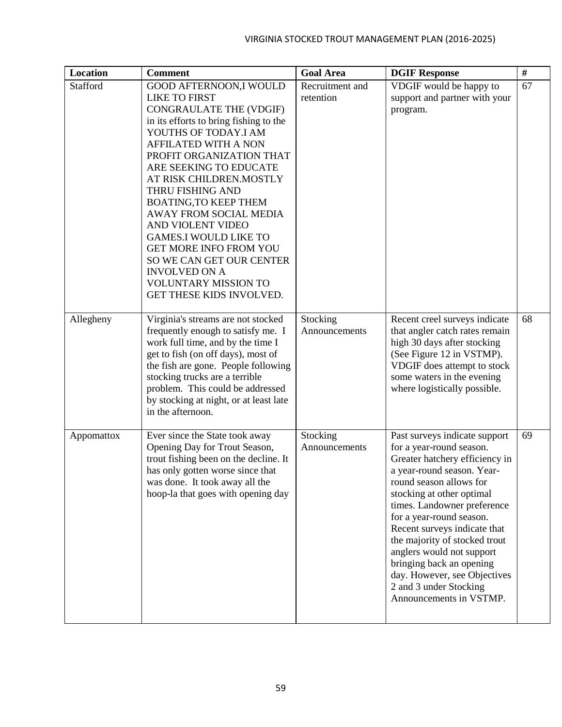| Location | Comment | Goal Area | DGIF Response | # |
|---|---|---|---|---|
| Stafford | GOOD AFTERNOON,I WOULD LIKE TO FIRST CONGRAULATE THE (VDGIF) in its efforts to bring fishing to the YOUTHS OF TODAY.I AM AFFILATED WITH A NON PROFIT ORGANIZATION THAT ARE SEEKING TO EDUCATE AT RISK CHILDREN.MOSTLY THRU FISHING AND BOATING,TO KEEP THEM AWAY FROM SOCIAL MEDIA AND VIOLENT VIDEO GAMES.I WOULD LIKE TO GET MORE INFO FROM YOU SO WE CAN GET OUR CENTER INVOLVED ON A VOLUNTARY MISSION TO GET THESE KIDS INVOLVED. | Recruitment and retention | VDGIF would be happy to support and partner with your program. | 67 |
| Allegheny | Virginia's streams are not stocked frequently enough to satisfy me. I work full time, and by the time I get to fish (on off days), most of the fish are gone. People following stocking trucks are a terrible problem. This could be addressed by stocking at night, or at least late in the afternoon. | Stocking Announcements | Recent creel surveys indicate that angler catch rates remain high 30 days after stocking (See Figure 12 in VSTMP). VDGIF does attempt to stock some waters in the evening where logistically possible. | 68 |
| Appomattox | Ever since the State took away Opening Day for Trout Season, trout fishing been on the decline. It has only gotten worse since that was done. It took away all the hoop-la that goes with opening day | Stocking Announcements | Past surveys indicate support for a year-round season. Greater hatchery efficiency in a year-round season. Year-round season allows for stocking at other optimal times. Landowner preference for a year-round season. Recent surveys indicate that the majority of stocked trout anglers would not support bringing back an opening day. However, see Objectives 2 and 3 under Stocking Announcements in VSTMP. | 69 |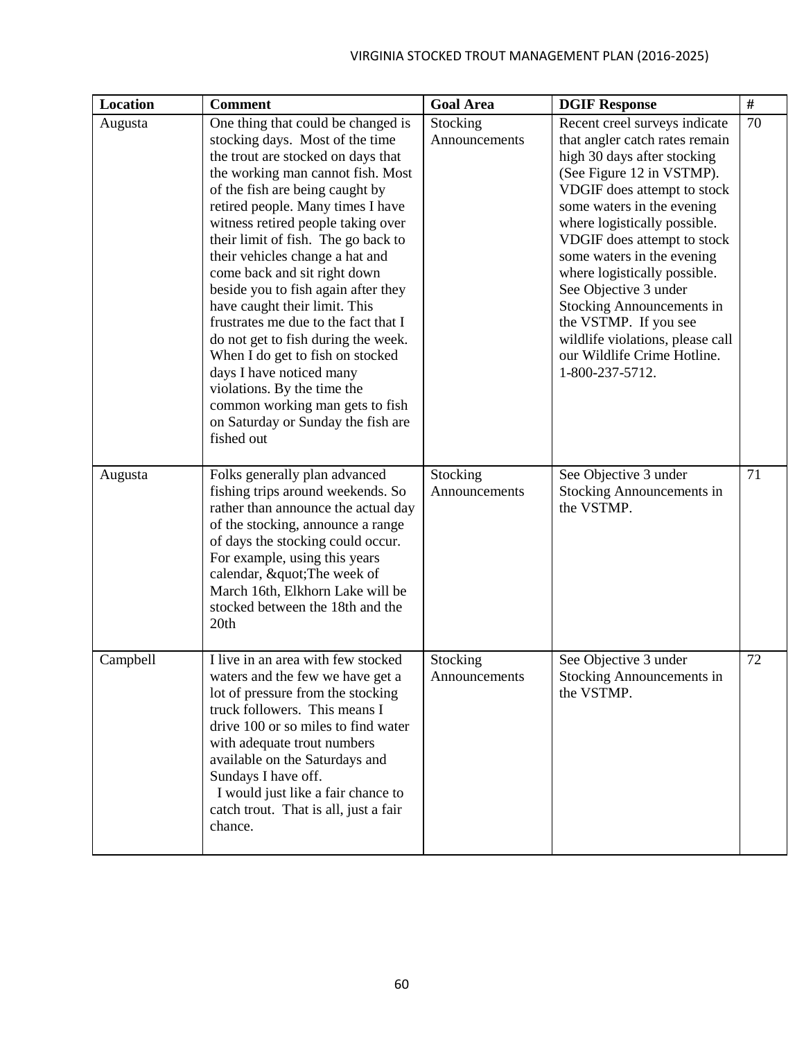| Location | Comment | Goal Area | DGIF Response | # |
|---|---|---|---|---|
| Augusta | One thing that could be changed is stocking days. Most of the time the trout are stocked on days that the working man cannot fish. Most of the fish are being caught by retired people. Many times I have witness retired people taking over their limit of fish. The go back to their vehicles change a hat and come back and sit right down beside you to fish again after they have caught their limit. This frustrates me due to the fact that I do not get to fish during the week. When I do get to fish on stocked days I have noticed many violations. By the time the common working man gets to fish on Saturday or Sunday the fish are fished out | Stocking Announcements | Recent creel surveys indicate that angler catch rates remain high 30 days after stocking (See Figure 12 in VSTMP). VDGIF does attempt to stock some waters in the evening where logistically possible. VDGIF does attempt to stock some waters in the evening where logistically possible. See Objective 3 under Stocking Announcements in the VSTMP. If you see wildlife violations, please call our Wildlife Crime Hotline. 1-800-237-5712. | 70 |
| Augusta | Folks generally plan advanced fishing trips around weekends. So rather than announce the actual day of the stocking, announce a range of days the stocking could occur. For example, using this years calendar, &quot;The week of March 16th, Elkhorn Lake will be stocked between the 18th and the 20th | Stocking Announcements | See Objective 3 under Stocking Announcements in the VSTMP. | 71 |
| Campbell | I live in an area with few stocked waters and the few we have get a lot of pressure from the stocking truck followers. This means I drive 100 or so miles to find water with adequate trout numbers available on the Saturdays and Sundays I have off. I would just like a fair chance to catch trout. That is all, just a fair chance. | Stocking Announcements | See Objective 3 under Stocking Announcements in the VSTMP. | 72 |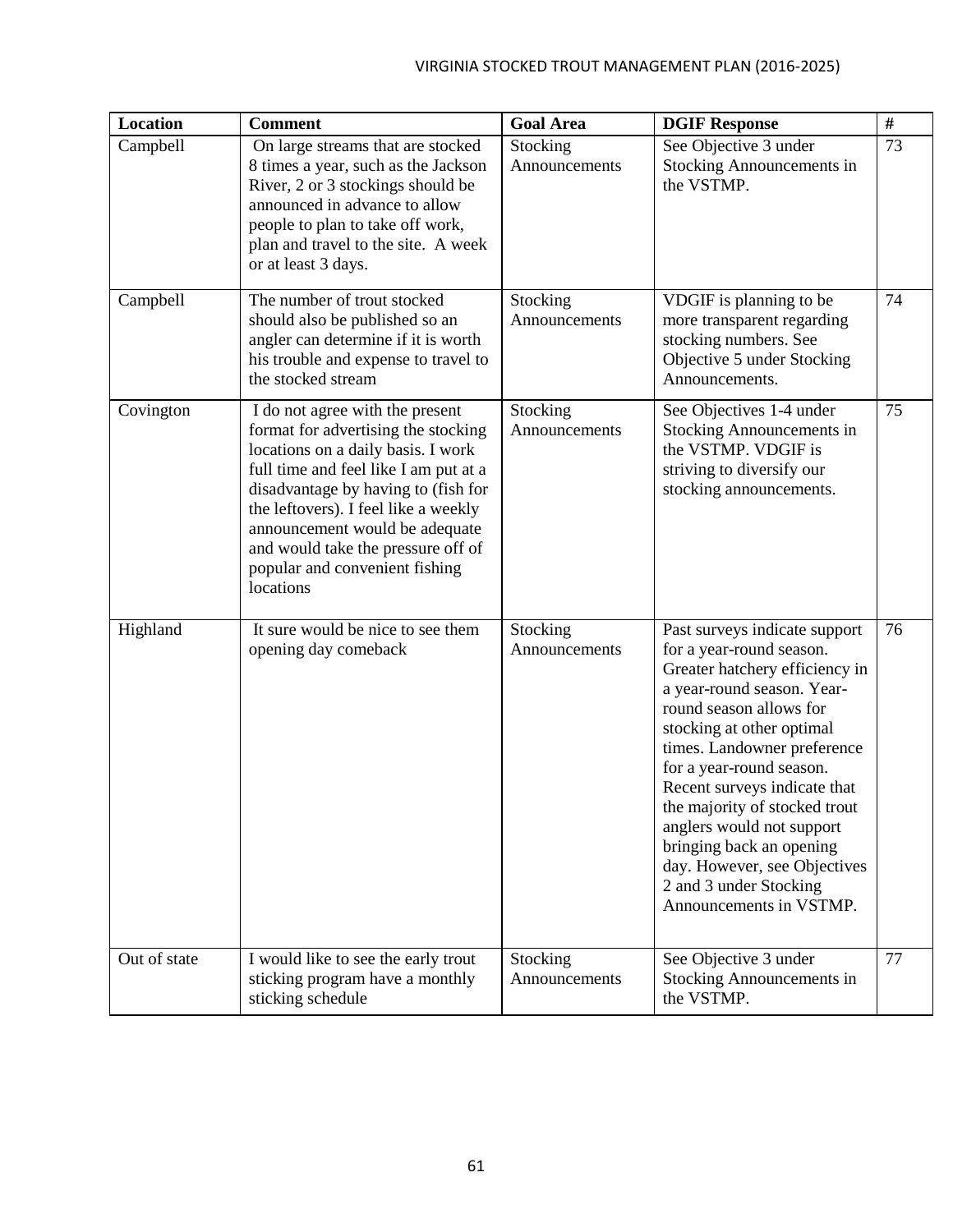| Location | Comment | Goal Area | DGIF Response | # |
|---|---|---|---|---|
| Campbell | On large streams that are stocked 8 times a year, such as the Jackson River, 2 or 3 stockings should be announced in advance to allow people to plan to take off work, plan and travel to the site. A week or at least 3 days. | Stocking Announcements | See Objective 3 under Stocking Announcements in the VSTMP. | 73 |
| Campbell | The number of trout stocked should also be published so an angler can determine if it is worth his trouble and expense to travel to the stocked stream | Stocking Announcements | VDGIF is planning to be more transparent regarding stocking numbers. See Objective 5 under Stocking Announcements. | 74 |
| Covington | I do not agree with the present format for advertising the stocking locations on a daily basis. I work full time and feel like I am put at a disadvantage by having to (fish for the leftovers). I feel like a weekly announcement would be adequate and would take the pressure off of popular and convenient fishing locations | Stocking Announcements | See Objectives 1-4 under Stocking Announcements in the VSTMP. VDGIF is striving to diversify our stocking announcements. | 75 |
| Highland | It sure would be nice to see them opening day comeback | Stocking Announcements | Past surveys indicate support for a year-round season. Greater hatchery efficiency in a year-round season. Year-round season allows for stocking at other optimal times. Landowner preference for a year-round season. Recent surveys indicate that the majority of stocked trout anglers would not support bringing back an opening day. However, see Objectives 2 and 3 under Stocking Announcements in VSTMP. | 76 |
| Out of state | I would like to see the early trout sticking program have a monthly sticking schedule | Stocking Announcements | See Objective 3 under Stocking Announcements in the VSTMP. | 77 |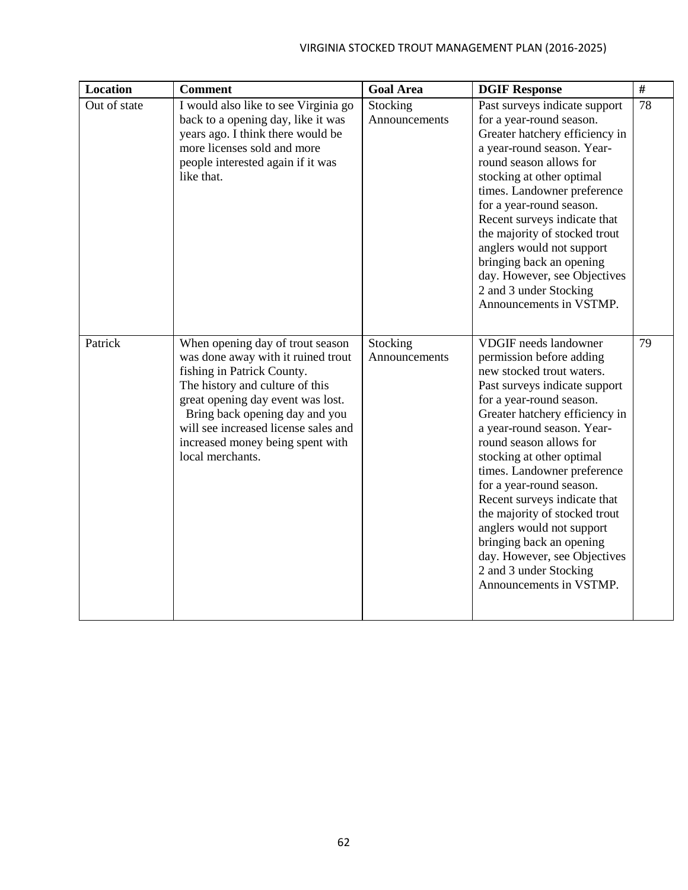| Location | Comment | Goal Area | DGIF Response | # |
|---|---|---|---|---|
| Out of state | I would also like to see Virginia go back to a opening day, like it was years ago. I think there would be more licenses sold and more people interested again if it was like that. | Stocking Announcements | Past surveys indicate support for a year-round season. Greater hatchery efficiency in a year-round season. Year-round season allows for stocking at other optimal times. Landowner preference for a year-round season. Recent surveys indicate that the majority of stocked trout anglers would not support bringing back an opening day. However, see Objectives 2 and 3 under Stocking Announcements in VSTMP. | 78 |
| Patrick | When opening day of trout season was done away with it ruined trout fishing in Patrick County. The history and culture of this great opening day event was lost. Bring back opening day and you will see increased license sales and increased money being spent with local merchants. | Stocking Announcements | VDGIF needs landowner permission before adding new stocked trout waters. Past surveys indicate support for a year-round season. Greater hatchery efficiency in a year-round season. Year-round season allows for stocking at other optimal times. Landowner preference for a year-round season. Recent surveys indicate that the majority of stocked trout anglers would not support bringing back an opening day. However, see Objectives 2 and 3 under Stocking Announcements in VSTMP. | 79 |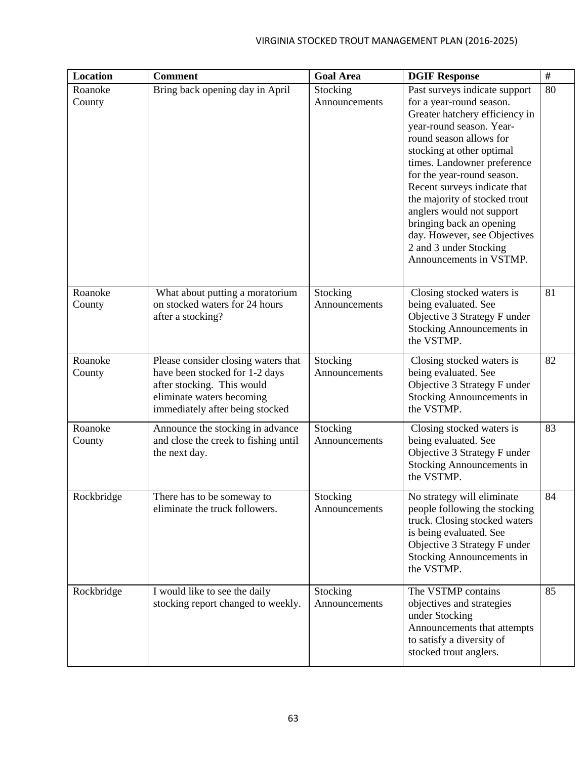| Location | Comment | Goal Area | DGIF Response | # |
|---|---|---|---|---|
| Roanoke County | Bring back opening day in April | Stocking Announcements | Past surveys indicate support for a year-round season. Greater hatchery efficiency in year-round season. Year-round season allows for stocking at other optimal times. Landowner preference for the year-round season. Recent surveys indicate that the majority of stocked trout anglers would not support bringing back an opening day. However, see Objectives 2 and 3 under Stocking Announcements in VSTMP. | 80 |
| Roanoke County | What about putting a moratorium on stocked waters for 24 hours after a stocking? | Stocking Announcements | Closing stocked waters is being evaluated. See Objective 3 Strategy F under Stocking Announcements in the VSTMP. | 81 |
| Roanoke County | Please consider closing waters that have been stocked for 1-2 days after stocking. This would eliminate waters becoming immediately after being stocked | Stocking Announcements | Closing stocked waters is being evaluated. See Objective 3 Strategy F under Stocking Announcements in the VSTMP. | 82 |
| Roanoke County | Announce the stocking in advance and close the creek to fishing until the next day. | Stocking Announcements | Closing stocked waters is being evaluated. See Objective 3 Strategy F under Stocking Announcements in the VSTMP. | 83 |
| Rockbridge | There has to be someway to eliminate the truck followers. | Stocking Announcements | No strategy will eliminate people following the stocking truck. Closing stocked waters is being evaluated. See Objective 3 Strategy F under Stocking Announcements in the VSTMP. | 84 |
| Rockbridge | I would like to see the daily stocking report changed to weekly. | Stocking Announcements | The VSTMP contains objectives and strategies under Stocking Announcements that attempts to satisfy a diversity of stocked trout anglers. | 85 |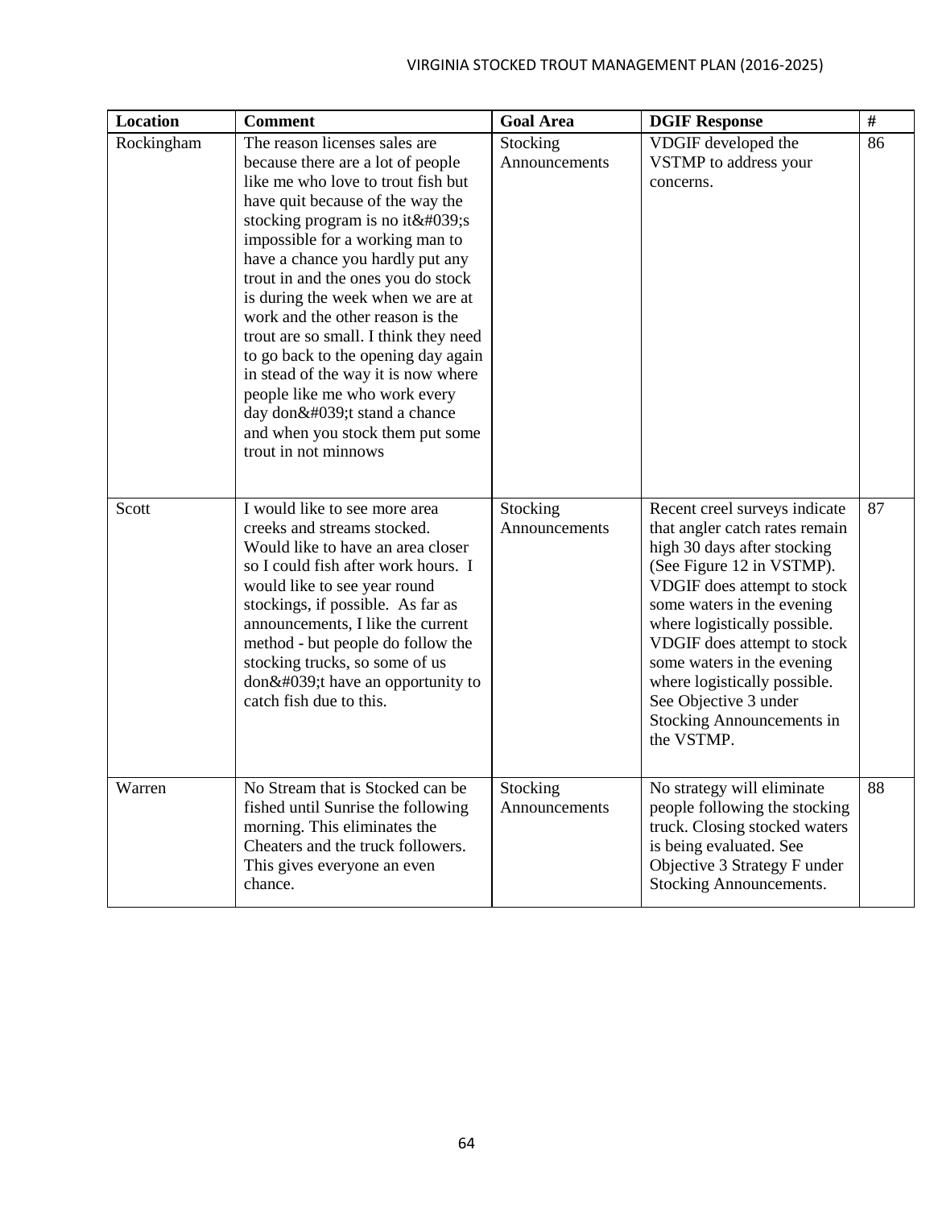| Location | Comment | Goal Area | DGIF Response | # |
|---|---|---|---|---|
| Rockingham | The reason licenses sales are because there are a lot of people like me who love to trout fish but have quit because of the way the stocking program is no it&#039;s impossible for a working man to have a chance you hardly put any trout in and the ones you do stock is during the week when we are at work and the other reason is the trout are so small. I think they need to go back to the opening day again in stead of the way it is now where people like me who work every day don&#039;t stand a chance and when you stock them put some trout in not minnows | Stocking Announcements | VDGIF developed the VSTMP to address your concerns. | 86 |
| Scott | I would like to see more area creeks and streams stocked. Would like to have an area closer so I could fish after work hours. I would like to see year round stockings, if possible. As far as announcements, I like the current method - but people do follow the stocking trucks, so some of us don&#039;t have an opportunity to catch fish due to this. | Stocking Announcements | Recent creel surveys indicate that angler catch rates remain high 30 days after stocking (See Figure 12 in VSTMP). VDGIF does attempt to stock some waters in the evening where logistically possible. VDGIF does attempt to stock some waters in the evening where logistically possible. See Objective 3 under Stocking Announcements in the VSTMP. | 87 |
| Warren | No Stream that is Stocked can be fished until Sunrise the following morning. This eliminates the Cheaters and the truck followers. This gives everyone an even chance. | Stocking Announcements | No strategy will eliminate people following the stocking truck. Closing stocked waters is being evaluated. See Objective 3 Strategy F under Stocking Announcements. | 88 |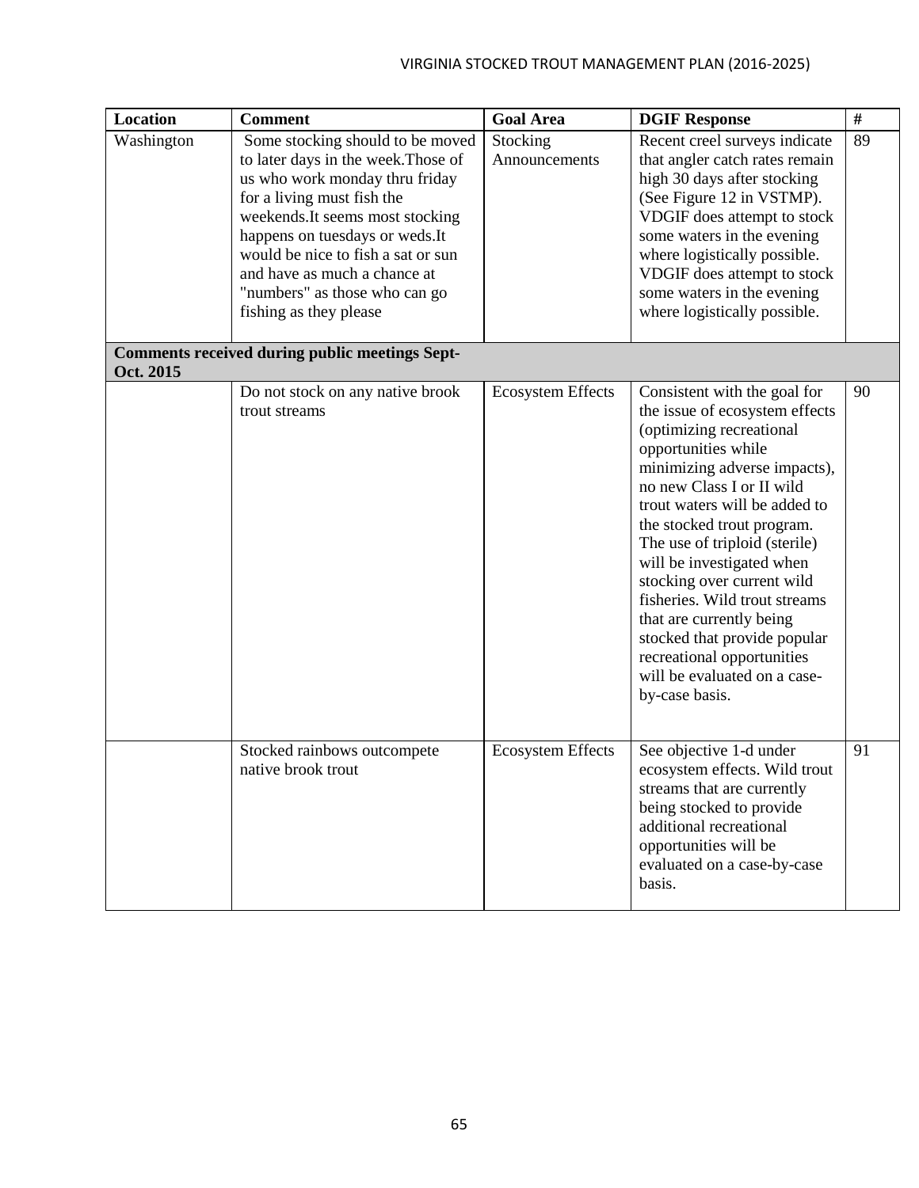| Location | Comment | Goal Area | DGIF Response | # |
|---|---|---|---|---|
| Washington | Some stocking should to be moved to later days in the week.Those of us who work monday thru friday for a living must fish the weekends.It seems most stocking happens on tuesdays or weds.It would be nice to fish a sat or sun and have as much a chance at "numbers" as those who can go fishing as they please | Stocking Announcements | Recent creel surveys indicate that angler catch rates remain high 30 days after stocking (See Figure 12 in VSTMP). VDGIF does attempt to stock some waters in the evening where logistically possible. VDGIF does attempt to stock some waters in the evening where logistically possible. | 89 |
| **Comments received during public meetings Sept-Oct. 2015** | | | | |
| | Do not stock on any native brook trout streams | Ecosystem Effects | Consistent with the goal for the issue of ecosystem effects (optimizing recreational opportunities while minimizing adverse impacts), no new Class I or II wild trout waters will be added to the stocked trout program. The use of triploid (sterile) will be investigated when stocking over current wild fisheries. Wild trout streams that are currently being stocked that provide popular recreational opportunities will be evaluated on a case-by-case basis. | 90 |
| | Stocked rainbows outcompete native brook trout | Ecosystem Effects | See objective 1-d under ecosystem effects. Wild trout streams that are currently being stocked to provide additional recreational opportunities will be evaluated on a case-by-case basis. | 91 |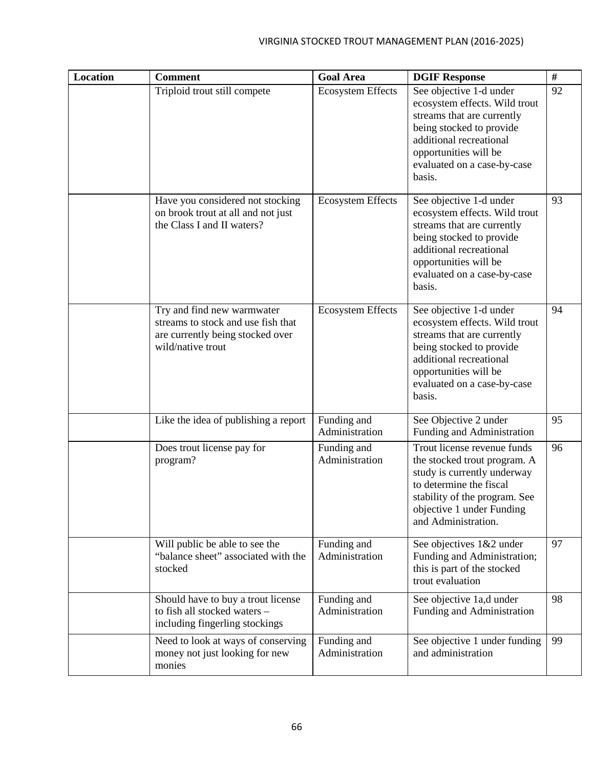| Location | Comment | Goal Area | DGIF Response | # |
|---|---|---|---|---|
| | Triploid trout still compete | Ecosystem Effects | See objective 1-d under ecosystem effects. Wild trout streams that are currently being stocked to provide additional recreational opportunities will be evaluated on a case-by-case basis. | 92 |
| | Have you considered not stocking on brook trout at all and not just the Class I and II waters? | Ecosystem Effects | See objective 1-d under ecosystem effects. Wild trout streams that are currently being stocked to provide additional recreational opportunities will be evaluated on a case-by-case basis. | 93 |
| | Try and find new warmwater streams to stock and use fish that are currently being stocked over wild/native trout | Ecosystem Effects | See objective 1-d under ecosystem effects. Wild trout streams that are currently being stocked to provide additional recreational opportunities will be evaluated on a case-by-case basis. | 94 |
| | Like the idea of publishing a report | Funding and Administration | See Objective 2 under Funding and Administration | 95 |
| | Does trout license pay for program? | Funding and Administration | Trout license revenue funds the stocked trout program. A study is currently underway to determine the fiscal stability of the program. See objective 1 under Funding and Administration. | 96 |
| | Will public be able to see the "balance sheet" associated with the stocked | Funding and Administration | See objectives 1&2 under Funding and Administration; this is part of the stocked trout evaluation | 97 |
| | Should have to buy a trout license to fish all stocked waters – including fingerling stockings | Funding and Administration | See objective 1a,d under Funding and Administration | 98 |
| | Need to look at ways of conserving money not just looking for new monies | Funding and Administration | See objective 1 under funding and administration | 99 |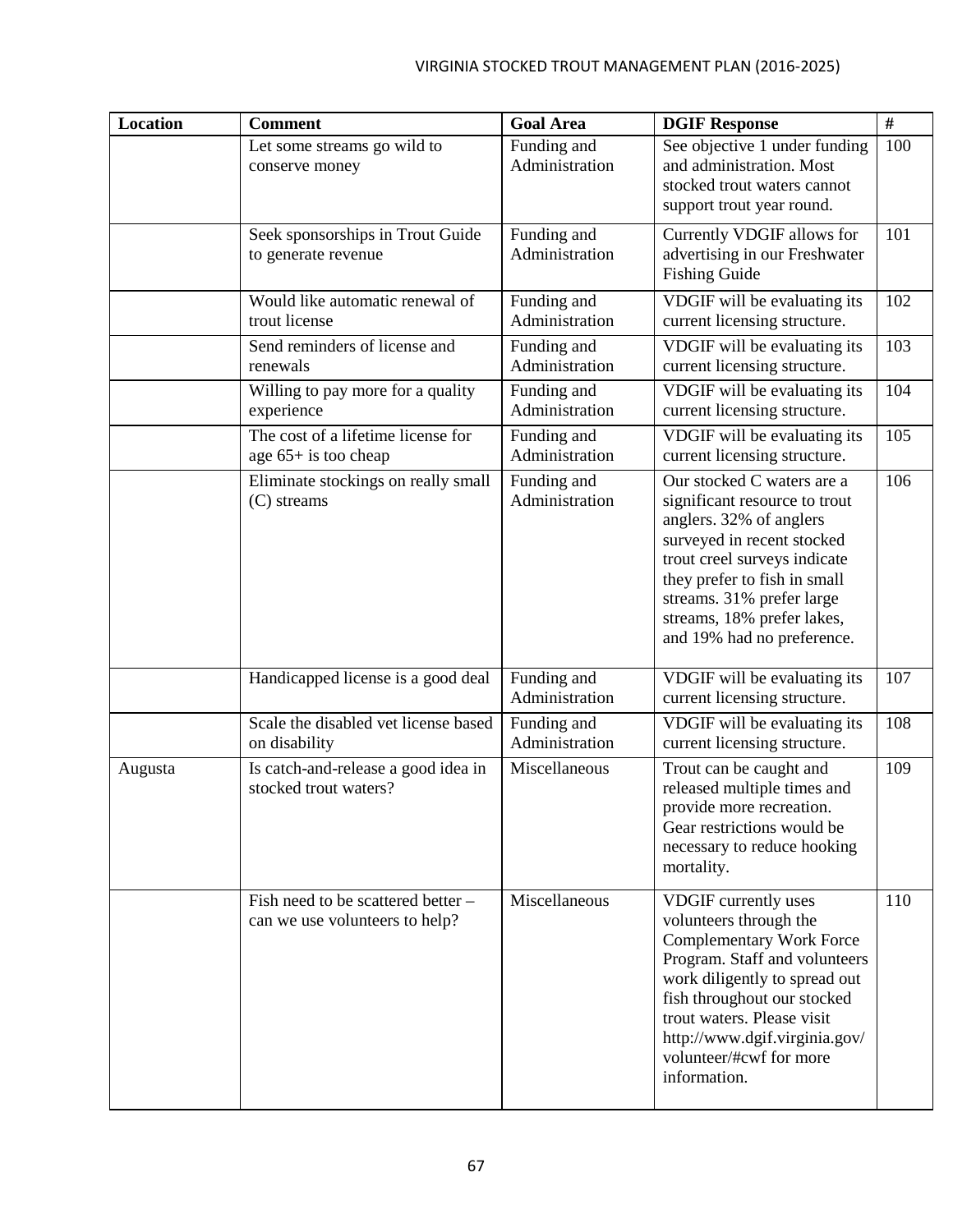| Location | Comment | Goal Area | DGIF Response | # |
|---|---|---|---|---|
| | Let some streams go wild to conserve money | Funding and Administration | See objective 1 under funding and administration. Most stocked trout waters cannot support trout year round. | 100 |
| | Seek sponsorships in Trout Guide to generate revenue | Funding and Administration | Currently VDGIF allows for advertising in our Freshwater Fishing Guide | 101 |
| | Would like automatic renewal of trout license | Funding and Administration | VDGIF will be evaluating its current licensing structure. | 102 |
| | Send reminders of license and renewals | Funding and Administration | VDGIF will be evaluating its current licensing structure. | 103 |
| | Willing to pay more for a quality experience | Funding and Administration | VDGIF will be evaluating its current licensing structure. | 104 |
| | The cost of a lifetime license for age 65+ is too cheap | Funding and Administration | VDGIF will be evaluating its current licensing structure. | 105 |
| | Eliminate stockings on really small (C) streams | Funding and Administration | Our stocked C waters are a significant resource to trout anglers. 32% of anglers surveyed in recent stocked trout creel surveys indicate they prefer to fish in small streams. 31% prefer large streams, 18% prefer lakes, and 19% had no preference. | 106 |
| | Handicapped license is a good deal | Funding and Administration | VDGIF will be evaluating its current licensing structure. | 107 |
| | Scale the disabled vet license based on disability | Funding and Administration | VDGIF will be evaluating its current licensing structure. | 108 |
| Augusta | Is catch-and-release a good idea in stocked trout waters? | Miscellaneous | Trout can be caught and released multiple times and provide more recreation. Gear restrictions would be necessary to reduce hooking mortality. | 109 |
| | Fish need to be scattered better – can we use volunteers to help? | Miscellaneous | VDGIF currently uses volunteers through the Complementary Work Force Program. Staff and volunteers work diligently to spread out fish throughout our stocked trout waters. Please visit http://www.dgif.virginia.gov/volunteer/#cwf for more information. | 110 |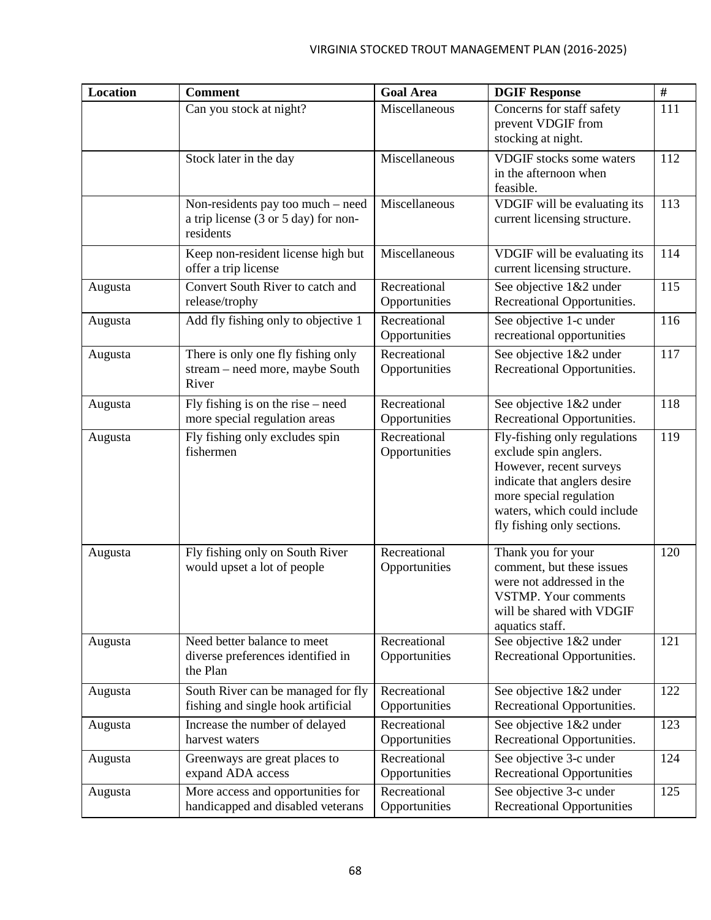| Location | Comment | Goal Area | DGIF Response | # |
|---|---|---|---|---|
| | Can you stock at night? | Miscellaneous | Concerns for staff safety prevent VDGIF from stocking at night. | 111 |
| | Stock later in the day | Miscellaneous | VDGIF stocks some waters in the afternoon when feasible. | 112 |
| | Non-residents pay too much – need a trip license (3 or 5 day) for non-residents | Miscellaneous | VDGIF will be evaluating its current licensing structure. | 113 |
| | Keep non-resident license high but offer a trip license | Miscellaneous | VDGIF will be evaluating its current licensing structure. | 114 |
| Augusta | Convert South River to catch and release/trophy | Recreational Opportunities | See objective 1&2 under Recreational Opportunities. | 115 |
| Augusta | Add fly fishing only to objective 1 | Recreational Opportunities | See objective 1-c under recreational opportunities | 116 |
| Augusta | There is only one fly fishing only stream – need more, maybe South River | Recreational Opportunities | See objective 1&2 under Recreational Opportunities. | 117 |
| Augusta | Fly fishing is on the rise – need more special regulation areas | Recreational Opportunities | See objective 1&2 under Recreational Opportunities. | 118 |
| Augusta | Fly fishing only excludes spin fishermen | Recreational Opportunities | Fly-fishing only regulations exclude spin anglers. However, recent surveys indicate that anglers desire more special regulation waters, which could include fly fishing only sections. | 119 |
| Augusta | Fly fishing only on South River would upset a lot of people | Recreational Opportunities | Thank you for your comment, but these issues were not addressed in the VSTMP. Your comments will be shared with VDGIF aquatics staff. | 120 |
| Augusta | Need better balance to meet diverse preferences identified in the Plan | Recreational Opportunities | See objective 1&2 under Recreational Opportunities. | 121 |
| Augusta | South River can be managed for fly fishing and single hook artificial | Recreational Opportunities | See objective 1&2 under Recreational Opportunities. | 122 |
| Augusta | Increase the number of delayed harvest waters | Recreational Opportunities | See objective 1&2 under Recreational Opportunities. | 123 |
| Augusta | Greenways are great places to expand ADA access | Recreational Opportunities | See objective 3-c under Recreational Opportunities | 124 |
| Augusta | More access and opportunities for handicapped and disabled veterans | Recreational Opportunities | See objective 3-c under Recreational Opportunities | 125 |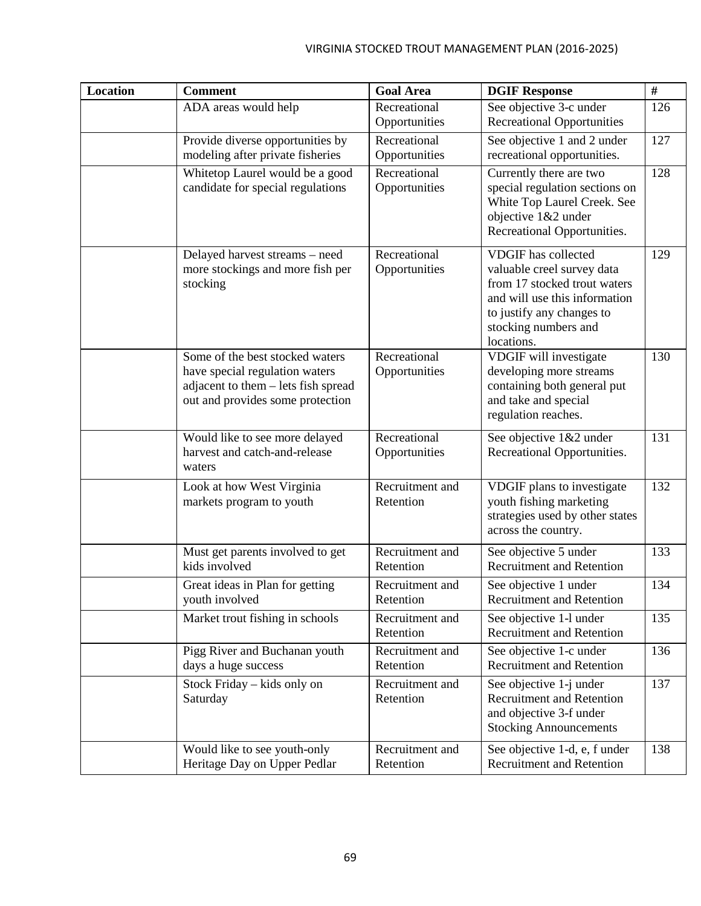| Location | Comment | Goal Area | DGIF Response | # |
|---|---|---|---|---|
| | ADA areas would help | Recreational Opportunities | See objective 3-c under Recreational Opportunities | 126 |
| | Provide diverse opportunities by modeling after private fisheries | Recreational Opportunities | See objective 1 and 2 under recreational opportunities. | 127 |
| | Whitetop Laurel would be a good candidate for special regulations | Recreational Opportunities | Currently there are two special regulation sections on White Top Laurel Creek. See objective 1&2 under Recreational Opportunities. | 128 |
| | Delayed harvest streams – need more stockings and more fish per stocking | Recreational Opportunities | VDGIF has collected valuable creel survey data from 17 stocked trout waters and will use this information to justify any changes to stocking numbers and locations. | 129 |
| | Some of the best stocked waters have special regulation waters adjacent to them – lets fish spread out and provides some protection | Recreational Opportunities | VDGIF will investigate developing more streams containing both general put and take and special regulation reaches. | 130 |
| | Would like to see more delayed harvest and catch-and-release waters | Recreational Opportunities | See objective 1&2 under Recreational Opportunities. | 131 |
| | Look at how West Virginia markets program to youth | Recruitment and Retention | VDGIF plans to investigate youth fishing marketing strategies used by other states across the country. | 132 |
| | Must get parents involved to get kids involved | Recruitment and Retention | See objective 5 under Recruitment and Retention | 133 |
| | Great ideas in Plan for getting youth involved | Recruitment and Retention | See objective 1 under Recruitment and Retention | 134 |
| | Market trout fishing in schools | Recruitment and Retention | See objective 1-l under Recruitment and Retention | 135 |
| | Pigg River and Buchanan youth days a huge success | Recruitment and Retention | See objective 1-c under Recruitment and Retention | 136 |
| | Stock Friday – kids only on Saturday | Recruitment and Retention | See objective 1-j under Recruitment and Retention and objective 3-f under Stocking Announcements | 137 |
| | Would like to see youth-only Heritage Day on Upper Pedlar | Recruitment and Retention | See objective 1-d, e, f under Recruitment and Retention | 138 |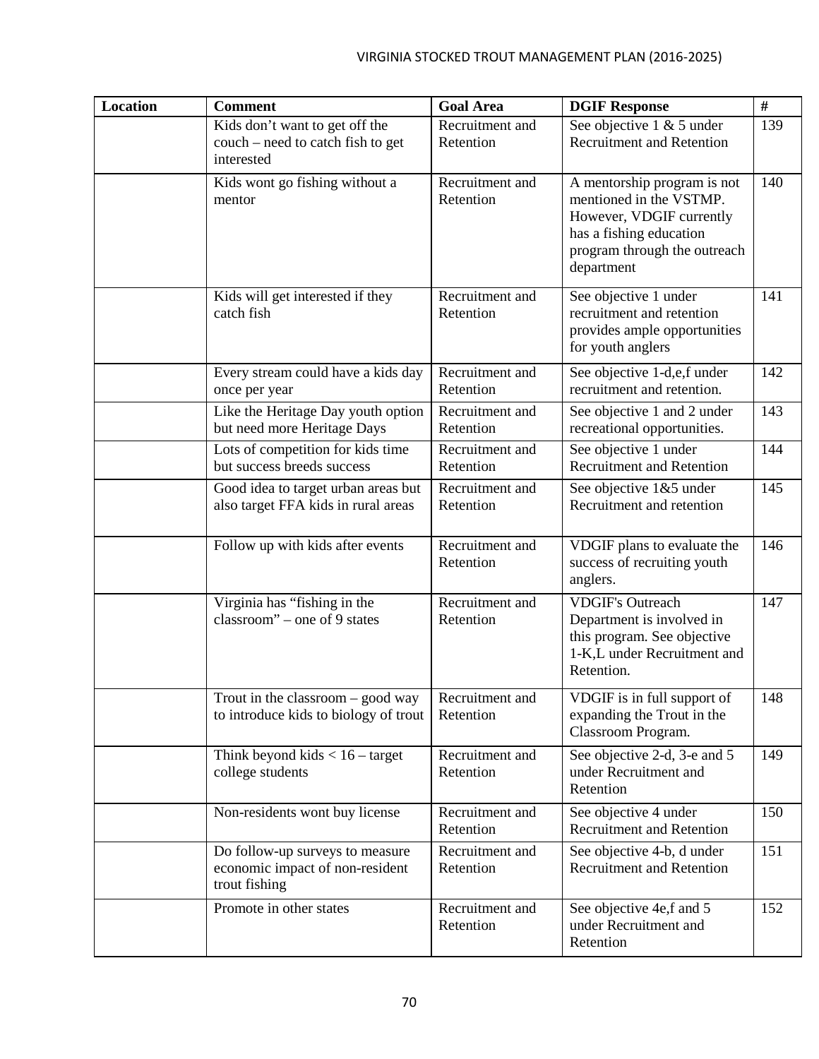| Location | Comment | Goal Area | DGIF Response | # |
|---|---|---|---|---|
| | Kids don't want to get off the couch – need to catch fish to get interested | Recruitment and Retention | See objective 1 & 5 under Recruitment and Retention | 139 |
| | Kids wont go fishing without a mentor | Recruitment and Retention | A mentorship program is not mentioned in the VSTMP. However, VDGIF currently has a fishing education program through the outreach department | 140 |
| | Kids will get interested if they catch fish | Recruitment and Retention | See objective 1 under recruitment and retention provides ample opportunities for youth anglers | 141 |
| | Every stream could have a kids day once per year | Recruitment and Retention | See objective 1-d,e,f under recruitment and retention. | 142 |
| | Like the Heritage Day youth option but need more Heritage Days | Recruitment and Retention | See objective 1 and 2 under recreational opportunities. | 143 |
| | Lots of competition for kids time but success breeds success | Recruitment and Retention | See objective 1 under Recruitment and Retention | 144 |
| | Good idea to target urban areas but also target FFA kids in rural areas | Recruitment and Retention | See objective 1&5 under Recruitment and retention | 145 |
| | Follow up with kids after events | Recruitment and Retention | VDGIF plans to evaluate the success of recruiting youth anglers. | 146 |
| | Virginia has "fishing in the classroom" – one of 9 states | Recruitment and Retention | VDGIF's Outreach Department is involved in this program. See objective 1-K,L under Recruitment and Retention. | 147 |
| | Trout in the classroom – good way to introduce kids to biology of trout | Recruitment and Retention | VDGIF is in full support of expanding the Trout in the Classroom Program. | 148 |
| | Think beyond kids < 16 – target college students | Recruitment and Retention | See objective 2-d, 3-e and 5 under Recruitment and Retention | 149 |
| | Non-residents wont buy license | Recruitment and Retention | See objective 4 under Recruitment and Retention | 150 |
| | Do follow-up surveys to measure economic impact of non-resident trout fishing | Recruitment and Retention | See objective 4-b, d under Recruitment and Retention | 151 |
| | Promote in other states | Recruitment and Retention | See objective 4e,f and 5 under Recruitment and Retention | 152 |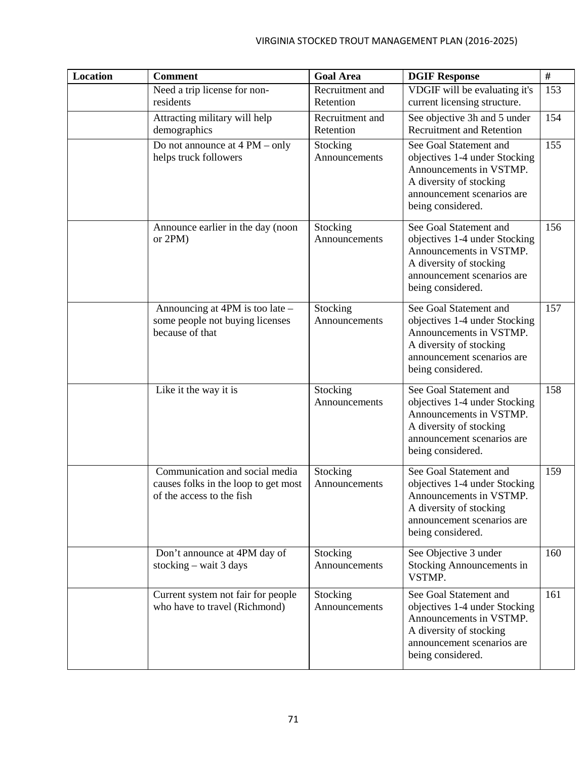| Location | Comment | Goal Area | DGIF Response | # |
|---|---|---|---|---|
| | Need a trip license for non-residents | Recruitment and Retention | VDGIF will be evaluating it's current licensing structure. | 153 |
| | Attracting military will help demographics | Recruitment and Retention | See objective 3h and 5 under Recruitment and Retention | 154 |
| | Do not announce at 4 PM – only helps truck followers | Stocking Announcements | See Goal Statement and objectives 1-4 under Stocking Announcements in VSTMP. A diversity of stocking announcement scenarios are being considered. | 155 |
| | Announce earlier in the day (noon or 2PM) | Stocking Announcements | See Goal Statement and objectives 1-4 under Stocking Announcements in VSTMP. A diversity of stocking announcement scenarios are being considered. | 156 |
| | Announcing at 4PM is too late – some people not buying licenses because of that | Stocking Announcements | See Goal Statement and objectives 1-4 under Stocking Announcements in VSTMP. A diversity of stocking announcement scenarios are being considered. | 157 |
| | Like it the way it is | Stocking Announcements | See Goal Statement and objectives 1-4 under Stocking Announcements in VSTMP. A diversity of stocking announcement scenarios are being considered. | 158 |
| | Communication and social media causes folks in the loop to get most of the access to the fish | Stocking Announcements | See Goal Statement and objectives 1-4 under Stocking Announcements in VSTMP. A diversity of stocking announcement scenarios are being considered. | 159 |
| | Don't announce at 4PM day of stocking – wait 3 days | Stocking Announcements | See Objective 3 under Stocking Announcements in VSTMP. | 160 |
| | Current system not fair for people who have to travel (Richmond) | Stocking Announcements | See Goal Statement and objectives 1-4 under Stocking Announcements in VSTMP. A diversity of stocking announcement scenarios are being considered. | 161 |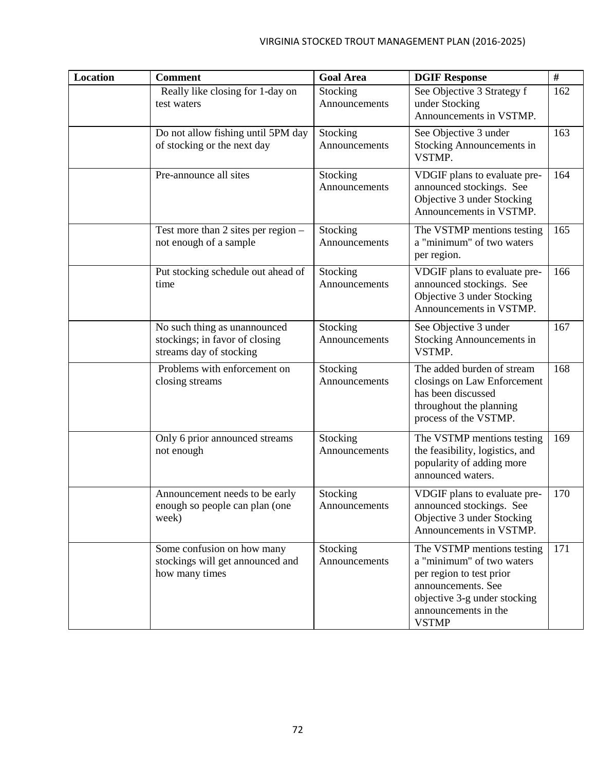| Location | Comment | Goal Area | DGIF Response | # |
|---|---|---|---|---|
| | Really like closing for 1-day on test waters | Stocking Announcements | See Objective 3 Strategy f under Stocking Announcements in VSTMP. | 162 |
| | Do not allow fishing until 5PM day of stocking or the next day | Stocking Announcements | See Objective 3 under Stocking Announcements in VSTMP. | 163 |
| | Pre-announce all sites | Stocking Announcements | VDGIF plans to evaluate pre-announced stockings. See Objective 3 under Stocking Announcements in VSTMP. | 164 |
| | Test more than 2 sites per region – not enough of a sample | Stocking Announcements | The VSTMP mentions testing a "minimum" of two waters per region. | 165 |
| | Put stocking schedule out ahead of time | Stocking Announcements | VDGIF plans to evaluate pre-announced stockings. See Objective 3 under Stocking Announcements in VSTMP. | 166 |
| | No such thing as unannounced stockings; in favor of closing streams day of stocking | Stocking Announcements | See Objective 3 under Stocking Announcements in VSTMP. | 167 |
| | Problems with enforcement on closing streams | Stocking Announcements | The added burden of stream closings on Law Enforcement has been discussed throughout the planning process of the VSTMP. | 168 |
| | Only 6 prior announced streams not enough | Stocking Announcements | The VSTMP mentions testing the feasibility, logistics, and popularity of adding more announced waters. | 169 |
| | Announcement needs to be early enough so people can plan (one week) | Stocking Announcements | VDGIF plans to evaluate pre-announced stockings. See Objective 3 under Stocking Announcements in VSTMP. | 170 |
| | Some confusion on how many stockings will get announced and how many times | Stocking Announcements | The VSTMP mentions testing a "minimum" of two waters per region to test prior announcements. See objective 3-g under stocking announcements in the VSTMP | 171 |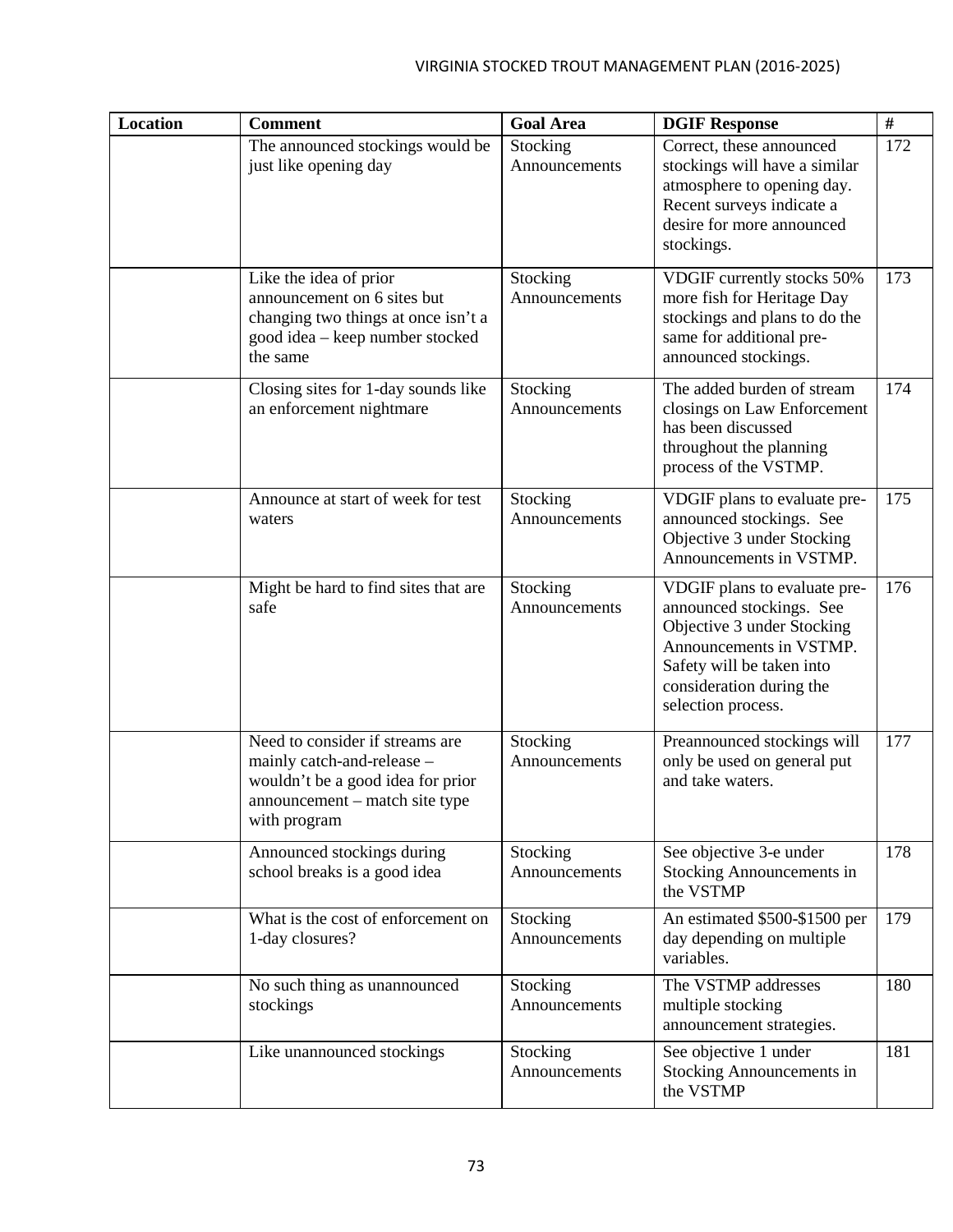| Location | Comment | Goal Area | DGIF Response | # |
|---|---|---|---|---|
| | The announced stockings would be just like opening day | Stocking Announcements | Correct, these announced stockings will have a similar atmosphere to opening day. Recent surveys indicate a desire for more announced stockings. | 172 |
| | Like the idea of prior announcement on 6 sites but changing two things at once isn't a good idea – keep number stocked the same | Stocking Announcements | VDGIF currently stocks 50% more fish for Heritage Day stockings and plans to do the same for additional pre-announced stockings. | 173 |
| | Closing sites for 1-day sounds like an enforcement nightmare | Stocking Announcements | The added burden of stream closings on Law Enforcement has been discussed throughout the planning process of the VSTMP. | 174 |
| | Announce at start of week for test waters | Stocking Announcements | VDGIF plans to evaluate pre-announced stockings. See Objective 3 under Stocking Announcements in VSTMP. | 175 |
| | Might be hard to find sites that are safe | Stocking Announcements | VDGIF plans to evaluate pre-announced stockings. See Objective 3 under Stocking Announcements in VSTMP. Safety will be taken into consideration during the selection process. | 176 |
| | Need to consider if streams are mainly catch-and-release – wouldn't be a good idea for prior announcement – match site type with program | Stocking Announcements | Preannounced stockings will only be used on general put and take waters. | 177 |
| | Announced stockings during school breaks is a good idea | Stocking Announcements | See objective 3-e under Stocking Announcements in the VSTMP | 178 |
| | What is the cost of enforcement on 1-day closures? | Stocking Announcements | An estimated $500-$1500 per day depending on multiple variables. | 179 |
| | No such thing as unannounced stockings | Stocking Announcements | The VSTMP addresses multiple stocking announcement strategies. | 180 |
| | Like unannounced stockings | Stocking Announcements | See objective 1 under Stocking Announcements in the VSTMP | 181 |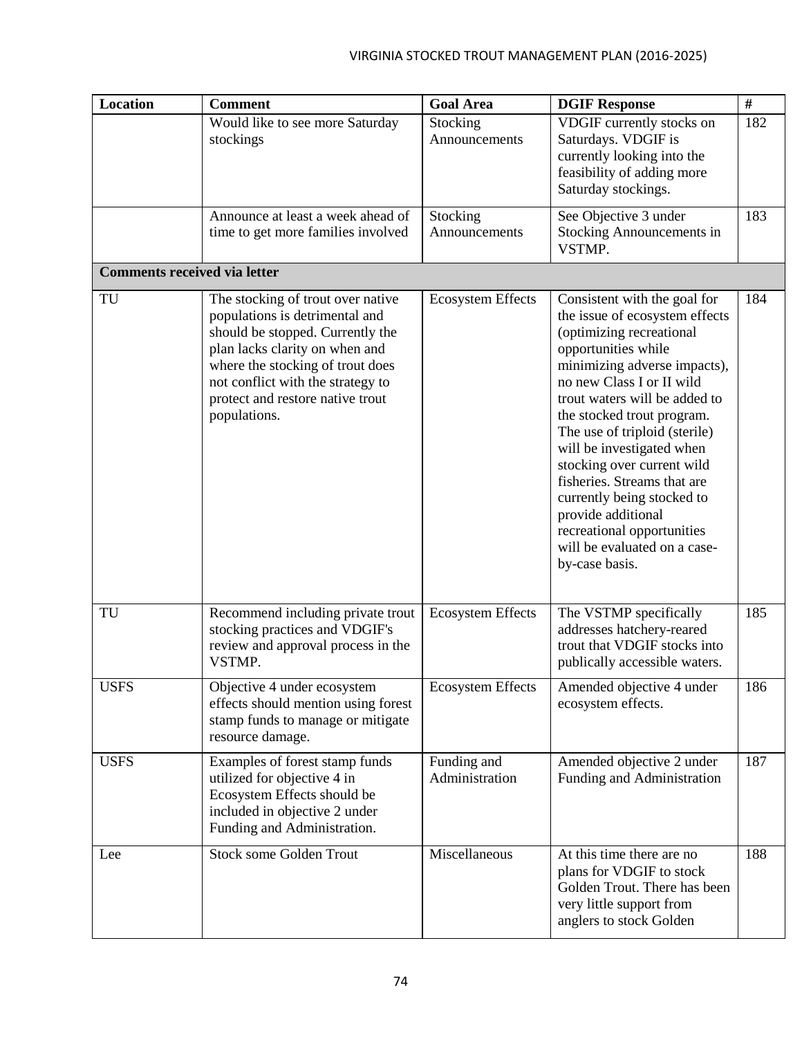| Location | Comment | Goal Area | DGIF Response | # |
|---|---|---|---|---|
| | Would like to see more Saturday stockings | Stocking Announcements | VDGIF currently stocks on Saturdays. VDGIF is currently looking into the feasibility of adding more Saturday stockings. | 182 |
| | Announce at least a week ahead of time to get more families involved | Stocking Announcements | See Objective 3 under Stocking Announcements in VSTMP. | 183 |
| **Comments received via letter** | | | | |
| TU | The stocking of trout over native populations is detrimental and should be stopped. Currently the plan lacks clarity on when and where the stocking of trout does not conflict with the strategy to protect and restore native trout populations. | Ecosystem Effects | Consistent with the goal for the issue of ecosystem effects (optimizing recreational opportunities while minimizing adverse impacts), no new Class I or II wild trout waters will be added to the stocked trout program. The use of triploid (sterile) will be investigated when stocking over current wild fisheries. Streams that are currently being stocked to provide additional recreational opportunities will be evaluated on a case-by-case basis. | 184 |
| TU | Recommend including private trout stocking practices and VDGIF's review and approval process in the VSTMP. | Ecosystem Effects | The VSTMP specifically addresses hatchery-reared trout that VDGIF stocks into publically accessible waters. | 185 |
| USFS | Objective 4 under ecosystem effects should mention using forest stamp funds to manage or mitigate resource damage. | Ecosystem Effects | Amended objective 4 under ecosystem effects. | 186 |
| USFS | Examples of forest stamp funds utilized for objective 4 in Ecosystem Effects should be included in objective 2 under Funding and Administration. | Funding and Administration | Amended objective 2 under Funding and Administration | 187 |
| Lee | Stock some Golden Trout | Miscellaneous | At this time there are no plans for VDGIF to stock Golden Trout. There has been very little support from anglers to stock Golden | 188 |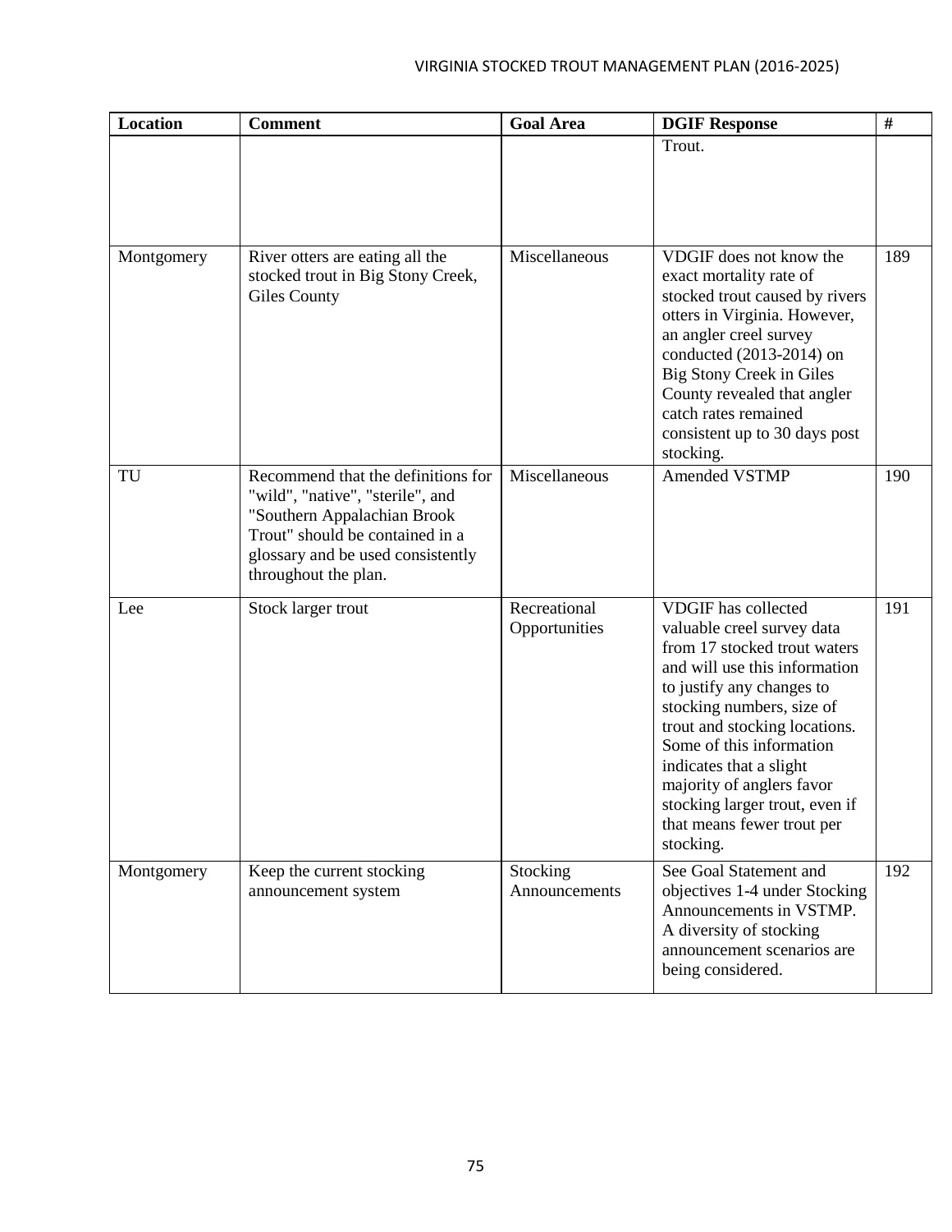| Location | Comment | Goal Area | DGIF Response | # |
|---|---|---|---|---|
| | | | Trout. | |
| Montgomery | River otters are eating all the stocked trout in Big Stony Creek, Giles County | Miscellaneous | VDGIF does not know the exact mortality rate of stocked trout caused by rivers otters in Virginia. However, an angler creel survey conducted (2013-2014) on Big Stony Creek in Giles County revealed that angler catch rates remained consistent up to 30 days post stocking. | 189 |
| TU | Recommend that the definitions for "wild", "native", "sterile", and "Southern Appalachian Brook Trout" should be contained in a glossary and be used consistently throughout the plan. | Miscellaneous | Amended VSTMP | 190 |
| Lee | Stock larger trout | Recreational Opportunities | VDGIF has collected valuable creel survey data from 17 stocked trout waters and will use this information to justify any changes to stocking numbers, size of trout and stocking locations. Some of this information indicates that a slight majority of anglers favor stocking larger trout, even if that means fewer trout per stocking. | 191 |
| Montgomery | Keep the current stocking announcement system | Stocking Announcements | See Goal Statement and objectives 1-4 under Stocking Announcements in VSTMP. A diversity of stocking announcement scenarios are being considered. | 192 |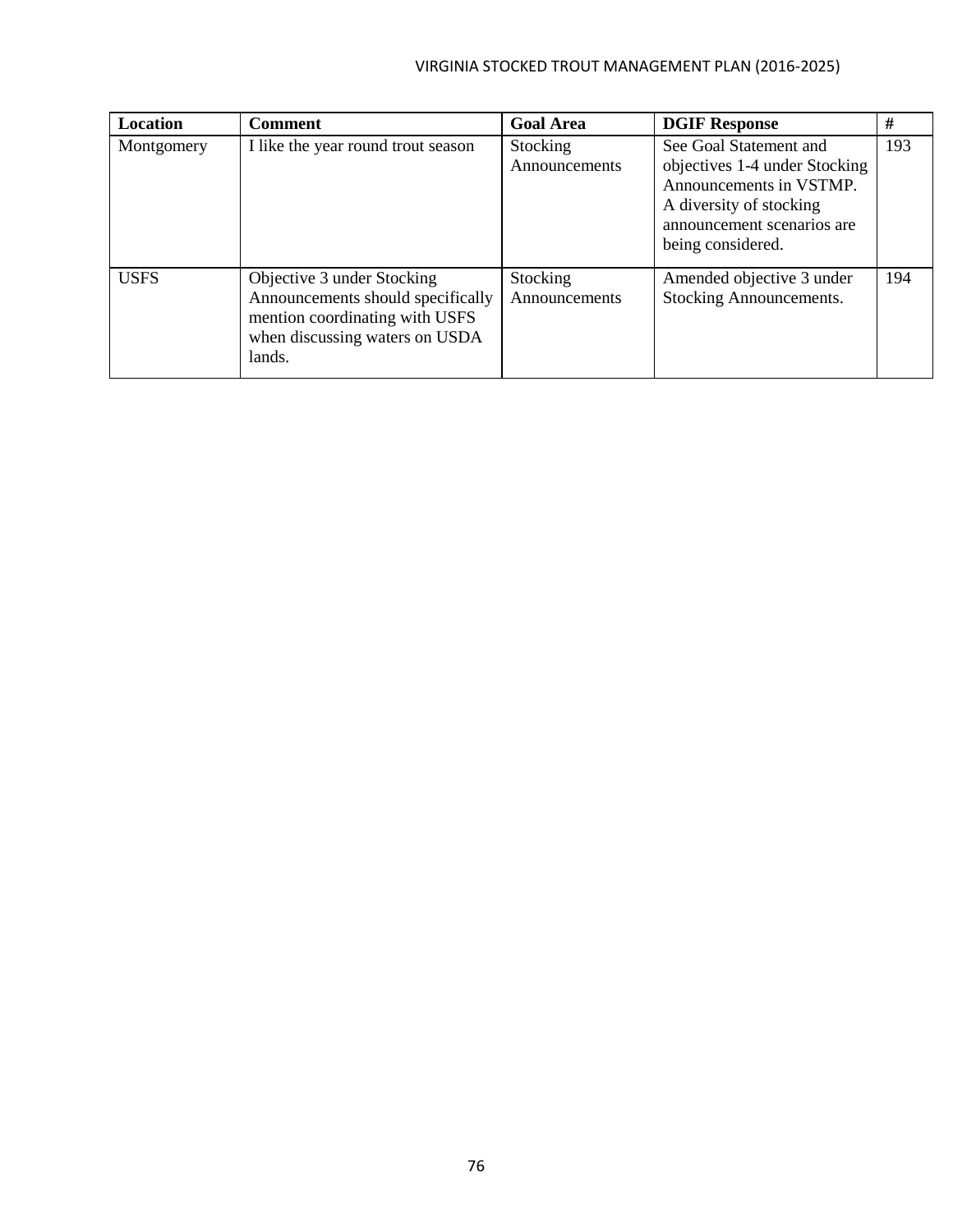| Location | Comment | Goal Area | DGIF Response | # |
|---|---|---|---|---|
| Montgomery | I like the year round trout season | Stocking Announcements | See Goal Statement and objectives 1-4 under Stocking Announcements in VSTMP. A diversity of stocking announcement scenarios are being considered. | 193 |
| USFS | Objective 3 under Stocking Announcements should specifically mention coordinating with USFS when discussing waters on USDA lands. | Stocking Announcements | Amended objective 3 under Stocking Announcements. | 194 |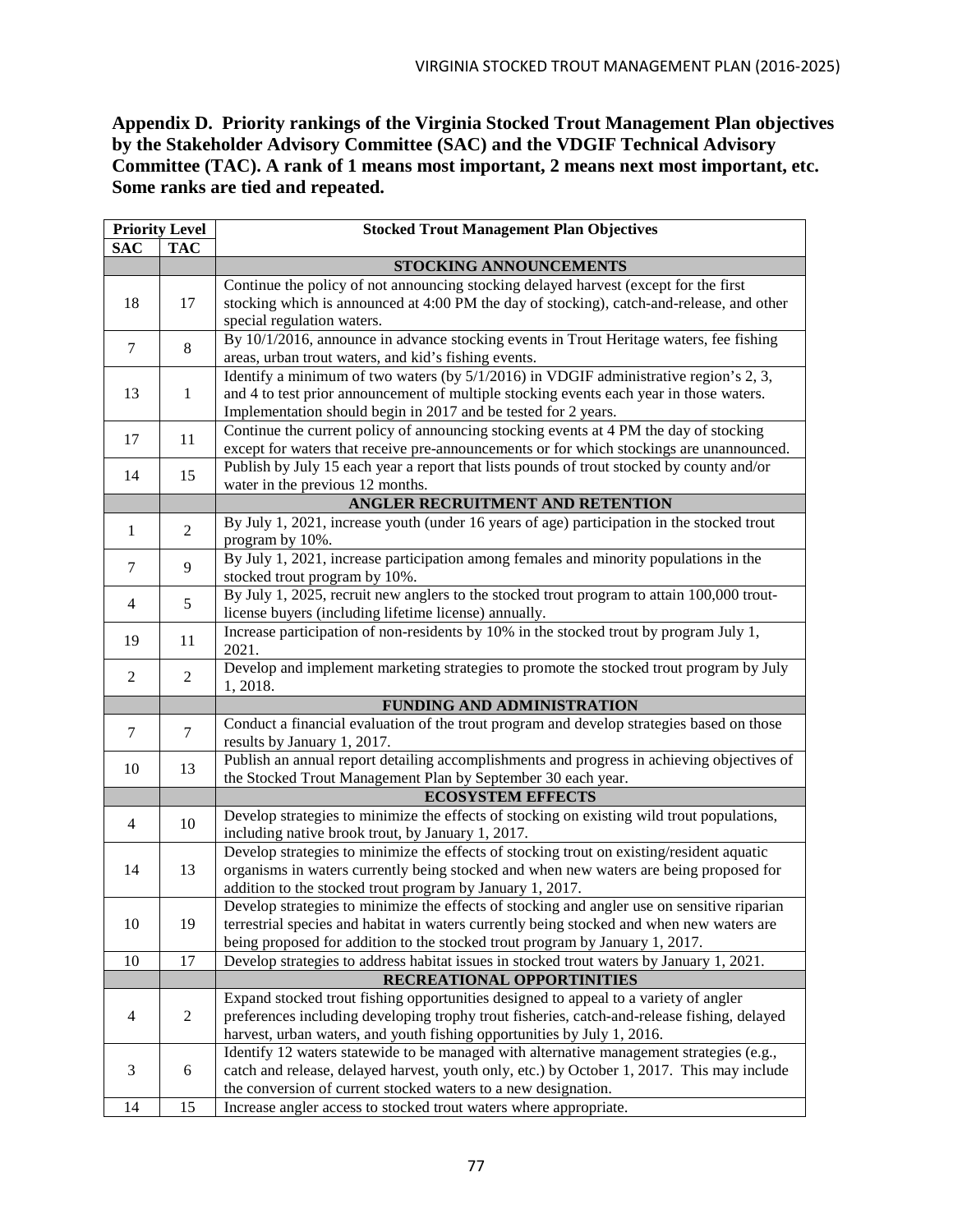**Appendix D. Priority rankings of the Virginia Stocked Trout Management Plan objectives by the Stakeholder Advisory Committee (SAC) and the VDGIF Technical Advisory Committee (TAC). A rank of 1 means most important, 2 means next most important, etc. Some ranks are tied and repeated.**

| Priority Level | | Stocked Trout Management Plan Objectives |
|---|---|---|
| SAC | TAC | |
| | | **STOCKING ANNOUNCEMENTS** |
| 18 | 17 | Continue the policy of not announcing stocking delayed harvest (except for the first stocking which is announced at 4:00 PM the day of stocking), catch-and-release, and other special regulation waters. |
| 7 | 8 | By 10/1/2016, announce in advance stocking events in Trout Heritage waters, fee fishing areas, urban trout waters, and kid's fishing events. |
| 13 | 1 | Identify a minimum of two waters (by 5/1/2016) in VDGIF administrative region's 2, 3, and 4 to test prior announcement of multiple stocking events each year in those waters. Implementation should begin in 2017 and be tested for 2 years. |
| 17 | 11 | Continue the current policy of announcing stocking events at 4 PM the day of stocking except for waters that receive pre-announcements or for which stockings are unannounced. |
| 14 | 15 | Publish by July 15 each year a report that lists pounds of trout stocked by county and/or water in the previous 12 months. |
| | | **ANGLER RECRUITMENT AND RETENTION** |
| 1 | 2 | By July 1, 2021, increase youth (under 16 years of age) participation in the stocked trout program by 10%. |
| 7 | 9 | By July 1, 2021, increase participation among females and minority populations in the stocked trout program by 10%. |
| 4 | 5 | By July 1, 2025, recruit new anglers to the stocked trout program to attain 100,000 trout-license buyers (including lifetime license) annually. |
| 19 | 11 | Increase participation of non-residents by 10% in the stocked trout by program July 1, 2021. |
| 2 | 2 | Develop and implement marketing strategies to promote the stocked trout program by July 1, 2018. |
| | | **FUNDING AND ADMINISTRATION** |
| 7 | 7 | Conduct a financial evaluation of the trout program and develop strategies based on those results by January 1, 2017. |
| 10 | 13 | Publish an annual report detailing accomplishments and progress in achieving objectives of the Stocked Trout Management Plan by September 30 each year. |
| | | **ECOSYSTEM EFFECTS** |
| 4 | 10 | Develop strategies to minimize the effects of stocking on existing wild trout populations, including native brook trout, by January 1, 2017. |
| 14 | 13 | Develop strategies to minimize the effects of stocking trout on existing/resident aquatic organisms in waters currently being stocked and when new waters are being proposed for addition to the stocked trout program by January 1, 2017. |
| 10 | 19 | Develop strategies to minimize the effects of stocking and angler use on sensitive riparian terrestrial species and habitat in waters currently being stocked and when new waters are being proposed for addition to the stocked trout program by January 1, 2017. |
| 10 | 17 | Develop strategies to address habitat issues in stocked trout waters by January 1, 2021. |
| | | **RECREATIONAL OPPORTINITIES** |
| 4 | 2 | Expand stocked trout fishing opportunities designed to appeal to a variety of angler preferences including developing trophy trout fisheries, catch-and-release fishing, delayed harvest, urban waters, and youth fishing opportunities by July 1, 2016. |
| 3 | 6 | Identify 12 waters statewide to be managed with alternative management strategies (e.g., catch and release, delayed harvest, youth only, etc.) by October 1, 2017. This may include the conversion of current stocked waters to a new designation. |
| 14 | 15 | Increase angler access to stocked trout waters where appropriate. |